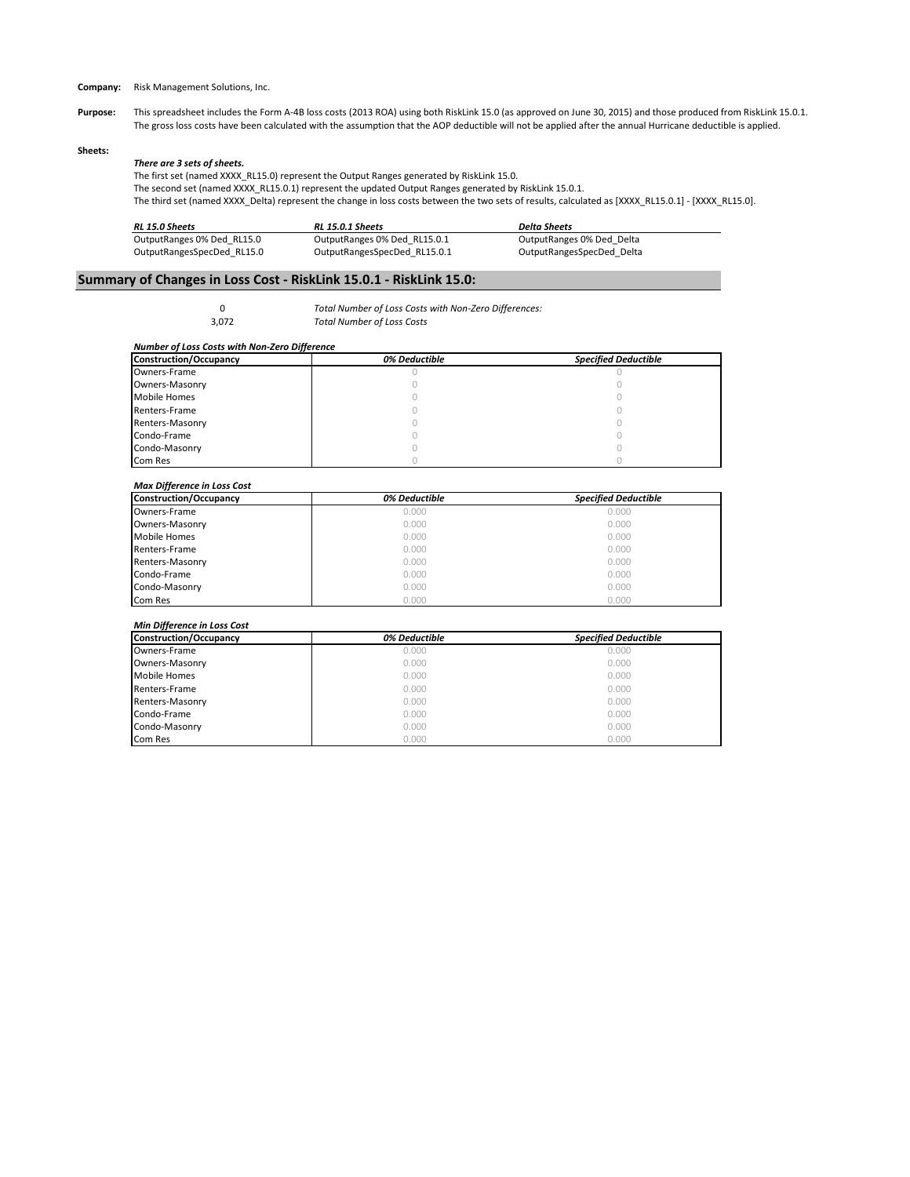**Company:** Risk Management Solutions, Inc.

**Purpose:** This spreadsheet includes the Form A-4B loss costs (2013 ROA) using both RiskLink 15.0 (as approved on June 30, 2015) and those produced from RiskLink 15.0.1. The gross loss costs have been calculated with the assumption that the AOP deductible will not be applied after the annual Hurricane deductible is applied.

**Sheets:**

***There are 3 sets of sheets.***

The first set (named XXXX_RL15.0) represent the Output Ranges generated by RiskLink 15.0.
The second set (named XXXX_RL15.0.1) represent the updated Output Ranges generated by RiskLink 15.0.1.
The third set (named XXXX_Delta) represent the change in loss costs between the two sets of results, calculated as [XXXX_RL15.0.1] - [XXXX_RL15.0].

| *RL 15.0 Sheets* | *RL 15.0.1 Sheets* | *Delta Sheets* |
|---|---|---|
| OutputRanges 0% Ded_RL15.0 | OutputRanges 0% Ded_RL15.0.1 | OutputRanges 0% Ded_Delta |
| OutputRangesSpecDed_RL15.0 | OutputRangesSpecDed_RL15.0.1 | OutputRangesSpecDed_Delta |

## Summary of Changes in Loss Cost - RiskLink 15.0.1 - RiskLink 15.0:

| | |
|---|---|
| 0 | *Total Number of Loss Costs with Non-Zero Differences:* |
| 3,072 | *Total Number of Loss Costs* |

***Number of Loss Costs with Non-Zero Difference***

| Construction/Occupancy | *0% Deductible* | *Specified Deductible* |
|---|---|---|
| Owners-Frame | 0 | 0 |
| Owners-Masonry | 0 | 0 |
| Mobile Homes | 0 | 0 |
| Renters-Frame | 0 | 0 |
| Renters-Masonry | 0 | 0 |
| Condo-Frame | 0 | 0 |
| Condo-Masonry | 0 | 0 |
| Com Res | 0 | 0 |

***Max Difference in Loss Cost***

| Construction/Occupancy | *0% Deductible* | *Specified Deductible* |
|---|---|---|
| Owners-Frame | 0.000 | 0.000 |
| Owners-Masonry | 0.000 | 0.000 |
| Mobile Homes | 0.000 | 0.000 |
| Renters-Frame | 0.000 | 0.000 |
| Renters-Masonry | 0.000 | 0.000 |
| Condo-Frame | 0.000 | 0.000 |
| Condo-Masonry | 0.000 | 0.000 |
| Com Res | 0.000 | 0.000 |

***Min Difference in Loss Cost***

| Construction/Occupancy | *0% Deductible* | *Specified Deductible* |
|---|---|---|
| Owners-Frame | 0.000 | 0.000 |
| Owners-Masonry | 0.000 | 0.000 |
| Mobile Homes | 0.000 | 0.000 |
| Renters-Frame | 0.000 | 0.000 |
| Renters-Masonry | 0.000 | 0.000 |
| Condo-Frame | 0.000 | 0.000 |
| Condo-Masonry | 0.000 | 0.000 |
| Com Res | 0.000 | 0.000 |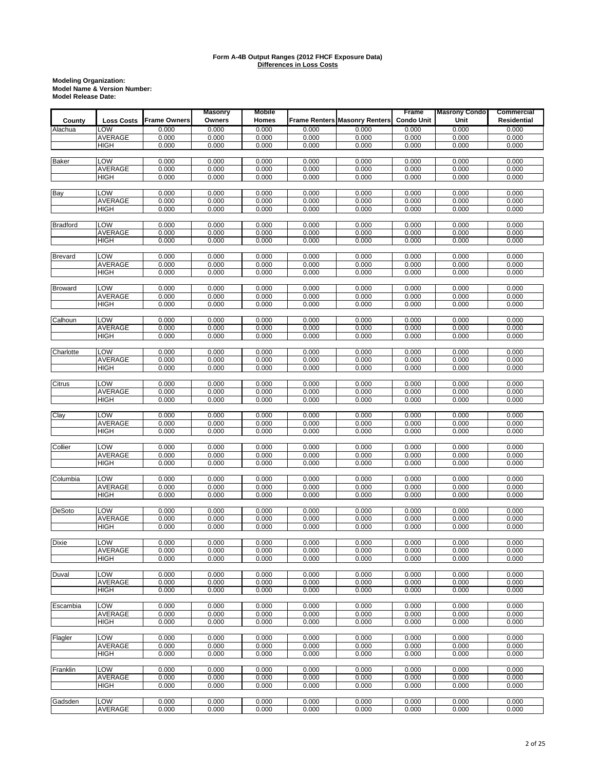**Form A-4B Output Ranges (2012 FHCF Exposure Data)**
**Differences in Loss Costs**

**Modeling Organization:**
**Model Name & Version Number:**
**Model Release Date:**

| County | Loss Costs | Frame Owners | Masonry Owners | Mobile Homes | Frame Renters | Masonry Renters | Frame Condo Unit | Masrony Condo Unit | Commercial Residential |
|---|---|---|---|---|---|---|---|---|---|
| Alachua | LOW | 0.000 | 0.000 | 0.000 | 0.000 | 0.000 | 0.000 | 0.000 | 0.000 |
| | AVERAGE | 0.000 | 0.000 | 0.000 | 0.000 | 0.000 | 0.000 | 0.000 | 0.000 |
| | HIGH | 0.000 | 0.000 | 0.000 | 0.000 | 0.000 | 0.000 | 0.000 | 0.000 |
| Baker | LOW | 0.000 | 0.000 | 0.000 | 0.000 | 0.000 | 0.000 | 0.000 | 0.000 |
| | AVERAGE | 0.000 | 0.000 | 0.000 | 0.000 | 0.000 | 0.000 | 0.000 | 0.000 |
| | HIGH | 0.000 | 0.000 | 0.000 | 0.000 | 0.000 | 0.000 | 0.000 | 0.000 |
| Bay | LOW | 0.000 | 0.000 | 0.000 | 0.000 | 0.000 | 0.000 | 0.000 | 0.000 |
| | AVERAGE | 0.000 | 0.000 | 0.000 | 0.000 | 0.000 | 0.000 | 0.000 | 0.000 |
| | HIGH | 0.000 | 0.000 | 0.000 | 0.000 | 0.000 | 0.000 | 0.000 | 0.000 |
| Bradford | LOW | 0.000 | 0.000 | 0.000 | 0.000 | 0.000 | 0.000 | 0.000 | 0.000 |
| | AVERAGE | 0.000 | 0.000 | 0.000 | 0.000 | 0.000 | 0.000 | 0.000 | 0.000 |
| | HIGH | 0.000 | 0.000 | 0.000 | 0.000 | 0.000 | 0.000 | 0.000 | 0.000 |
| Brevard | LOW | 0.000 | 0.000 | 0.000 | 0.000 | 0.000 | 0.000 | 0.000 | 0.000 |
| | AVERAGE | 0.000 | 0.000 | 0.000 | 0.000 | 0.000 | 0.000 | 0.000 | 0.000 |
| | HIGH | 0.000 | 0.000 | 0.000 | 0.000 | 0.000 | 0.000 | 0.000 | 0.000 |
| Broward | LOW | 0.000 | 0.000 | 0.000 | 0.000 | 0.000 | 0.000 | 0.000 | 0.000 |
| | AVERAGE | 0.000 | 0.000 | 0.000 | 0.000 | 0.000 | 0.000 | 0.000 | 0.000 |
| | HIGH | 0.000 | 0.000 | 0.000 | 0.000 | 0.000 | 0.000 | 0.000 | 0.000 |
| Calhoun | LOW | 0.000 | 0.000 | 0.000 | 0.000 | 0.000 | 0.000 | 0.000 | 0.000 |
| | AVERAGE | 0.000 | 0.000 | 0.000 | 0.000 | 0.000 | 0.000 | 0.000 | 0.000 |
| | HIGH | 0.000 | 0.000 | 0.000 | 0.000 | 0.000 | 0.000 | 0.000 | 0.000 |
| Charlotte | LOW | 0.000 | 0.000 | 0.000 | 0.000 | 0.000 | 0.000 | 0.000 | 0.000 |
| | AVERAGE | 0.000 | 0.000 | 0.000 | 0.000 | 0.000 | 0.000 | 0.000 | 0.000 |
| | HIGH | 0.000 | 0.000 | 0.000 | 0.000 | 0.000 | 0.000 | 0.000 | 0.000 |
| Citrus | LOW | 0.000 | 0.000 | 0.000 | 0.000 | 0.000 | 0.000 | 0.000 | 0.000 |
| | AVERAGE | 0.000 | 0.000 | 0.000 | 0.000 | 0.000 | 0.000 | 0.000 | 0.000 |
| | HIGH | 0.000 | 0.000 | 0.000 | 0.000 | 0.000 | 0.000 | 0.000 | 0.000 |
| Clay | LOW | 0.000 | 0.000 | 0.000 | 0.000 | 0.000 | 0.000 | 0.000 | 0.000 |
| | AVERAGE | 0.000 | 0.000 | 0.000 | 0.000 | 0.000 | 0.000 | 0.000 | 0.000 |
| | HIGH | 0.000 | 0.000 | 0.000 | 0.000 | 0.000 | 0.000 | 0.000 | 0.000 |
| Collier | LOW | 0.000 | 0.000 | 0.000 | 0.000 | 0.000 | 0.000 | 0.000 | 0.000 |
| | AVERAGE | 0.000 | 0.000 | 0.000 | 0.000 | 0.000 | 0.000 | 0.000 | 0.000 |
| | HIGH | 0.000 | 0.000 | 0.000 | 0.000 | 0.000 | 0.000 | 0.000 | 0.000 |
| Columbia | LOW | 0.000 | 0.000 | 0.000 | 0.000 | 0.000 | 0.000 | 0.000 | 0.000 |
| | AVERAGE | 0.000 | 0.000 | 0.000 | 0.000 | 0.000 | 0.000 | 0.000 | 0.000 |
| | HIGH | 0.000 | 0.000 | 0.000 | 0.000 | 0.000 | 0.000 | 0.000 | 0.000 |
| DeSoto | LOW | 0.000 | 0.000 | 0.000 | 0.000 | 0.000 | 0.000 | 0.000 | 0.000 |
| | AVERAGE | 0.000 | 0.000 | 0.000 | 0.000 | 0.000 | 0.000 | 0.000 | 0.000 |
| | HIGH | 0.000 | 0.000 | 0.000 | 0.000 | 0.000 | 0.000 | 0.000 | 0.000 |
| Dixie | LOW | 0.000 | 0.000 | 0.000 | 0.000 | 0.000 | 0.000 | 0.000 | 0.000 |
| | AVERAGE | 0.000 | 0.000 | 0.000 | 0.000 | 0.000 | 0.000 | 0.000 | 0.000 |
| | HIGH | 0.000 | 0.000 | 0.000 | 0.000 | 0.000 | 0.000 | 0.000 | 0.000 |
| Duval | LOW | 0.000 | 0.000 | 0.000 | 0.000 | 0.000 | 0.000 | 0.000 | 0.000 |
| | AVERAGE | 0.000 | 0.000 | 0.000 | 0.000 | 0.000 | 0.000 | 0.000 | 0.000 |
| | HIGH | 0.000 | 0.000 | 0.000 | 0.000 | 0.000 | 0.000 | 0.000 | 0.000 |
| Escambia | LOW | 0.000 | 0.000 | 0.000 | 0.000 | 0.000 | 0.000 | 0.000 | 0.000 |
| | AVERAGE | 0.000 | 0.000 | 0.000 | 0.000 | 0.000 | 0.000 | 0.000 | 0.000 |
| | HIGH | 0.000 | 0.000 | 0.000 | 0.000 | 0.000 | 0.000 | 0.000 | 0.000 |
| Flagler | LOW | 0.000 | 0.000 | 0.000 | 0.000 | 0.000 | 0.000 | 0.000 | 0.000 |
| | AVERAGE | 0.000 | 0.000 | 0.000 | 0.000 | 0.000 | 0.000 | 0.000 | 0.000 |
| | HIGH | 0.000 | 0.000 | 0.000 | 0.000 | 0.000 | 0.000 | 0.000 | 0.000 |
| Franklin | LOW | 0.000 | 0.000 | 0.000 | 0.000 | 0.000 | 0.000 | 0.000 | 0.000 |
| | AVERAGE | 0.000 | 0.000 | 0.000 | 0.000 | 0.000 | 0.000 | 0.000 | 0.000 |
| | HIGH | 0.000 | 0.000 | 0.000 | 0.000 | 0.000 | 0.000 | 0.000 | 0.000 |
| Gadsden | LOW | 0.000 | 0.000 | 0.000 | 0.000 | 0.000 | 0.000 | 0.000 | 0.000 |
| | AVERAGE | 0.000 | 0.000 | 0.000 | 0.000 | 0.000 | 0.000 | 0.000 | 0.000 |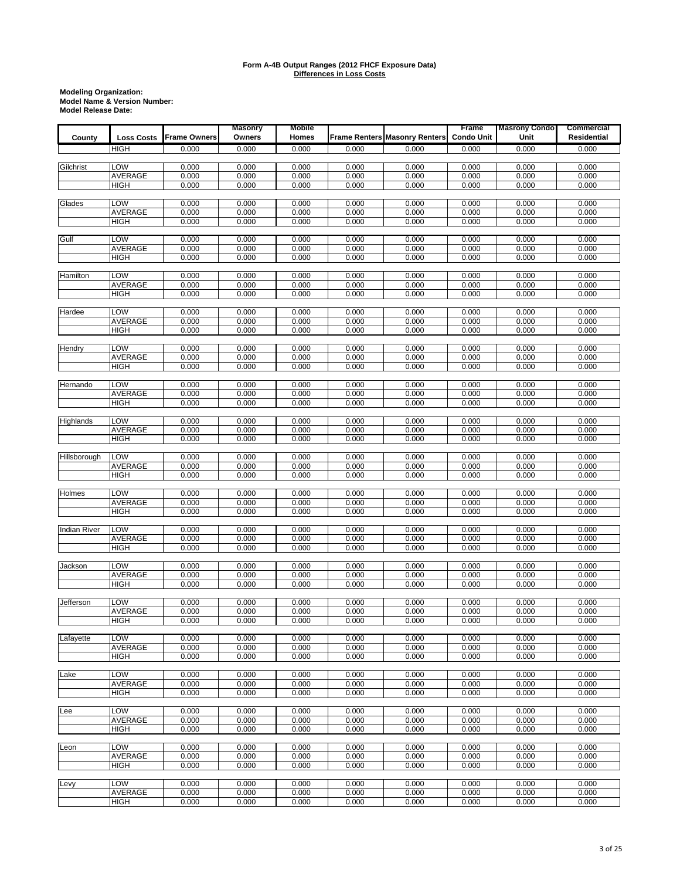**Form A-4B Output Ranges (2012 FHCF Exposure Data)**
**Differences in Loss Costs**

**Modeling Organization:**
**Model Name & Version Number:**
**Model Release Date:**

| County | Loss Costs | Frame Owners | Masonry Owners | Mobile Homes | Frame Renters | Masonry Renters | Frame Condo Unit | Masrony Condo Unit | Commercial Residential |
|---|---|---|---|---|---|---|---|---|---|
| | HIGH | 0.000 | 0.000 | 0.000 | 0.000 | 0.000 | 0.000 | 0.000 | 0.000 |
| Gilchrist | LOW | 0.000 | 0.000 | 0.000 | 0.000 | 0.000 | 0.000 | 0.000 | 0.000 |
| | AVERAGE | 0.000 | 0.000 | 0.000 | 0.000 | 0.000 | 0.000 | 0.000 | 0.000 |
| | HIGH | 0.000 | 0.000 | 0.000 | 0.000 | 0.000 | 0.000 | 0.000 | 0.000 |
| Glades | LOW | 0.000 | 0.000 | 0.000 | 0.000 | 0.000 | 0.000 | 0.000 | 0.000 |
| | AVERAGE | 0.000 | 0.000 | 0.000 | 0.000 | 0.000 | 0.000 | 0.000 | 0.000 |
| | HIGH | 0.000 | 0.000 | 0.000 | 0.000 | 0.000 | 0.000 | 0.000 | 0.000 |
| Gulf | LOW | 0.000 | 0.000 | 0.000 | 0.000 | 0.000 | 0.000 | 0.000 | 0.000 |
| | AVERAGE | 0.000 | 0.000 | 0.000 | 0.000 | 0.000 | 0.000 | 0.000 | 0.000 |
| | HIGH | 0.000 | 0.000 | 0.000 | 0.000 | 0.000 | 0.000 | 0.000 | 0.000 |
| Hamilton | LOW | 0.000 | 0.000 | 0.000 | 0.000 | 0.000 | 0.000 | 0.000 | 0.000 |
| | AVERAGE | 0.000 | 0.000 | 0.000 | 0.000 | 0.000 | 0.000 | 0.000 | 0.000 |
| | HIGH | 0.000 | 0.000 | 0.000 | 0.000 | 0.000 | 0.000 | 0.000 | 0.000 |
| Hardee | LOW | 0.000 | 0.000 | 0.000 | 0.000 | 0.000 | 0.000 | 0.000 | 0.000 |
| | AVERAGE | 0.000 | 0.000 | 0.000 | 0.000 | 0.000 | 0.000 | 0.000 | 0.000 |
| | HIGH | 0.000 | 0.000 | 0.000 | 0.000 | 0.000 | 0.000 | 0.000 | 0.000 |
| Hendry | LOW | 0.000 | 0.000 | 0.000 | 0.000 | 0.000 | 0.000 | 0.000 | 0.000 |
| | AVERAGE | 0.000 | 0.000 | 0.000 | 0.000 | 0.000 | 0.000 | 0.000 | 0.000 |
| | HIGH | 0.000 | 0.000 | 0.000 | 0.000 | 0.000 | 0.000 | 0.000 | 0.000 |
| Hernando | LOW | 0.000 | 0.000 | 0.000 | 0.000 | 0.000 | 0.000 | 0.000 | 0.000 |
| | AVERAGE | 0.000 | 0.000 | 0.000 | 0.000 | 0.000 | 0.000 | 0.000 | 0.000 |
| | HIGH | 0.000 | 0.000 | 0.000 | 0.000 | 0.000 | 0.000 | 0.000 | 0.000 |
| Highlands | LOW | 0.000 | 0.000 | 0.000 | 0.000 | 0.000 | 0.000 | 0.000 | 0.000 |
| | AVERAGE | 0.000 | 0.000 | 0.000 | 0.000 | 0.000 | 0.000 | 0.000 | 0.000 |
| | HIGH | 0.000 | 0.000 | 0.000 | 0.000 | 0.000 | 0.000 | 0.000 | 0.000 |
| Hillsborough | LOW | 0.000 | 0.000 | 0.000 | 0.000 | 0.000 | 0.000 | 0.000 | 0.000 |
| | AVERAGE | 0.000 | 0.000 | 0.000 | 0.000 | 0.000 | 0.000 | 0.000 | 0.000 |
| | HIGH | 0.000 | 0.000 | 0.000 | 0.000 | 0.000 | 0.000 | 0.000 | 0.000 |
| Holmes | LOW | 0.000 | 0.000 | 0.000 | 0.000 | 0.000 | 0.000 | 0.000 | 0.000 |
| | AVERAGE | 0.000 | 0.000 | 0.000 | 0.000 | 0.000 | 0.000 | 0.000 | 0.000 |
| | HIGH | 0.000 | 0.000 | 0.000 | 0.000 | 0.000 | 0.000 | 0.000 | 0.000 |
| Indian River | LOW | 0.000 | 0.000 | 0.000 | 0.000 | 0.000 | 0.000 | 0.000 | 0.000 |
| | AVERAGE | 0.000 | 0.000 | 0.000 | 0.000 | 0.000 | 0.000 | 0.000 | 0.000 |
| | HIGH | 0.000 | 0.000 | 0.000 | 0.000 | 0.000 | 0.000 | 0.000 | 0.000 |
| Jackson | LOW | 0.000 | 0.000 | 0.000 | 0.000 | 0.000 | 0.000 | 0.000 | 0.000 |
| | AVERAGE | 0.000 | 0.000 | 0.000 | 0.000 | 0.000 | 0.000 | 0.000 | 0.000 |
| | HIGH | 0.000 | 0.000 | 0.000 | 0.000 | 0.000 | 0.000 | 0.000 | 0.000 |
| Jefferson | LOW | 0.000 | 0.000 | 0.000 | 0.000 | 0.000 | 0.000 | 0.000 | 0.000 |
| | AVERAGE | 0.000 | 0.000 | 0.000 | 0.000 | 0.000 | 0.000 | 0.000 | 0.000 |
| | HIGH | 0.000 | 0.000 | 0.000 | 0.000 | 0.000 | 0.000 | 0.000 | 0.000 |
| Lafayette | LOW | 0.000 | 0.000 | 0.000 | 0.000 | 0.000 | 0.000 | 0.000 | 0.000 |
| | AVERAGE | 0.000 | 0.000 | 0.000 | 0.000 | 0.000 | 0.000 | 0.000 | 0.000 |
| | HIGH | 0.000 | 0.000 | 0.000 | 0.000 | 0.000 | 0.000 | 0.000 | 0.000 |
| Lake | LOW | 0.000 | 0.000 | 0.000 | 0.000 | 0.000 | 0.000 | 0.000 | 0.000 |
| | AVERAGE | 0.000 | 0.000 | 0.000 | 0.000 | 0.000 | 0.000 | 0.000 | 0.000 |
| | HIGH | 0.000 | 0.000 | 0.000 | 0.000 | 0.000 | 0.000 | 0.000 | 0.000 |
| Lee | LOW | 0.000 | 0.000 | 0.000 | 0.000 | 0.000 | 0.000 | 0.000 | 0.000 |
| | AVERAGE | 0.000 | 0.000 | 0.000 | 0.000 | 0.000 | 0.000 | 0.000 | 0.000 |
| | HIGH | 0.000 | 0.000 | 0.000 | 0.000 | 0.000 | 0.000 | 0.000 | 0.000 |
| Leon | LOW | 0.000 | 0.000 | 0.000 | 0.000 | 0.000 | 0.000 | 0.000 | 0.000 |
| | AVERAGE | 0.000 | 0.000 | 0.000 | 0.000 | 0.000 | 0.000 | 0.000 | 0.000 |
| | HIGH | 0.000 | 0.000 | 0.000 | 0.000 | 0.000 | 0.000 | 0.000 | 0.000 |
| Levy | LOW | 0.000 | 0.000 | 0.000 | 0.000 | 0.000 | 0.000 | 0.000 | 0.000 |
| | AVERAGE | 0.000 | 0.000 | 0.000 | 0.000 | 0.000 | 0.000 | 0.000 | 0.000 |
| | HIGH | 0.000 | 0.000 | 0.000 | 0.000 | 0.000 | 0.000 | 0.000 | 0.000 |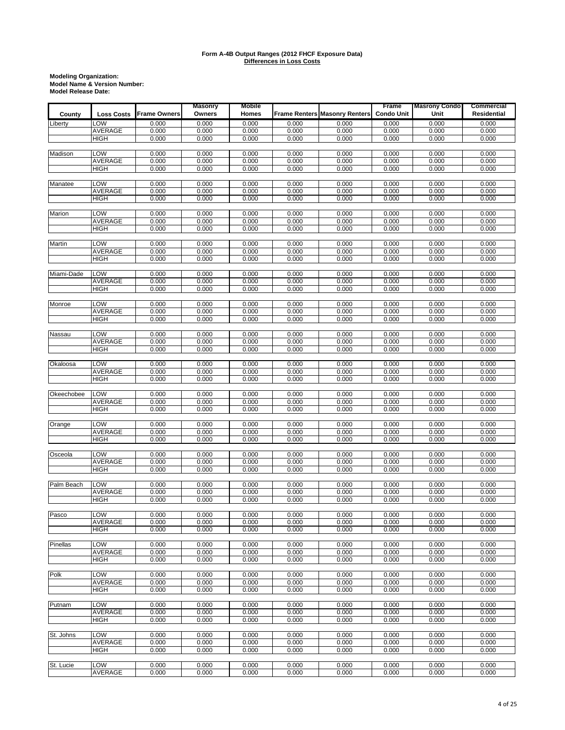**Form A-4B Output Ranges (2012 FHCF Exposure Data)**
**Differences in Loss Costs**

**Modeling Organization:**
**Model Name & Version Number:**
**Model Release Date:**

| County | Loss Costs | Frame Owners | Masonry Owners | Mobile Homes | Frame Renters | Masonry Renters | Frame Condo Unit | Masrony Condo Unit | Commercial Residential |
|---|---|---|---|---|---|---|---|---|---|
| Liberty | LOW | 0.000 | 0.000 | 0.000 | 0.000 | 0.000 | 0.000 | 0.000 | 0.000 |
| | AVERAGE | 0.000 | 0.000 | 0.000 | 0.000 | 0.000 | 0.000 | 0.000 | 0.000 |
| | HIGH | 0.000 | 0.000 | 0.000 | 0.000 | 0.000 | 0.000 | 0.000 | 0.000 |
| Madison | LOW | 0.000 | 0.000 | 0.000 | 0.000 | 0.000 | 0.000 | 0.000 | 0.000 |
| | AVERAGE | 0.000 | 0.000 | 0.000 | 0.000 | 0.000 | 0.000 | 0.000 | 0.000 |
| | HIGH | 0.000 | 0.000 | 0.000 | 0.000 | 0.000 | 0.000 | 0.000 | 0.000 |
| Manatee | LOW | 0.000 | 0.000 | 0.000 | 0.000 | 0.000 | 0.000 | 0.000 | 0.000 |
| | AVERAGE | 0.000 | 0.000 | 0.000 | 0.000 | 0.000 | 0.000 | 0.000 | 0.000 |
| | HIGH | 0.000 | 0.000 | 0.000 | 0.000 | 0.000 | 0.000 | 0.000 | 0.000 |
| Marion | LOW | 0.000 | 0.000 | 0.000 | 0.000 | 0.000 | 0.000 | 0.000 | 0.000 |
| | AVERAGE | 0.000 | 0.000 | 0.000 | 0.000 | 0.000 | 0.000 | 0.000 | 0.000 |
| | HIGH | 0.000 | 0.000 | 0.000 | 0.000 | 0.000 | 0.000 | 0.000 | 0.000 |
| Martin | LOW | 0.000 | 0.000 | 0.000 | 0.000 | 0.000 | 0.000 | 0.000 | 0.000 |
| | AVERAGE | 0.000 | 0.000 | 0.000 | 0.000 | 0.000 | 0.000 | 0.000 | 0.000 |
| | HIGH | 0.000 | 0.000 | 0.000 | 0.000 | 0.000 | 0.000 | 0.000 | 0.000 |
| Miami-Dade | LOW | 0.000 | 0.000 | 0.000 | 0.000 | 0.000 | 0.000 | 0.000 | 0.000 |
| | AVERAGE | 0.000 | 0.000 | 0.000 | 0.000 | 0.000 | 0.000 | 0.000 | 0.000 |
| | HIGH | 0.000 | 0.000 | 0.000 | 0.000 | 0.000 | 0.000 | 0.000 | 0.000 |
| Monroe | LOW | 0.000 | 0.000 | 0.000 | 0.000 | 0.000 | 0.000 | 0.000 | 0.000 |
| | AVERAGE | 0.000 | 0.000 | 0.000 | 0.000 | 0.000 | 0.000 | 0.000 | 0.000 |
| | HIGH | 0.000 | 0.000 | 0.000 | 0.000 | 0.000 | 0.000 | 0.000 | 0.000 |
| Nassau | LOW | 0.000 | 0.000 | 0.000 | 0.000 | 0.000 | 0.000 | 0.000 | 0.000 |
| | AVERAGE | 0.000 | 0.000 | 0.000 | 0.000 | 0.000 | 0.000 | 0.000 | 0.000 |
| | HIGH | 0.000 | 0.000 | 0.000 | 0.000 | 0.000 | 0.000 | 0.000 | 0.000 |
| Okaloosa | LOW | 0.000 | 0.000 | 0.000 | 0.000 | 0.000 | 0.000 | 0.000 | 0.000 |
| | AVERAGE | 0.000 | 0.000 | 0.000 | 0.000 | 0.000 | 0.000 | 0.000 | 0.000 |
| | HIGH | 0.000 | 0.000 | 0.000 | 0.000 | 0.000 | 0.000 | 0.000 | 0.000 |
| Okeechobee | LOW | 0.000 | 0.000 | 0.000 | 0.000 | 0.000 | 0.000 | 0.000 | 0.000 |
| | AVERAGE | 0.000 | 0.000 | 0.000 | 0.000 | 0.000 | 0.000 | 0.000 | 0.000 |
| | HIGH | 0.000 | 0.000 | 0.000 | 0.000 | 0.000 | 0.000 | 0.000 | 0.000 |
| Orange | LOW | 0.000 | 0.000 | 0.000 | 0.000 | 0.000 | 0.000 | 0.000 | 0.000 |
| | AVERAGE | 0.000 | 0.000 | 0.000 | 0.000 | 0.000 | 0.000 | 0.000 | 0.000 |
| | HIGH | 0.000 | 0.000 | 0.000 | 0.000 | 0.000 | 0.000 | 0.000 | 0.000 |
| Osceola | LOW | 0.000 | 0.000 | 0.000 | 0.000 | 0.000 | 0.000 | 0.000 | 0.000 |
| | AVERAGE | 0.000 | 0.000 | 0.000 | 0.000 | 0.000 | 0.000 | 0.000 | 0.000 |
| | HIGH | 0.000 | 0.000 | 0.000 | 0.000 | 0.000 | 0.000 | 0.000 | 0.000 |
| Palm Beach | LOW | 0.000 | 0.000 | 0.000 | 0.000 | 0.000 | 0.000 | 0.000 | 0.000 |
| | AVERAGE | 0.000 | 0.000 | 0.000 | 0.000 | 0.000 | 0.000 | 0.000 | 0.000 |
| | HIGH | 0.000 | 0.000 | 0.000 | 0.000 | 0.000 | 0.000 | 0.000 | 0.000 |
| Pasco | LOW | 0.000 | 0.000 | 0.000 | 0.000 | 0.000 | 0.000 | 0.000 | 0.000 |
| | AVERAGE | 0.000 | 0.000 | 0.000 | 0.000 | 0.000 | 0.000 | 0.000 | 0.000 |
| | HIGH | 0.000 | 0.000 | 0.000 | 0.000 | 0.000 | 0.000 | 0.000 | 0.000 |
| Pinellas | LOW | 0.000 | 0.000 | 0.000 | 0.000 | 0.000 | 0.000 | 0.000 | 0.000 |
| | AVERAGE | 0.000 | 0.000 | 0.000 | 0.000 | 0.000 | 0.000 | 0.000 | 0.000 |
| | HIGH | 0.000 | 0.000 | 0.000 | 0.000 | 0.000 | 0.000 | 0.000 | 0.000 |
| Polk | LOW | 0.000 | 0.000 | 0.000 | 0.000 | 0.000 | 0.000 | 0.000 | 0.000 |
| | AVERAGE | 0.000 | 0.000 | 0.000 | 0.000 | 0.000 | 0.000 | 0.000 | 0.000 |
| | HIGH | 0.000 | 0.000 | 0.000 | 0.000 | 0.000 | 0.000 | 0.000 | 0.000 |
| Putnam | LOW | 0.000 | 0.000 | 0.000 | 0.000 | 0.000 | 0.000 | 0.000 | 0.000 |
| | AVERAGE | 0.000 | 0.000 | 0.000 | 0.000 | 0.000 | 0.000 | 0.000 | 0.000 |
| | HIGH | 0.000 | 0.000 | 0.000 | 0.000 | 0.000 | 0.000 | 0.000 | 0.000 |
| St. Johns | LOW | 0.000 | 0.000 | 0.000 | 0.000 | 0.000 | 0.000 | 0.000 | 0.000 |
| | AVERAGE | 0.000 | 0.000 | 0.000 | 0.000 | 0.000 | 0.000 | 0.000 | 0.000 |
| | HIGH | 0.000 | 0.000 | 0.000 | 0.000 | 0.000 | 0.000 | 0.000 | 0.000 |
| St. Lucie | LOW | 0.000 | 0.000 | 0.000 | 0.000 | 0.000 | 0.000 | 0.000 | 0.000 |
| | AVERAGE | 0.000 | 0.000 | 0.000 | 0.000 | 0.000 | 0.000 | 0.000 | 0.000 |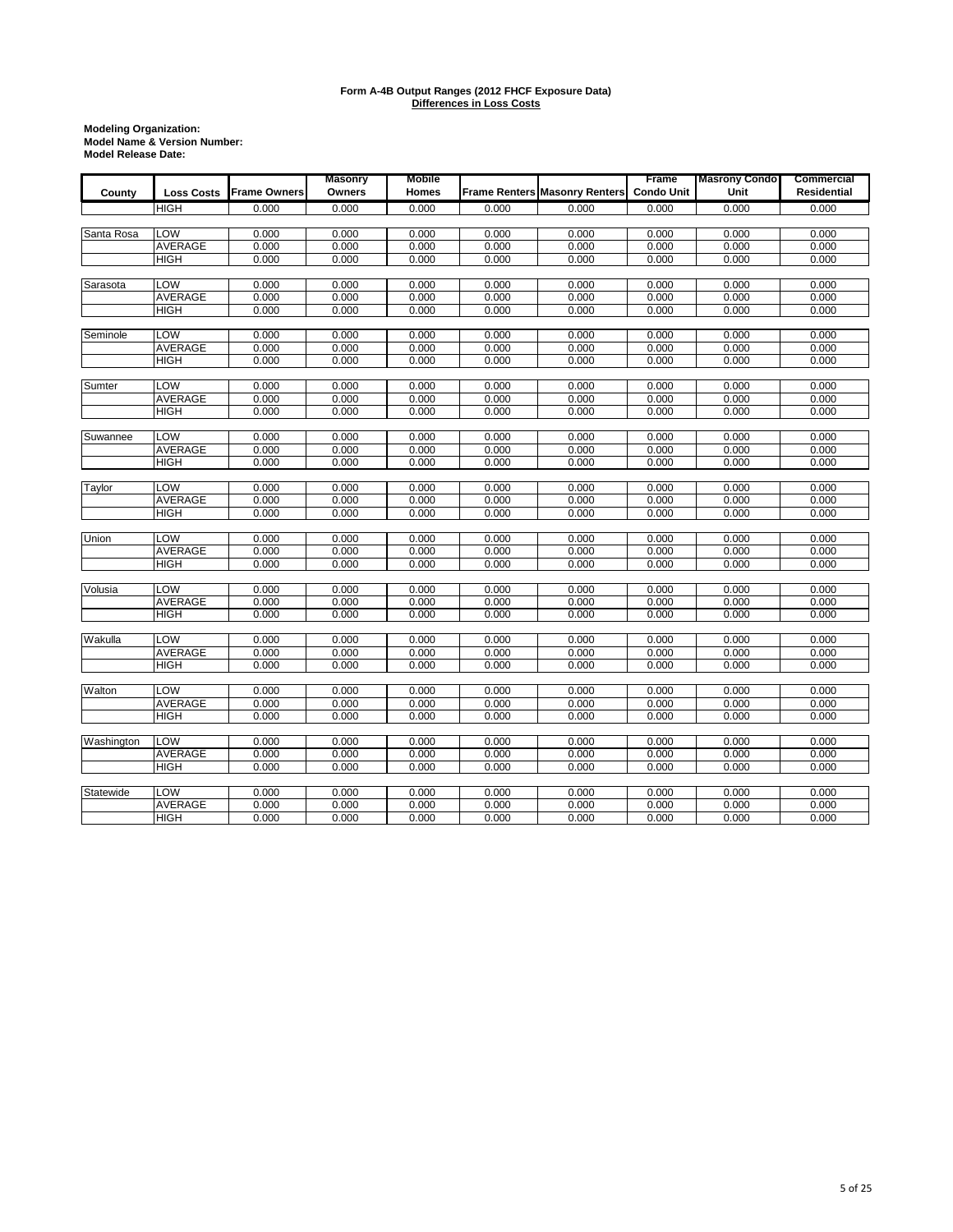**Form A-4B Output Ranges (2012 FHCF Exposure Data)**
**Differences in Loss Costs**

**Modeling Organization:**
**Model Name & Version Number:**
**Model Release Date:**

| County | Loss Costs | Frame Owners | Masonry Owners | Mobile Homes | Frame Renters | Masonry Renters | Frame Condo Unit | Masrony Condo Unit | Commercial Residential |
|---|---|---|---|---|---|---|---|---|---|
| | HIGH | 0.000 | 0.000 | 0.000 | 0.000 | 0.000 | 0.000 | 0.000 | 0.000 |
| Santa Rosa | LOW | 0.000 | 0.000 | 0.000 | 0.000 | 0.000 | 0.000 | 0.000 | 0.000 |
| | AVERAGE | 0.000 | 0.000 | 0.000 | 0.000 | 0.000 | 0.000 | 0.000 | 0.000 |
| | HIGH | 0.000 | 0.000 | 0.000 | 0.000 | 0.000 | 0.000 | 0.000 | 0.000 |
| Sarasota | LOW | 0.000 | 0.000 | 0.000 | 0.000 | 0.000 | 0.000 | 0.000 | 0.000 |
| | AVERAGE | 0.000 | 0.000 | 0.000 | 0.000 | 0.000 | 0.000 | 0.000 | 0.000 |
| | HIGH | 0.000 | 0.000 | 0.000 | 0.000 | 0.000 | 0.000 | 0.000 | 0.000 |
| Seminole | LOW | 0.000 | 0.000 | 0.000 | 0.000 | 0.000 | 0.000 | 0.000 | 0.000 |
| | AVERAGE | 0.000 | 0.000 | 0.000 | 0.000 | 0.000 | 0.000 | 0.000 | 0.000 |
| | HIGH | 0.000 | 0.000 | 0.000 | 0.000 | 0.000 | 0.000 | 0.000 | 0.000 |
| Sumter | LOW | 0.000 | 0.000 | 0.000 | 0.000 | 0.000 | 0.000 | 0.000 | 0.000 |
| | AVERAGE | 0.000 | 0.000 | 0.000 | 0.000 | 0.000 | 0.000 | 0.000 | 0.000 |
| | HIGH | 0.000 | 0.000 | 0.000 | 0.000 | 0.000 | 0.000 | 0.000 | 0.000 |
| Suwannee | LOW | 0.000 | 0.000 | 0.000 | 0.000 | 0.000 | 0.000 | 0.000 | 0.000 |
| | AVERAGE | 0.000 | 0.000 | 0.000 | 0.000 | 0.000 | 0.000 | 0.000 | 0.000 |
| | HIGH | 0.000 | 0.000 | 0.000 | 0.000 | 0.000 | 0.000 | 0.000 | 0.000 |
| Taylor | LOW | 0.000 | 0.000 | 0.000 | 0.000 | 0.000 | 0.000 | 0.000 | 0.000 |
| | AVERAGE | 0.000 | 0.000 | 0.000 | 0.000 | 0.000 | 0.000 | 0.000 | 0.000 |
| | HIGH | 0.000 | 0.000 | 0.000 | 0.000 | 0.000 | 0.000 | 0.000 | 0.000 |
| Union | LOW | 0.000 | 0.000 | 0.000 | 0.000 | 0.000 | 0.000 | 0.000 | 0.000 |
| | AVERAGE | 0.000 | 0.000 | 0.000 | 0.000 | 0.000 | 0.000 | 0.000 | 0.000 |
| | HIGH | 0.000 | 0.000 | 0.000 | 0.000 | 0.000 | 0.000 | 0.000 | 0.000 |
| Volusia | LOW | 0.000 | 0.000 | 0.000 | 0.000 | 0.000 | 0.000 | 0.000 | 0.000 |
| | AVERAGE | 0.000 | 0.000 | 0.000 | 0.000 | 0.000 | 0.000 | 0.000 | 0.000 |
| | HIGH | 0.000 | 0.000 | 0.000 | 0.000 | 0.000 | 0.000 | 0.000 | 0.000 |
| Wakulla | LOW | 0.000 | 0.000 | 0.000 | 0.000 | 0.000 | 0.000 | 0.000 | 0.000 |
| | AVERAGE | 0.000 | 0.000 | 0.000 | 0.000 | 0.000 | 0.000 | 0.000 | 0.000 |
| | HIGH | 0.000 | 0.000 | 0.000 | 0.000 | 0.000 | 0.000 | 0.000 | 0.000 |
| Walton | LOW | 0.000 | 0.000 | 0.000 | 0.000 | 0.000 | 0.000 | 0.000 | 0.000 |
| | AVERAGE | 0.000 | 0.000 | 0.000 | 0.000 | 0.000 | 0.000 | 0.000 | 0.000 |
| | HIGH | 0.000 | 0.000 | 0.000 | 0.000 | 0.000 | 0.000 | 0.000 | 0.000 |
| Washington | LOW | 0.000 | 0.000 | 0.000 | 0.000 | 0.000 | 0.000 | 0.000 | 0.000 |
| | AVERAGE | 0.000 | 0.000 | 0.000 | 0.000 | 0.000 | 0.000 | 0.000 | 0.000 |
| | HIGH | 0.000 | 0.000 | 0.000 | 0.000 | 0.000 | 0.000 | 0.000 | 0.000 |
| Statewide | LOW | 0.000 | 0.000 | 0.000 | 0.000 | 0.000 | 0.000 | 0.000 | 0.000 |
| | AVERAGE | 0.000 | 0.000 | 0.000 | 0.000 | 0.000 | 0.000 | 0.000 | 0.000 |
| | HIGH | 0.000 | 0.000 | 0.000 | 0.000 | 0.000 | 0.000 | 0.000 | 0.000 |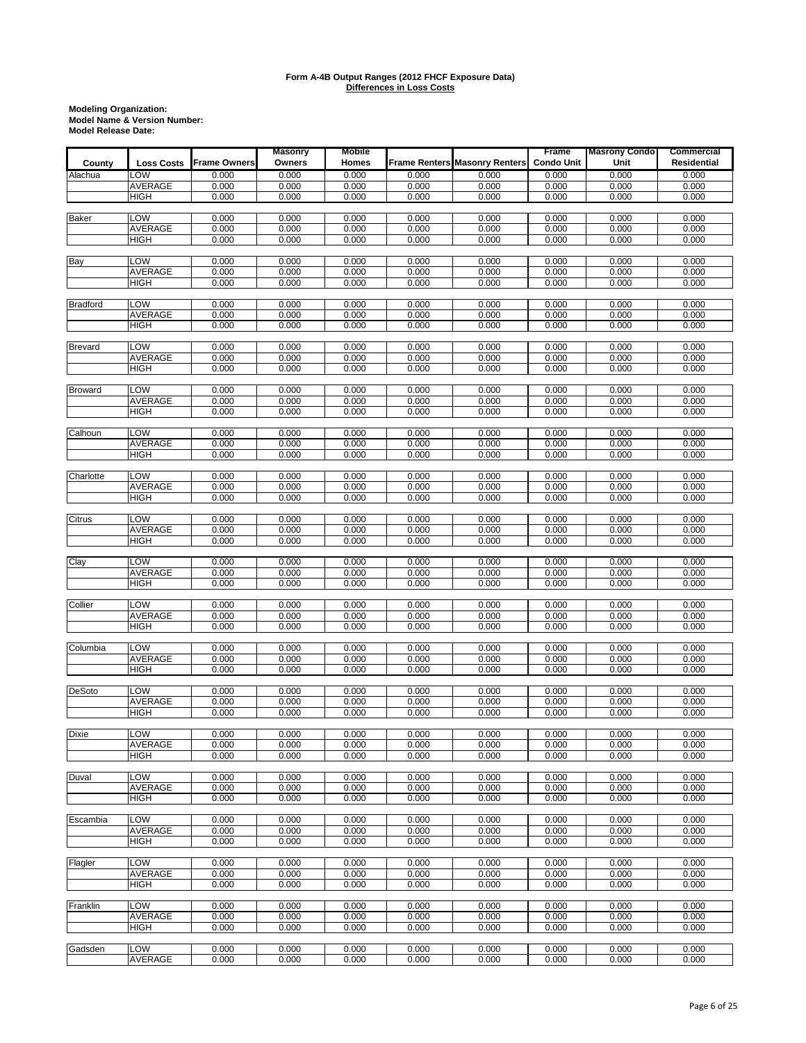**Form A-4B Output Ranges (2012 FHCF Exposure Data)**
**Differences in Loss Costs**

**Modeling Organization:**
**Model Name & Version Number:**
**Model Release Date:**

| County | Loss Costs | Frame Owners | Masonry Owners | Mobile Homes | Frame Renters | Masonry Renters | Frame Condo Unit | Masrony Condo Unit | Commercial Residential |
|---|---|---|---|---|---|---|---|---|---|
| Alachua | LOW | 0.000 | 0.000 | 0.000 | 0.000 | 0.000 | 0.000 | 0.000 | 0.000 |
| | AVERAGE | 0.000 | 0.000 | 0.000 | 0.000 | 0.000 | 0.000 | 0.000 | 0.000 |
| | HIGH | 0.000 | 0.000 | 0.000 | 0.000 | 0.000 | 0.000 | 0.000 | 0.000 |
| Baker | LOW | 0.000 | 0.000 | 0.000 | 0.000 | 0.000 | 0.000 | 0.000 | 0.000 |
| | AVERAGE | 0.000 | 0.000 | 0.000 | 0.000 | 0.000 | 0.000 | 0.000 | 0.000 |
| | HIGH | 0.000 | 0.000 | 0.000 | 0.000 | 0.000 | 0.000 | 0.000 | 0.000 |
| Bay | LOW | 0.000 | 0.000 | 0.000 | 0.000 | 0.000 | 0.000 | 0.000 | 0.000 |
| | AVERAGE | 0.000 | 0.000 | 0.000 | 0.000 | 0.000 | 0.000 | 0.000 | 0.000 |
| | HIGH | 0.000 | 0.000 | 0.000 | 0.000 | 0.000 | 0.000 | 0.000 | 0.000 |
| Bradford | LOW | 0.000 | 0.000 | 0.000 | 0.000 | 0.000 | 0.000 | 0.000 | 0.000 |
| | AVERAGE | 0.000 | 0.000 | 0.000 | 0.000 | 0.000 | 0.000 | 0.000 | 0.000 |
| | HIGH | 0.000 | 0.000 | 0.000 | 0.000 | 0.000 | 0.000 | 0.000 | 0.000 |
| Brevard | LOW | 0.000 | 0.000 | 0.000 | 0.000 | 0.000 | 0.000 | 0.000 | 0.000 |
| | AVERAGE | 0.000 | 0.000 | 0.000 | 0.000 | 0.000 | 0.000 | 0.000 | 0.000 |
| | HIGH | 0.000 | 0.000 | 0.000 | 0.000 | 0.000 | 0.000 | 0.000 | 0.000 |
| Broward | LOW | 0.000 | 0.000 | 0.000 | 0.000 | 0.000 | 0.000 | 0.000 | 0.000 |
| | AVERAGE | 0.000 | 0.000 | 0.000 | 0.000 | 0.000 | 0.000 | 0.000 | 0.000 |
| | HIGH | 0.000 | 0.000 | 0.000 | 0.000 | 0.000 | 0.000 | 0.000 | 0.000 |
| Calhoun | LOW | 0.000 | 0.000 | 0.000 | 0.000 | 0.000 | 0.000 | 0.000 | 0.000 |
| | AVERAGE | 0.000 | 0.000 | 0.000 | 0.000 | 0.000 | 0.000 | 0.000 | 0.000 |
| | HIGH | 0.000 | 0.000 | 0.000 | 0.000 | 0.000 | 0.000 | 0.000 | 0.000 |
| Charlotte | LOW | 0.000 | 0.000 | 0.000 | 0.000 | 0.000 | 0.000 | 0.000 | 0.000 |
| | AVERAGE | 0.000 | 0.000 | 0.000 | 0.000 | 0.000 | 0.000 | 0.000 | 0.000 |
| | HIGH | 0.000 | 0.000 | 0.000 | 0.000 | 0.000 | 0.000 | 0.000 | 0.000 |
| Citrus | LOW | 0.000 | 0.000 | 0.000 | 0.000 | 0.000 | 0.000 | 0.000 | 0.000 |
| | AVERAGE | 0.000 | 0.000 | 0.000 | 0.000 | 0.000 | 0.000 | 0.000 | 0.000 |
| | HIGH | 0.000 | 0.000 | 0.000 | 0.000 | 0.000 | 0.000 | 0.000 | 0.000 |
| Clay | LOW | 0.000 | 0.000 | 0.000 | 0.000 | 0.000 | 0.000 | 0.000 | 0.000 |
| | AVERAGE | 0.000 | 0.000 | 0.000 | 0.000 | 0.000 | 0.000 | 0.000 | 0.000 |
| | HIGH | 0.000 | 0.000 | 0.000 | 0.000 | 0.000 | 0.000 | 0.000 | 0.000 |
| Collier | LOW | 0.000 | 0.000 | 0.000 | 0.000 | 0.000 | 0.000 | 0.000 | 0.000 |
| | AVERAGE | 0.000 | 0.000 | 0.000 | 0.000 | 0.000 | 0.000 | 0.000 | 0.000 |
| | HIGH | 0.000 | 0.000 | 0.000 | 0.000 | 0.000 | 0.000 | 0.000 | 0.000 |
| Columbia | LOW | 0.000 | 0.000 | 0.000 | 0.000 | 0.000 | 0.000 | 0.000 | 0.000 |
| | AVERAGE | 0.000 | 0.000 | 0.000 | 0.000 | 0.000 | 0.000 | 0.000 | 0.000 |
| | HIGH | 0.000 | 0.000 | 0.000 | 0.000 | 0.000 | 0.000 | 0.000 | 0.000 |
| DeSoto | LOW | 0.000 | 0.000 | 0.000 | 0.000 | 0.000 | 0.000 | 0.000 | 0.000 |
| | AVERAGE | 0.000 | 0.000 | 0.000 | 0.000 | 0.000 | 0.000 | 0.000 | 0.000 |
| | HIGH | 0.000 | 0.000 | 0.000 | 0.000 | 0.000 | 0.000 | 0.000 | 0.000 |
| Dixie | LOW | 0.000 | 0.000 | 0.000 | 0.000 | 0.000 | 0.000 | 0.000 | 0.000 |
| | AVERAGE | 0.000 | 0.000 | 0.000 | 0.000 | 0.000 | 0.000 | 0.000 | 0.000 |
| | HIGH | 0.000 | 0.000 | 0.000 | 0.000 | 0.000 | 0.000 | 0.000 | 0.000 |
| Duval | LOW | 0.000 | 0.000 | 0.000 | 0.000 | 0.000 | 0.000 | 0.000 | 0.000 |
| | AVERAGE | 0.000 | 0.000 | 0.000 | 0.000 | 0.000 | 0.000 | 0.000 | 0.000 |
| | HIGH | 0.000 | 0.000 | 0.000 | 0.000 | 0.000 | 0.000 | 0.000 | 0.000 |
| Escambia | LOW | 0.000 | 0.000 | 0.000 | 0.000 | 0.000 | 0.000 | 0.000 | 0.000 |
| | AVERAGE | 0.000 | 0.000 | 0.000 | 0.000 | 0.000 | 0.000 | 0.000 | 0.000 |
| | HIGH | 0.000 | 0.000 | 0.000 | 0.000 | 0.000 | 0.000 | 0.000 | 0.000 |
| Flagler | LOW | 0.000 | 0.000 | 0.000 | 0.000 | 0.000 | 0.000 | 0.000 | 0.000 |
| | AVERAGE | 0.000 | 0.000 | 0.000 | 0.000 | 0.000 | 0.000 | 0.000 | 0.000 |
| | HIGH | 0.000 | 0.000 | 0.000 | 0.000 | 0.000 | 0.000 | 0.000 | 0.000 |
| Franklin | LOW | 0.000 | 0.000 | 0.000 | 0.000 | 0.000 | 0.000 | 0.000 | 0.000 |
| | AVERAGE | 0.000 | 0.000 | 0.000 | 0.000 | 0.000 | 0.000 | 0.000 | 0.000 |
| | HIGH | 0.000 | 0.000 | 0.000 | 0.000 | 0.000 | 0.000 | 0.000 | 0.000 |
| Gadsden | LOW | 0.000 | 0.000 | 0.000 | 0.000 | 0.000 | 0.000 | 0.000 | 0.000 |
| | AVERAGE | 0.000 | 0.000 | 0.000 | 0.000 | 0.000 | 0.000 | 0.000 | 0.000 |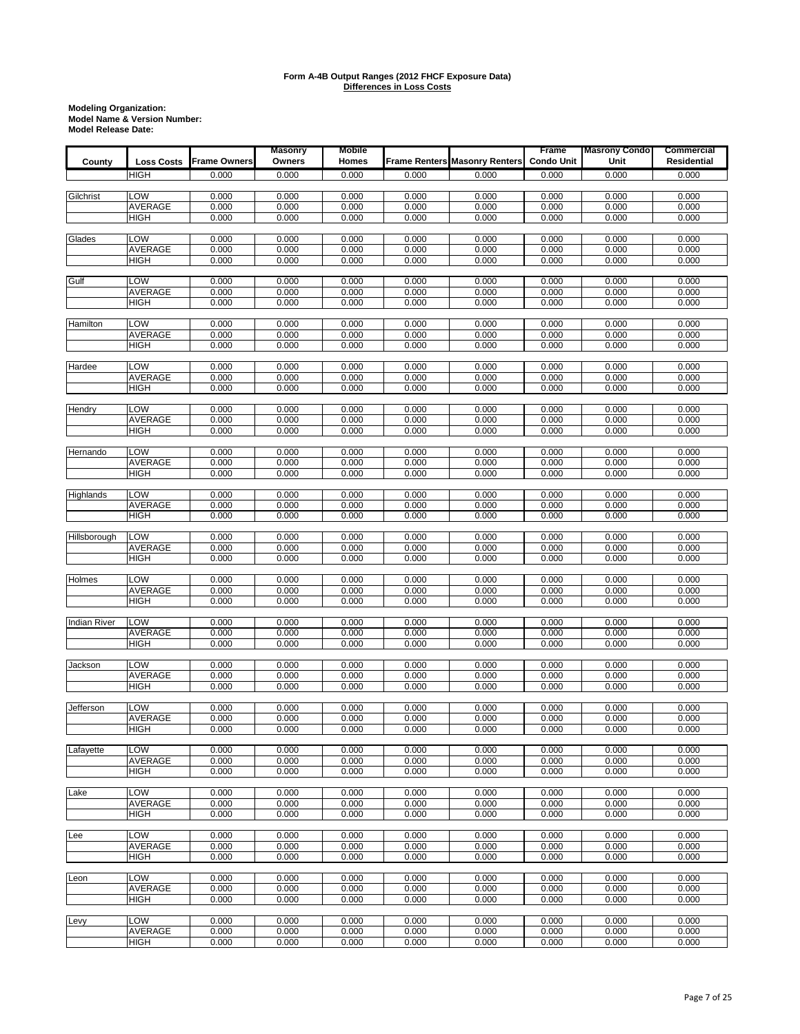**Form A-4B Output Ranges (2012 FHCF Exposure Data)**
**Differences in Loss Costs**

**Modeling Organization:**
**Model Name & Version Number:**
**Model Release Date:**

| County | Loss Costs | Frame Owners | Masonry Owners | Mobile Homes | Frame Renters | Masonry Renters | Frame Condo Unit | Masrony Condo Unit | Commercial Residential |
|---|---|---|---|---|---|---|---|---|---|
| | HIGH | 0.000 | 0.000 | 0.000 | 0.000 | 0.000 | 0.000 | 0.000 | 0.000 |
| Gilchrist | LOW | 0.000 | 0.000 | 0.000 | 0.000 | 0.000 | 0.000 | 0.000 | 0.000 |
| | AVERAGE | 0.000 | 0.000 | 0.000 | 0.000 | 0.000 | 0.000 | 0.000 | 0.000 |
| | HIGH | 0.000 | 0.000 | 0.000 | 0.000 | 0.000 | 0.000 | 0.000 | 0.000 |
| Glades | LOW | 0.000 | 0.000 | 0.000 | 0.000 | 0.000 | 0.000 | 0.000 | 0.000 |
| | AVERAGE | 0.000 | 0.000 | 0.000 | 0.000 | 0.000 | 0.000 | 0.000 | 0.000 |
| | HIGH | 0.000 | 0.000 | 0.000 | 0.000 | 0.000 | 0.000 | 0.000 | 0.000 |
| Gulf | LOW | 0.000 | 0.000 | 0.000 | 0.000 | 0.000 | 0.000 | 0.000 | 0.000 |
| | AVERAGE | 0.000 | 0.000 | 0.000 | 0.000 | 0.000 | 0.000 | 0.000 | 0.000 |
| | HIGH | 0.000 | 0.000 | 0.000 | 0.000 | 0.000 | 0.000 | 0.000 | 0.000 |
| Hamilton | LOW | 0.000 | 0.000 | 0.000 | 0.000 | 0.000 | 0.000 | 0.000 | 0.000 |
| | AVERAGE | 0.000 | 0.000 | 0.000 | 0.000 | 0.000 | 0.000 | 0.000 | 0.000 |
| | HIGH | 0.000 | 0.000 | 0.000 | 0.000 | 0.000 | 0.000 | 0.000 | 0.000 |
| Hardee | LOW | 0.000 | 0.000 | 0.000 | 0.000 | 0.000 | 0.000 | 0.000 | 0.000 |
| | AVERAGE | 0.000 | 0.000 | 0.000 | 0.000 | 0.000 | 0.000 | 0.000 | 0.000 |
| | HIGH | 0.000 | 0.000 | 0.000 | 0.000 | 0.000 | 0.000 | 0.000 | 0.000 |
| Hendry | LOW | 0.000 | 0.000 | 0.000 | 0.000 | 0.000 | 0.000 | 0.000 | 0.000 |
| | AVERAGE | 0.000 | 0.000 | 0.000 | 0.000 | 0.000 | 0.000 | 0.000 | 0.000 |
| | HIGH | 0.000 | 0.000 | 0.000 | 0.000 | 0.000 | 0.000 | 0.000 | 0.000 |
| Hernando | LOW | 0.000 | 0.000 | 0.000 | 0.000 | 0.000 | 0.000 | 0.000 | 0.000 |
| | AVERAGE | 0.000 | 0.000 | 0.000 | 0.000 | 0.000 | 0.000 | 0.000 | 0.000 |
| | HIGH | 0.000 | 0.000 | 0.000 | 0.000 | 0.000 | 0.000 | 0.000 | 0.000 |
| Highlands | LOW | 0.000 | 0.000 | 0.000 | 0.000 | 0.000 | 0.000 | 0.000 | 0.000 |
| | AVERAGE | 0.000 | 0.000 | 0.000 | 0.000 | 0.000 | 0.000 | 0.000 | 0.000 |
| | HIGH | 0.000 | 0.000 | 0.000 | 0.000 | 0.000 | 0.000 | 0.000 | 0.000 |
| Hillsborough | LOW | 0.000 | 0.000 | 0.000 | 0.000 | 0.000 | 0.000 | 0.000 | 0.000 |
| | AVERAGE | 0.000 | 0.000 | 0.000 | 0.000 | 0.000 | 0.000 | 0.000 | 0.000 |
| | HIGH | 0.000 | 0.000 | 0.000 | 0.000 | 0.000 | 0.000 | 0.000 | 0.000 |
| Holmes | LOW | 0.000 | 0.000 | 0.000 | 0.000 | 0.000 | 0.000 | 0.000 | 0.000 |
| | AVERAGE | 0.000 | 0.000 | 0.000 | 0.000 | 0.000 | 0.000 | 0.000 | 0.000 |
| | HIGH | 0.000 | 0.000 | 0.000 | 0.000 | 0.000 | 0.000 | 0.000 | 0.000 |
| Indian River | LOW | 0.000 | 0.000 | 0.000 | 0.000 | 0.000 | 0.000 | 0.000 | 0.000 |
| | AVERAGE | 0.000 | 0.000 | 0.000 | 0.000 | 0.000 | 0.000 | 0.000 | 0.000 |
| | HIGH | 0.000 | 0.000 | 0.000 | 0.000 | 0.000 | 0.000 | 0.000 | 0.000 |
| Jackson | LOW | 0.000 | 0.000 | 0.000 | 0.000 | 0.000 | 0.000 | 0.000 | 0.000 |
| | AVERAGE | 0.000 | 0.000 | 0.000 | 0.000 | 0.000 | 0.000 | 0.000 | 0.000 |
| | HIGH | 0.000 | 0.000 | 0.000 | 0.000 | 0.000 | 0.000 | 0.000 | 0.000 |
| Jefferson | LOW | 0.000 | 0.000 | 0.000 | 0.000 | 0.000 | 0.000 | 0.000 | 0.000 |
| | AVERAGE | 0.000 | 0.000 | 0.000 | 0.000 | 0.000 | 0.000 | 0.000 | 0.000 |
| | HIGH | 0.000 | 0.000 | 0.000 | 0.000 | 0.000 | 0.000 | 0.000 | 0.000 |
| Lafayette | LOW | 0.000 | 0.000 | 0.000 | 0.000 | 0.000 | 0.000 | 0.000 | 0.000 |
| | AVERAGE | 0.000 | 0.000 | 0.000 | 0.000 | 0.000 | 0.000 | 0.000 | 0.000 |
| | HIGH | 0.000 | 0.000 | 0.000 | 0.000 | 0.000 | 0.000 | 0.000 | 0.000 |
| Lake | LOW | 0.000 | 0.000 | 0.000 | 0.000 | 0.000 | 0.000 | 0.000 | 0.000 |
| | AVERAGE | 0.000 | 0.000 | 0.000 | 0.000 | 0.000 | 0.000 | 0.000 | 0.000 |
| | HIGH | 0.000 | 0.000 | 0.000 | 0.000 | 0.000 | 0.000 | 0.000 | 0.000 |
| Lee | LOW | 0.000 | 0.000 | 0.000 | 0.000 | 0.000 | 0.000 | 0.000 | 0.000 |
| | AVERAGE | 0.000 | 0.000 | 0.000 | 0.000 | 0.000 | 0.000 | 0.000 | 0.000 |
| | HIGH | 0.000 | 0.000 | 0.000 | 0.000 | 0.000 | 0.000 | 0.000 | 0.000 |
| Leon | LOW | 0.000 | 0.000 | 0.000 | 0.000 | 0.000 | 0.000 | 0.000 | 0.000 |
| | AVERAGE | 0.000 | 0.000 | 0.000 | 0.000 | 0.000 | 0.000 | 0.000 | 0.000 |
| | HIGH | 0.000 | 0.000 | 0.000 | 0.000 | 0.000 | 0.000 | 0.000 | 0.000 |
| Levy | LOW | 0.000 | 0.000 | 0.000 | 0.000 | 0.000 | 0.000 | 0.000 | 0.000 |
| | AVERAGE | 0.000 | 0.000 | 0.000 | 0.000 | 0.000 | 0.000 | 0.000 | 0.000 |
| | HIGH | 0.000 | 0.000 | 0.000 | 0.000 | 0.000 | 0.000 | 0.000 | 0.000 |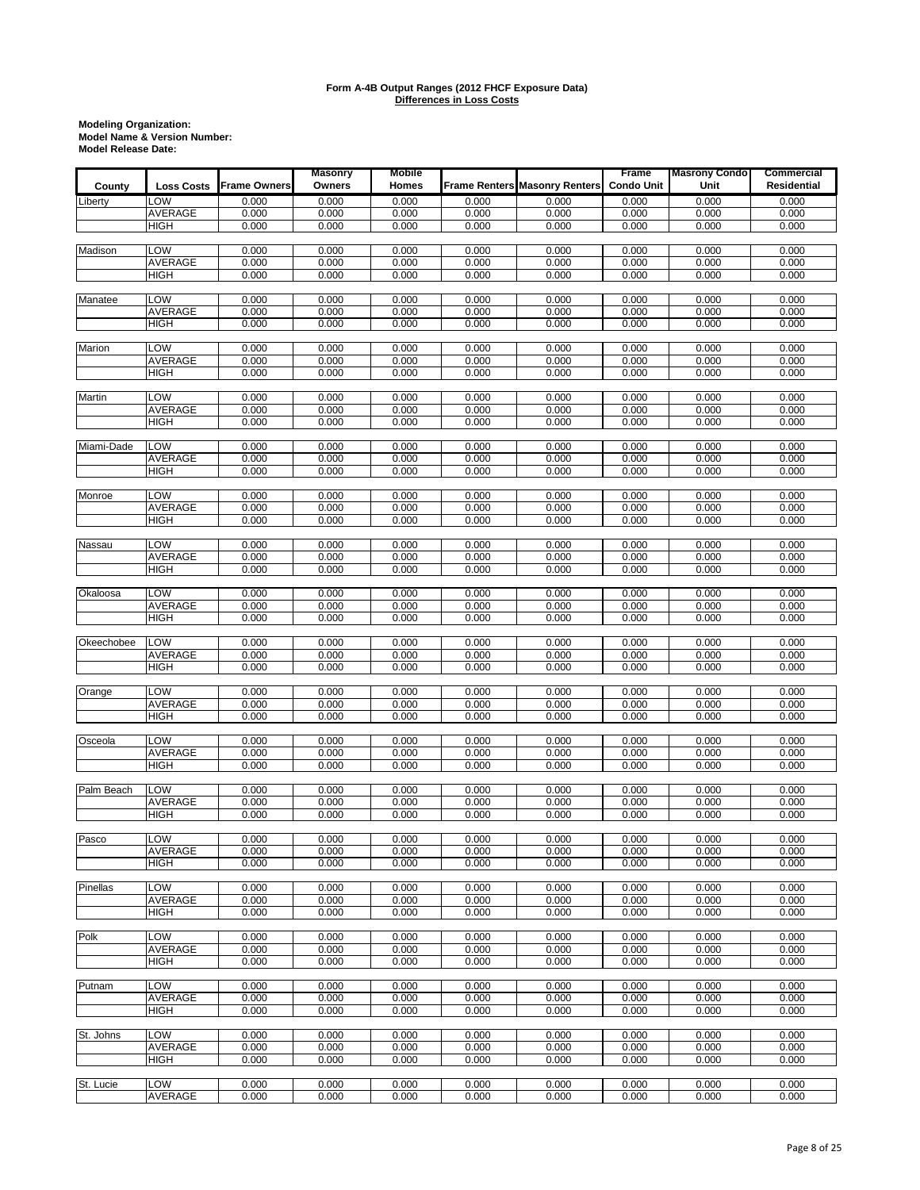**Form A-4B Output Ranges (2012 FHCF Exposure Data)**
**Differences in Loss Costs**

**Modeling Organization:**
**Model Name & Version Number:**
**Model Release Date:**

| County | Loss Costs | Frame Owners | Masonry Owners | Mobile Homes | Frame Renters | Masonry Renters | Frame Condo Unit | Masrony Condo Unit | Commercial Residential |
|---|---|---|---|---|---|---|---|---|---|
| Liberty | LOW | 0.000 | 0.000 | 0.000 | 0.000 | 0.000 | 0.000 | 0.000 | 0.000 |
| | AVERAGE | 0.000 | 0.000 | 0.000 | 0.000 | 0.000 | 0.000 | 0.000 | 0.000 |
| | HIGH | 0.000 | 0.000 | 0.000 | 0.000 | 0.000 | 0.000 | 0.000 | 0.000 |
| Madison | LOW | 0.000 | 0.000 | 0.000 | 0.000 | 0.000 | 0.000 | 0.000 | 0.000 |
| | AVERAGE | 0.000 | 0.000 | 0.000 | 0.000 | 0.000 | 0.000 | 0.000 | 0.000 |
| | HIGH | 0.000 | 0.000 | 0.000 | 0.000 | 0.000 | 0.000 | 0.000 | 0.000 |
| Manatee | LOW | 0.000 | 0.000 | 0.000 | 0.000 | 0.000 | 0.000 | 0.000 | 0.000 |
| | AVERAGE | 0.000 | 0.000 | 0.000 | 0.000 | 0.000 | 0.000 | 0.000 | 0.000 |
| | HIGH | 0.000 | 0.000 | 0.000 | 0.000 | 0.000 | 0.000 | 0.000 | 0.000 |
| Marion | LOW | 0.000 | 0.000 | 0.000 | 0.000 | 0.000 | 0.000 | 0.000 | 0.000 |
| | AVERAGE | 0.000 | 0.000 | 0.000 | 0.000 | 0.000 | 0.000 | 0.000 | 0.000 |
| | HIGH | 0.000 | 0.000 | 0.000 | 0.000 | 0.000 | 0.000 | 0.000 | 0.000 |
| Martin | LOW | 0.000 | 0.000 | 0.000 | 0.000 | 0.000 | 0.000 | 0.000 | 0.000 |
| | AVERAGE | 0.000 | 0.000 | 0.000 | 0.000 | 0.000 | 0.000 | 0.000 | 0.000 |
| | HIGH | 0.000 | 0.000 | 0.000 | 0.000 | 0.000 | 0.000 | 0.000 | 0.000 |
| Miami-Dade | LOW | 0.000 | 0.000 | 0.000 | 0.000 | 0.000 | 0.000 | 0.000 | 0.000 |
| | AVERAGE | 0.000 | 0.000 | 0.000 | 0.000 | 0.000 | 0.000 | 0.000 | 0.000 |
| | HIGH | 0.000 | 0.000 | 0.000 | 0.000 | 0.000 | 0.000 | 0.000 | 0.000 |
| Monroe | LOW | 0.000 | 0.000 | 0.000 | 0.000 | 0.000 | 0.000 | 0.000 | 0.000 |
| | AVERAGE | 0.000 | 0.000 | 0.000 | 0.000 | 0.000 | 0.000 | 0.000 | 0.000 |
| | HIGH | 0.000 | 0.000 | 0.000 | 0.000 | 0.000 | 0.000 | 0.000 | 0.000 |
| Nassau | LOW | 0.000 | 0.000 | 0.000 | 0.000 | 0.000 | 0.000 | 0.000 | 0.000 |
| | AVERAGE | 0.000 | 0.000 | 0.000 | 0.000 | 0.000 | 0.000 | 0.000 | 0.000 |
| | HIGH | 0.000 | 0.000 | 0.000 | 0.000 | 0.000 | 0.000 | 0.000 | 0.000 |
| Okaloosa | LOW | 0.000 | 0.000 | 0.000 | 0.000 | 0.000 | 0.000 | 0.000 | 0.000 |
| | AVERAGE | 0.000 | 0.000 | 0.000 | 0.000 | 0.000 | 0.000 | 0.000 | 0.000 |
| | HIGH | 0.000 | 0.000 | 0.000 | 0.000 | 0.000 | 0.000 | 0.000 | 0.000 |
| Okeechobee | LOW | 0.000 | 0.000 | 0.000 | 0.000 | 0.000 | 0.000 | 0.000 | 0.000 |
| | AVERAGE | 0.000 | 0.000 | 0.000 | 0.000 | 0.000 | 0.000 | 0.000 | 0.000 |
| | HIGH | 0.000 | 0.000 | 0.000 | 0.000 | 0.000 | 0.000 | 0.000 | 0.000 |
| Orange | LOW | 0.000 | 0.000 | 0.000 | 0.000 | 0.000 | 0.000 | 0.000 | 0.000 |
| | AVERAGE | 0.000 | 0.000 | 0.000 | 0.000 | 0.000 | 0.000 | 0.000 | 0.000 |
| | HIGH | 0.000 | 0.000 | 0.000 | 0.000 | 0.000 | 0.000 | 0.000 | 0.000 |
| Osceola | LOW | 0.000 | 0.000 | 0.000 | 0.000 | 0.000 | 0.000 | 0.000 | 0.000 |
| | AVERAGE | 0.000 | 0.000 | 0.000 | 0.000 | 0.000 | 0.000 | 0.000 | 0.000 |
| | HIGH | 0.000 | 0.000 | 0.000 | 0.000 | 0.000 | 0.000 | 0.000 | 0.000 |
| Palm Beach | LOW | 0.000 | 0.000 | 0.000 | 0.000 | 0.000 | 0.000 | 0.000 | 0.000 |
| | AVERAGE | 0.000 | 0.000 | 0.000 | 0.000 | 0.000 | 0.000 | 0.000 | 0.000 |
| | HIGH | 0.000 | 0.000 | 0.000 | 0.000 | 0.000 | 0.000 | 0.000 | 0.000 |
| Pasco | LOW | 0.000 | 0.000 | 0.000 | 0.000 | 0.000 | 0.000 | 0.000 | 0.000 |
| | AVERAGE | 0.000 | 0.000 | 0.000 | 0.000 | 0.000 | 0.000 | 0.000 | 0.000 |
| | HIGH | 0.000 | 0.000 | 0.000 | 0.000 | 0.000 | 0.000 | 0.000 | 0.000 |
| Pinellas | LOW | 0.000 | 0.000 | 0.000 | 0.000 | 0.000 | 0.000 | 0.000 | 0.000 |
| | AVERAGE | 0.000 | 0.000 | 0.000 | 0.000 | 0.000 | 0.000 | 0.000 | 0.000 |
| | HIGH | 0.000 | 0.000 | 0.000 | 0.000 | 0.000 | 0.000 | 0.000 | 0.000 |
| Polk | LOW | 0.000 | 0.000 | 0.000 | 0.000 | 0.000 | 0.000 | 0.000 | 0.000 |
| | AVERAGE | 0.000 | 0.000 | 0.000 | 0.000 | 0.000 | 0.000 | 0.000 | 0.000 |
| | HIGH | 0.000 | 0.000 | 0.000 | 0.000 | 0.000 | 0.000 | 0.000 | 0.000 |
| Putnam | LOW | 0.000 | 0.000 | 0.000 | 0.000 | 0.000 | 0.000 | 0.000 | 0.000 |
| | AVERAGE | 0.000 | 0.000 | 0.000 | 0.000 | 0.000 | 0.000 | 0.000 | 0.000 |
| | HIGH | 0.000 | 0.000 | 0.000 | 0.000 | 0.000 | 0.000 | 0.000 | 0.000 |
| St. Johns | LOW | 0.000 | 0.000 | 0.000 | 0.000 | 0.000 | 0.000 | 0.000 | 0.000 |
| | AVERAGE | 0.000 | 0.000 | 0.000 | 0.000 | 0.000 | 0.000 | 0.000 | 0.000 |
| | HIGH | 0.000 | 0.000 | 0.000 | 0.000 | 0.000 | 0.000 | 0.000 | 0.000 |
| St. Lucie | LOW | 0.000 | 0.000 | 0.000 | 0.000 | 0.000 | 0.000 | 0.000 | 0.000 |
| | AVERAGE | 0.000 | 0.000 | 0.000 | 0.000 | 0.000 | 0.000 | 0.000 | 0.000 |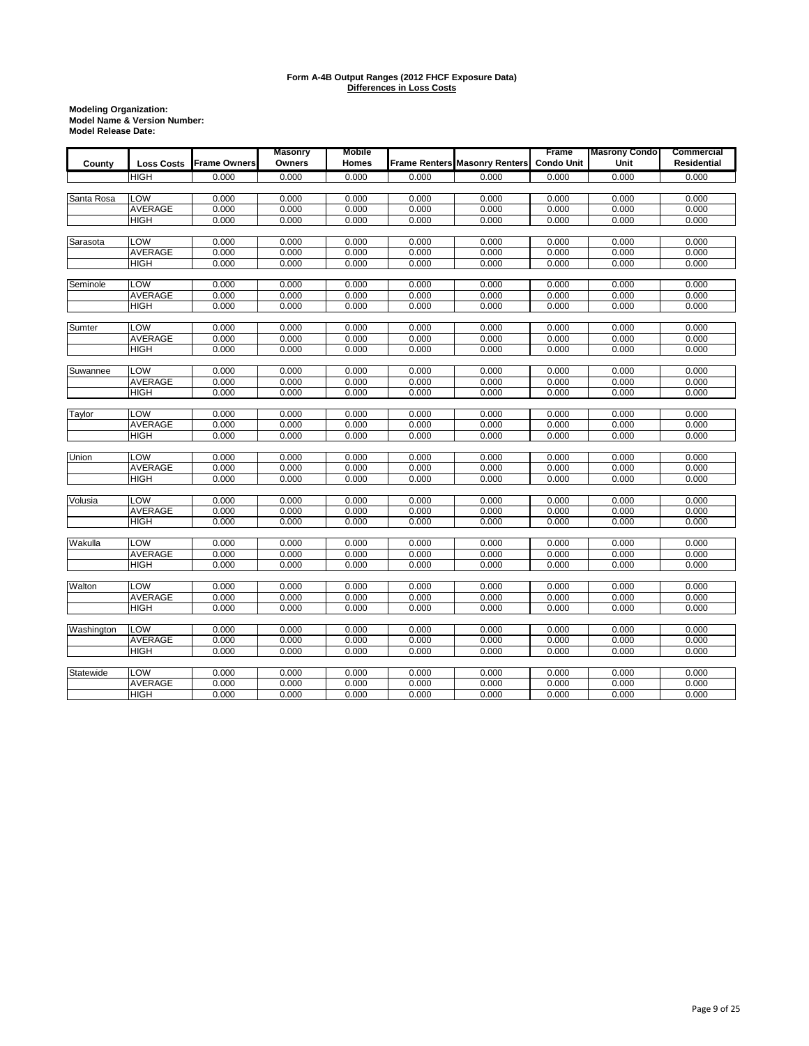**Form A-4B Output Ranges (2012 FHCF Exposure Data)**
**Differences in Loss Costs**

**Modeling Organization:**
**Model Name & Version Number:**
**Model Release Date:**

| County | Loss Costs | Frame Owners | Masonry Owners | Mobile Homes | Frame Renters | Masonry Renters | Frame Condo Unit | Masrony Condo Unit | Commercial Residential |
|---|---|---|---|---|---|---|---|---|---|
| | HIGH | 0.000 | 0.000 | 0.000 | 0.000 | 0.000 | 0.000 | 0.000 | 0.000 |
| Santa Rosa | LOW | 0.000 | 0.000 | 0.000 | 0.000 | 0.000 | 0.000 | 0.000 | 0.000 |
| | AVERAGE | 0.000 | 0.000 | 0.000 | 0.000 | 0.000 | 0.000 | 0.000 | 0.000 |
| | HIGH | 0.000 | 0.000 | 0.000 | 0.000 | 0.000 | 0.000 | 0.000 | 0.000 |
| Sarasota | LOW | 0.000 | 0.000 | 0.000 | 0.000 | 0.000 | 0.000 | 0.000 | 0.000 |
| | AVERAGE | 0.000 | 0.000 | 0.000 | 0.000 | 0.000 | 0.000 | 0.000 | 0.000 |
| | HIGH | 0.000 | 0.000 | 0.000 | 0.000 | 0.000 | 0.000 | 0.000 | 0.000 |
| Seminole | LOW | 0.000 | 0.000 | 0.000 | 0.000 | 0.000 | 0.000 | 0.000 | 0.000 |
| | AVERAGE | 0.000 | 0.000 | 0.000 | 0.000 | 0.000 | 0.000 | 0.000 | 0.000 |
| | HIGH | 0.000 | 0.000 | 0.000 | 0.000 | 0.000 | 0.000 | 0.000 | 0.000 |
| Sumter | LOW | 0.000 | 0.000 | 0.000 | 0.000 | 0.000 | 0.000 | 0.000 | 0.000 |
| | AVERAGE | 0.000 | 0.000 | 0.000 | 0.000 | 0.000 | 0.000 | 0.000 | 0.000 |
| | HIGH | 0.000 | 0.000 | 0.000 | 0.000 | 0.000 | 0.000 | 0.000 | 0.000 |
| Suwannee | LOW | 0.000 | 0.000 | 0.000 | 0.000 | 0.000 | 0.000 | 0.000 | 0.000 |
| | AVERAGE | 0.000 | 0.000 | 0.000 | 0.000 | 0.000 | 0.000 | 0.000 | 0.000 |
| | HIGH | 0.000 | 0.000 | 0.000 | 0.000 | 0.000 | 0.000 | 0.000 | 0.000 |
| Taylor | LOW | 0.000 | 0.000 | 0.000 | 0.000 | 0.000 | 0.000 | 0.000 | 0.000 |
| | AVERAGE | 0.000 | 0.000 | 0.000 | 0.000 | 0.000 | 0.000 | 0.000 | 0.000 |
| | HIGH | 0.000 | 0.000 | 0.000 | 0.000 | 0.000 | 0.000 | 0.000 | 0.000 |
| Union | LOW | 0.000 | 0.000 | 0.000 | 0.000 | 0.000 | 0.000 | 0.000 | 0.000 |
| | AVERAGE | 0.000 | 0.000 | 0.000 | 0.000 | 0.000 | 0.000 | 0.000 | 0.000 |
| | HIGH | 0.000 | 0.000 | 0.000 | 0.000 | 0.000 | 0.000 | 0.000 | 0.000 |
| Volusia | LOW | 0.000 | 0.000 | 0.000 | 0.000 | 0.000 | 0.000 | 0.000 | 0.000 |
| | AVERAGE | 0.000 | 0.000 | 0.000 | 0.000 | 0.000 | 0.000 | 0.000 | 0.000 |
| | HIGH | 0.000 | 0.000 | 0.000 | 0.000 | 0.000 | 0.000 | 0.000 | 0.000 |
| Wakulla | LOW | 0.000 | 0.000 | 0.000 | 0.000 | 0.000 | 0.000 | 0.000 | 0.000 |
| | AVERAGE | 0.000 | 0.000 | 0.000 | 0.000 | 0.000 | 0.000 | 0.000 | 0.000 |
| | HIGH | 0.000 | 0.000 | 0.000 | 0.000 | 0.000 | 0.000 | 0.000 | 0.000 |
| Walton | LOW | 0.000 | 0.000 | 0.000 | 0.000 | 0.000 | 0.000 | 0.000 | 0.000 |
| | AVERAGE | 0.000 | 0.000 | 0.000 | 0.000 | 0.000 | 0.000 | 0.000 | 0.000 |
| | HIGH | 0.000 | 0.000 | 0.000 | 0.000 | 0.000 | 0.000 | 0.000 | 0.000 |
| Washington | LOW | 0.000 | 0.000 | 0.000 | 0.000 | 0.000 | 0.000 | 0.000 | 0.000 |
| | AVERAGE | 0.000 | 0.000 | 0.000 | 0.000 | 0.000 | 0.000 | 0.000 | 0.000 |
| | HIGH | 0.000 | 0.000 | 0.000 | 0.000 | 0.000 | 0.000 | 0.000 | 0.000 |
| Statewide | LOW | 0.000 | 0.000 | 0.000 | 0.000 | 0.000 | 0.000 | 0.000 | 0.000 |
| | AVERAGE | 0.000 | 0.000 | 0.000 | 0.000 | 0.000 | 0.000 | 0.000 | 0.000 |
| | HIGH | 0.000 | 0.000 | 0.000 | 0.000 | 0.000 | 0.000 | 0.000 | 0.000 |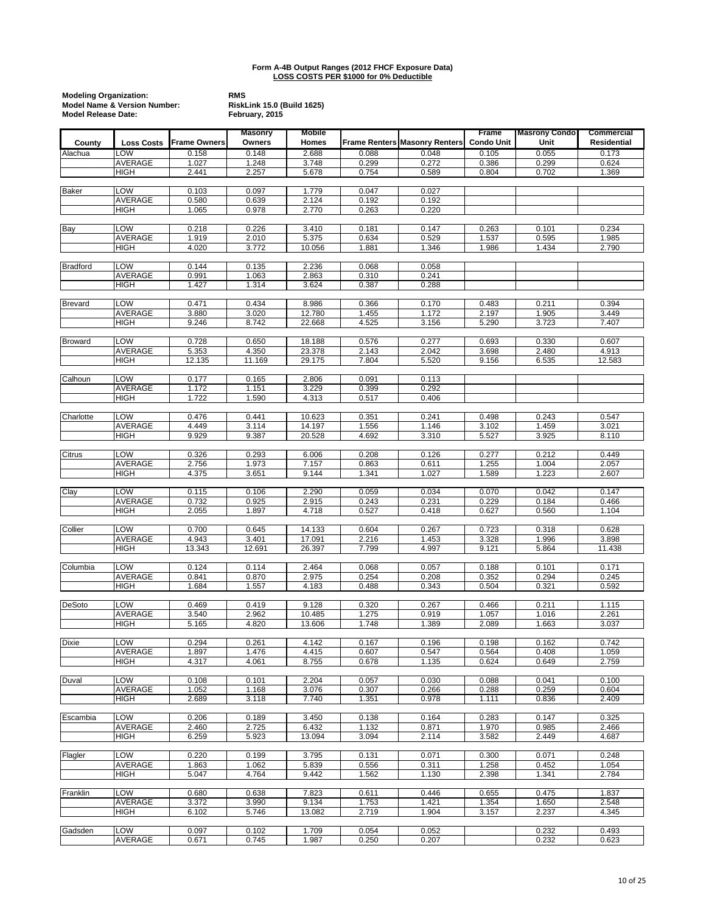**Form A-4B Output Ranges (2012 FHCF Exposure Data)**
**LOSS COSTS PER $1000 for 0% Deductible**

**Modeling Organization:** RMS
**Model Name & Version Number:** RiskLink 15.0 (Build 1625)
**Model Release Date:** February, 2015

| County | Loss Costs | Frame Owners | Masonry Owners | Mobile Homes | Frame Renters | Masonry Renters | Frame Condo Unit | Masrony Condo Unit | Commercial Residential |
|---|---|---|---|---|---|---|---|---|---|
| Alachua | LOW | 0.158 | 0.148 | 2.688 | 0.088 | 0.048 | 0.105 | 0.055 | 0.173 |
| | AVERAGE | 1.027 | 1.248 | 3.748 | 0.299 | 0.272 | 0.386 | 0.299 | 0.624 |
| | HIGH | 2.441 | 2.257 | 5.678 | 0.754 | 0.589 | 0.804 | 0.702 | 1.369 |
| Baker | LOW | 0.103 | 0.097 | 1.779 | 0.047 | 0.027 | | | |
| | AVERAGE | 0.580 | 0.639 | 2.124 | 0.192 | 0.192 | | | |
| | HIGH | 1.065 | 0.978 | 2.770 | 0.263 | 0.220 | | | |
| Bay | LOW | 0.218 | 0.226 | 3.410 | 0.181 | 0.147 | 0.263 | 0.101 | 0.234 |
| | AVERAGE | 1.919 | 2.010 | 5.375 | 0.634 | 0.529 | 1.537 | 0.595 | 1.985 |
| | HIGH | 4.020 | 3.772 | 10.056 | 1.881 | 1.346 | 1.986 | 1.434 | 2.790 |
| Bradford | LOW | 0.144 | 0.135 | 2.236 | 0.068 | 0.058 | | | |
| | AVERAGE | 0.991 | 1.063 | 2.863 | 0.310 | 0.241 | | | |
| | HIGH | 1.427 | 1.314 | 3.624 | 0.387 | 0.288 | | | |
| Brevard | LOW | 0.471 | 0.434 | 8.986 | 0.366 | 0.170 | 0.483 | 0.211 | 0.394 |
| | AVERAGE | 3.880 | 3.020 | 12.780 | 1.455 | 1.172 | 2.197 | 1.905 | 3.449 |
| | HIGH | 9.246 | 8.742 | 22.668 | 4.525 | 3.156 | 5.290 | 3.723 | 7.407 |
| Broward | LOW | 0.728 | 0.650 | 18.188 | 0.576 | 0.277 | 0.693 | 0.330 | 0.607 |
| | AVERAGE | 5.353 | 4.350 | 23.378 | 2.143 | 2.042 | 3.698 | 2.480 | 4.913 |
| | HIGH | 12.135 | 11.169 | 29.175 | 7.804 | 5.520 | 9.156 | 6.535 | 12.583 |
| Calhoun | LOW | 0.177 | 0.165 | 2.806 | 0.091 | 0.113 | | | |
| | AVERAGE | 1.172 | 1.151 | 3.229 | 0.399 | 0.292 | | | |
| | HIGH | 1.722 | 1.590 | 4.313 | 0.517 | 0.406 | | | |
| Charlotte | LOW | 0.476 | 0.441 | 10.623 | 0.351 | 0.241 | 0.498 | 0.243 | 0.547 |
| | AVERAGE | 4.449 | 3.114 | 14.197 | 1.556 | 1.146 | 3.102 | 1.459 | 3.021 |
| | HIGH | 9.929 | 9.387 | 20.528 | 4.692 | 3.310 | 5.527 | 3.925 | 8.110 |
| Citrus | LOW | 0.326 | 0.293 | 6.006 | 0.208 | 0.126 | 0.277 | 0.212 | 0.449 |
| | AVERAGE | 2.756 | 1.973 | 7.157 | 0.863 | 0.611 | 1.255 | 1.004 | 2.057 |
| | HIGH | 4.375 | 3.651 | 9.144 | 1.341 | 1.027 | 1.589 | 1.223 | 2.607 |
| Clay | LOW | 0.115 | 0.106 | 2.290 | 0.059 | 0.034 | 0.070 | 0.042 | 0.147 |
| | AVERAGE | 0.732 | 0.925 | 2.915 | 0.243 | 0.231 | 0.229 | 0.184 | 0.466 |
| | HIGH | 2.055 | 1.897 | 4.718 | 0.527 | 0.418 | 0.627 | 0.560 | 1.104 |
| Collier | LOW | 0.700 | 0.645 | 14.133 | 0.604 | 0.267 | 0.723 | 0.318 | 0.628 |
| | AVERAGE | 4.943 | 3.401 | 17.091 | 2.216 | 1.453 | 3.328 | 1.996 | 3.898 |
| | HIGH | 13.343 | 12.691 | 26.397 | 7.799 | 4.997 | 9.121 | 5.864 | 11.438 |
| Columbia | LOW | 0.124 | 0.114 | 2.464 | 0.068 | 0.057 | 0.188 | 0.101 | 0.171 |
| | AVERAGE | 0.841 | 0.870 | 2.975 | 0.254 | 0.208 | 0.352 | 0.294 | 0.245 |
| | HIGH | 1.684 | 1.557 | 4.183 | 0.488 | 0.343 | 0.504 | 0.321 | 0.592 |
| DeSoto | LOW | 0.469 | 0.419 | 9.128 | 0.320 | 0.267 | 0.466 | 0.211 | 1.115 |
| | AVERAGE | 3.540 | 2.962 | 10.485 | 1.275 | 0.919 | 1.057 | 1.016 | 2.261 |
| | HIGH | 5.165 | 4.820 | 13.606 | 1.748 | 1.389 | 2.089 | 1.663 | 3.037 |
| Dixie | LOW | 0.294 | 0.261 | 4.142 | 0.167 | 0.196 | 0.198 | 0.162 | 0.742 |
| | AVERAGE | 1.897 | 1.476 | 4.415 | 0.607 | 0.547 | 0.564 | 0.408 | 1.059 |
| | HIGH | 4.317 | 4.061 | 8.755 | 0.678 | 1.135 | 0.624 | 0.649 | 2.759 |
| Duval | LOW | 0.108 | 0.101 | 2.204 | 0.057 | 0.030 | 0.088 | 0.041 | 0.100 |
| | AVERAGE | 1.052 | 1.168 | 3.076 | 0.307 | 0.266 | 0.288 | 0.259 | 0.604 |
| | HIGH | 2.689 | 3.118 | 7.740 | 1.351 | 0.978 | 1.111 | 0.836 | 2.409 |
| Escambia | LOW | 0.206 | 0.189 | 3.450 | 0.138 | 0.164 | 0.283 | 0.147 | 0.325 |
| | AVERAGE | 2.460 | 2.725 | 6.432 | 1.132 | 0.871 | 1.970 | 0.985 | 2.466 |
| | HIGH | 6.259 | 5.923 | 13.094 | 3.094 | 2.114 | 3.582 | 2.449 | 4.687 |
| Flagler | LOW | 0.220 | 0.199 | 3.795 | 0.131 | 0.071 | 0.300 | 0.071 | 0.248 |
| | AVERAGE | 1.863 | 1.062 | 5.839 | 0.556 | 0.311 | 1.258 | 0.452 | 1.054 |
| | HIGH | 5.047 | 4.764 | 9.442 | 1.562 | 1.130 | 2.398 | 1.341 | 2.784 |
| Franklin | LOW | 0.680 | 0.638 | 7.823 | 0.611 | 0.446 | 0.655 | 0.475 | 1.837 |
| | AVERAGE | 3.372 | 3.990 | 9.134 | 1.753 | 1.421 | 1.354 | 1.650 | 2.548 |
| | HIGH | 6.102 | 5.746 | 13.082 | 2.719 | 1.904 | 3.157 | 2.237 | 4.345 |
| Gadsden | LOW | 0.097 | 0.102 | 1.709 | 0.054 | 0.052 | | 0.232 | 0.493 |
| | AVERAGE | 0.671 | 0.745 | 1.987 | 0.250 | 0.207 | | 0.232 | 0.623 |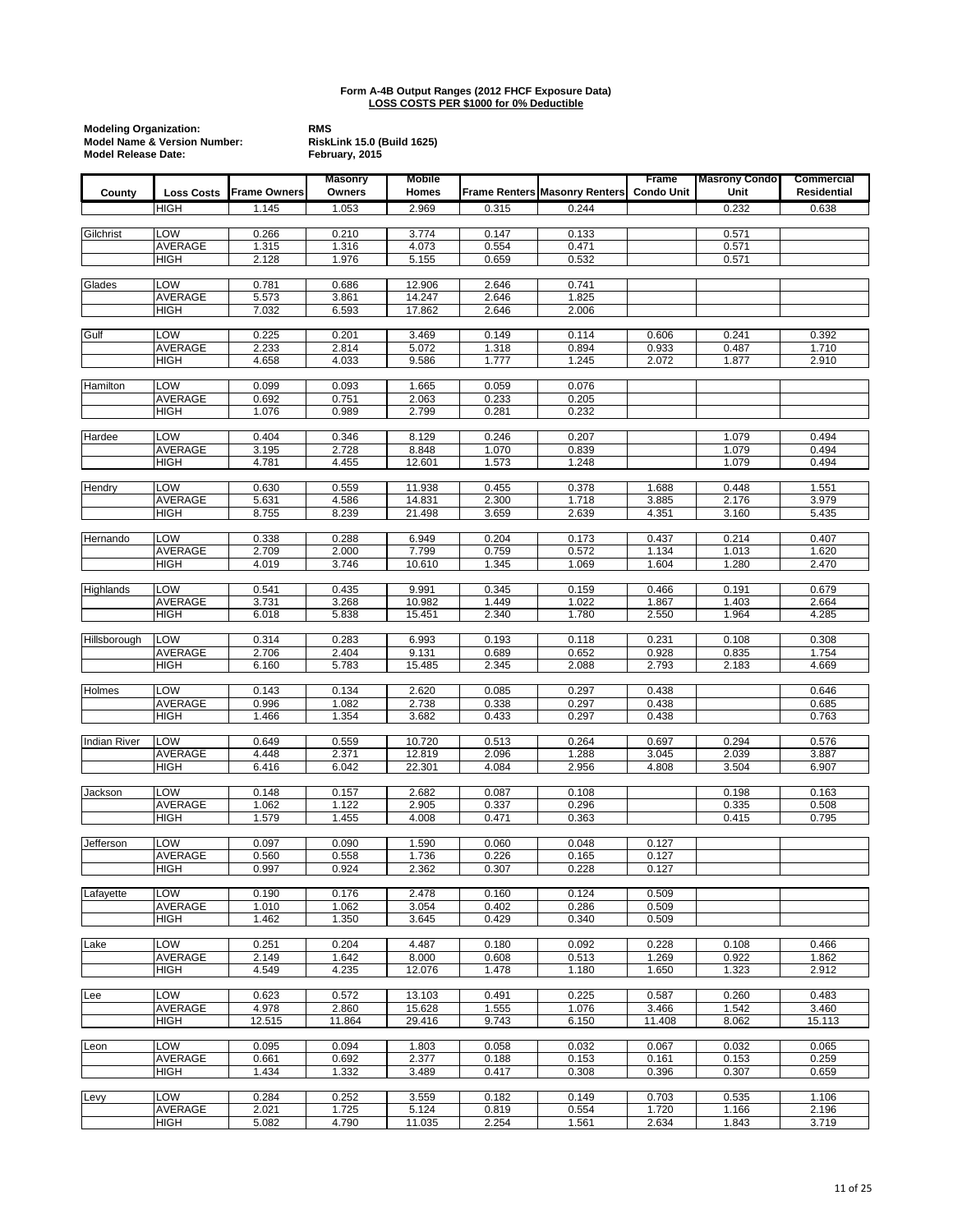**Form A-4B Output Ranges (2012 FHCF Exposure Data)**
**LOSS COSTS PER $1000 for 0% Deductible**

**Modeling Organization:** RMS
**Model Name & Version Number:** RiskLink 15.0 (Build 1625)
**Model Release Date:** February, 2015

| County | Loss Costs | Frame Owners | Masonry Owners | Mobile Homes | Frame Renters | Masonry Renters | Frame Condo Unit | Masronry Condo Unit | Commercial Residential |
|---|---|---|---|---|---|---|---|---|---|
| | HIGH | 1.145 | 1.053 | 2.969 | 0.315 | 0.244 | | 0.232 | 0.638 |
| Gilchrist | LOW | 0.266 | 0.210 | 3.774 | 0.147 | 0.133 | | 0.571 | |
| | AVERAGE | 1.315 | 1.316 | 4.073 | 0.554 | 0.471 | | 0.571 | |
| | HIGH | 2.128 | 1.976 | 5.155 | 0.659 | 0.532 | | 0.571 | |
| Glades | LOW | 0.781 | 0.686 | 12.906 | 2.646 | 0.741 | | | |
| | AVERAGE | 5.573 | 3.861 | 14.247 | 2.646 | 1.825 | | | |
| | HIGH | 7.032 | 6.593 | 17.862 | 2.646 | 2.006 | | | |
| Gulf | LOW | 0.225 | 0.201 | 3.469 | 0.149 | 0.114 | 0.606 | 0.241 | 0.392 |
| | AVERAGE | 2.233 | 2.814 | 5.072 | 1.318 | 0.894 | 0.933 | 0.487 | 1.710 |
| | HIGH | 4.658 | 4.033 | 9.586 | 1.777 | 1.245 | 2.072 | 1.877 | 2.910 |
| Hamilton | LOW | 0.099 | 0.093 | 1.665 | 0.059 | 0.076 | | | |
| | AVERAGE | 0.692 | 0.751 | 2.063 | 0.233 | 0.205 | | | |
| | HIGH | 1.076 | 0.989 | 2.799 | 0.281 | 0.232 | | | |
| Hardee | LOW | 0.404 | 0.346 | 8.129 | 0.246 | 0.207 | | 1.079 | 0.494 |
| | AVERAGE | 3.195 | 2.728 | 8.848 | 1.070 | 0.839 | | 1.079 | 0.494 |
| | HIGH | 4.781 | 4.455 | 12.601 | 1.573 | 1.248 | | 1.079 | 0.494 |
| Hendry | LOW | 0.630 | 0.559 | 11.938 | 0.455 | 0.378 | 1.688 | 0.448 | 1.551 |
| | AVERAGE | 5.631 | 4.586 | 14.831 | 2.300 | 1.718 | 3.885 | 2.176 | 3.979 |
| | HIGH | 8.755 | 8.239 | 21.498 | 3.659 | 2.639 | 4.351 | 3.160 | 5.435 |
| Hernando | LOW | 0.338 | 0.288 | 6.949 | 0.204 | 0.173 | 0.437 | 0.214 | 0.407 |
| | AVERAGE | 2.709 | 2.000 | 7.799 | 0.759 | 0.572 | 1.134 | 1.013 | 1.620 |
| | HIGH | 4.019 | 3.746 | 10.610 | 1.345 | 1.069 | 1.604 | 1.280 | 2.470 |
| Highlands | LOW | 0.541 | 0.435 | 9.991 | 0.345 | 0.159 | 0.466 | 0.191 | 0.679 |
| | AVERAGE | 3.731 | 3.268 | 10.982 | 1.449 | 1.022 | 1.867 | 1.403 | 2.664 |
| | HIGH | 6.018 | 5.838 | 15.451 | 2.340 | 1.780 | 2.550 | 1.964 | 4.285 |
| Hillsborough | LOW | 0.314 | 0.283 | 6.993 | 0.193 | 0.118 | 0.231 | 0.108 | 0.308 |
| | AVERAGE | 2.706 | 2.404 | 9.131 | 0.689 | 0.652 | 0.928 | 0.835 | 1.754 |
| | HIGH | 6.160 | 5.783 | 15.485 | 2.345 | 2.088 | 2.793 | 2.183 | 4.669 |
| Holmes | LOW | 0.143 | 0.134 | 2.620 | 0.085 | 0.297 | 0.438 | | 0.646 |
| | AVERAGE | 0.996 | 1.082 | 2.738 | 0.338 | 0.297 | 0.438 | | 0.685 |
| | HIGH | 1.466 | 1.354 | 3.682 | 0.433 | 0.297 | 0.438 | | 0.763 |
| Indian River | LOW | 0.649 | 0.559 | 10.720 | 0.513 | 0.264 | 0.697 | 0.294 | 0.576 |
| | AVERAGE | 4.448 | 2.371 | 12.819 | 2.096 | 1.288 | 3.045 | 2.039 | 3.887 |
| | HIGH | 6.416 | 6.042 | 22.301 | 4.084 | 2.956 | 4.808 | 3.504 | 6.907 |
| Jackson | LOW | 0.148 | 0.157 | 2.682 | 0.087 | 0.108 | | 0.198 | 0.163 |
| | AVERAGE | 1.062 | 1.122 | 2.905 | 0.337 | 0.296 | | 0.335 | 0.508 |
| | HIGH | 1.579 | 1.455 | 4.008 | 0.471 | 0.363 | | 0.415 | 0.795 |
| Jefferson | LOW | 0.097 | 0.090 | 1.590 | 0.060 | 0.048 | 0.127 | | |
| | AVERAGE | 0.560 | 0.558 | 1.736 | 0.226 | 0.165 | 0.127 | | |
| | HIGH | 0.997 | 0.924 | 2.362 | 0.307 | 0.228 | 0.127 | | |
| Lafayette | LOW | 0.190 | 0.176 | 2.478 | 0.160 | 0.124 | 0.509 | | |
| | AVERAGE | 1.010 | 1.062 | 3.054 | 0.402 | 0.286 | 0.509 | | |
| | HIGH | 1.462 | 1.350 | 3.645 | 0.429 | 0.340 | 0.509 | | |
| Lake | LOW | 0.251 | 0.204 | 4.487 | 0.180 | 0.092 | 0.228 | 0.108 | 0.466 |
| | AVERAGE | 2.149 | 1.642 | 8.000 | 0.608 | 0.513 | 1.269 | 0.922 | 1.862 |
| | HIGH | 4.549 | 4.235 | 12.076 | 1.478 | 1.180 | 1.650 | 1.323 | 2.912 |
| Lee | LOW | 0.623 | 0.572 | 13.103 | 0.491 | 0.225 | 0.587 | 0.260 | 0.483 |
| | AVERAGE | 4.978 | 2.860 | 15.628 | 1.555 | 1.076 | 3.466 | 1.542 | 3.460 |
| | HIGH | 12.515 | 11.864 | 29.416 | 9.743 | 6.150 | 11.408 | 8.062 | 15.113 |
| Leon | LOW | 0.095 | 0.094 | 1.803 | 0.058 | 0.032 | 0.067 | 0.032 | 0.065 |
| | AVERAGE | 0.661 | 0.692 | 2.377 | 0.188 | 0.153 | 0.161 | 0.153 | 0.259 |
| | HIGH | 1.434 | 1.332 | 3.489 | 0.417 | 0.308 | 0.396 | 0.307 | 0.659 |
| Levy | LOW | 0.284 | 0.252 | 3.559 | 0.182 | 0.149 | 0.703 | 0.535 | 1.106 |
| | AVERAGE | 2.021 | 1.725 | 5.124 | 0.819 | 0.554 | 1.720 | 1.166 | 2.196 |
| | HIGH | 5.082 | 4.790 | 11.035 | 2.254 | 1.561 | 2.634 | 1.843 | 3.719 |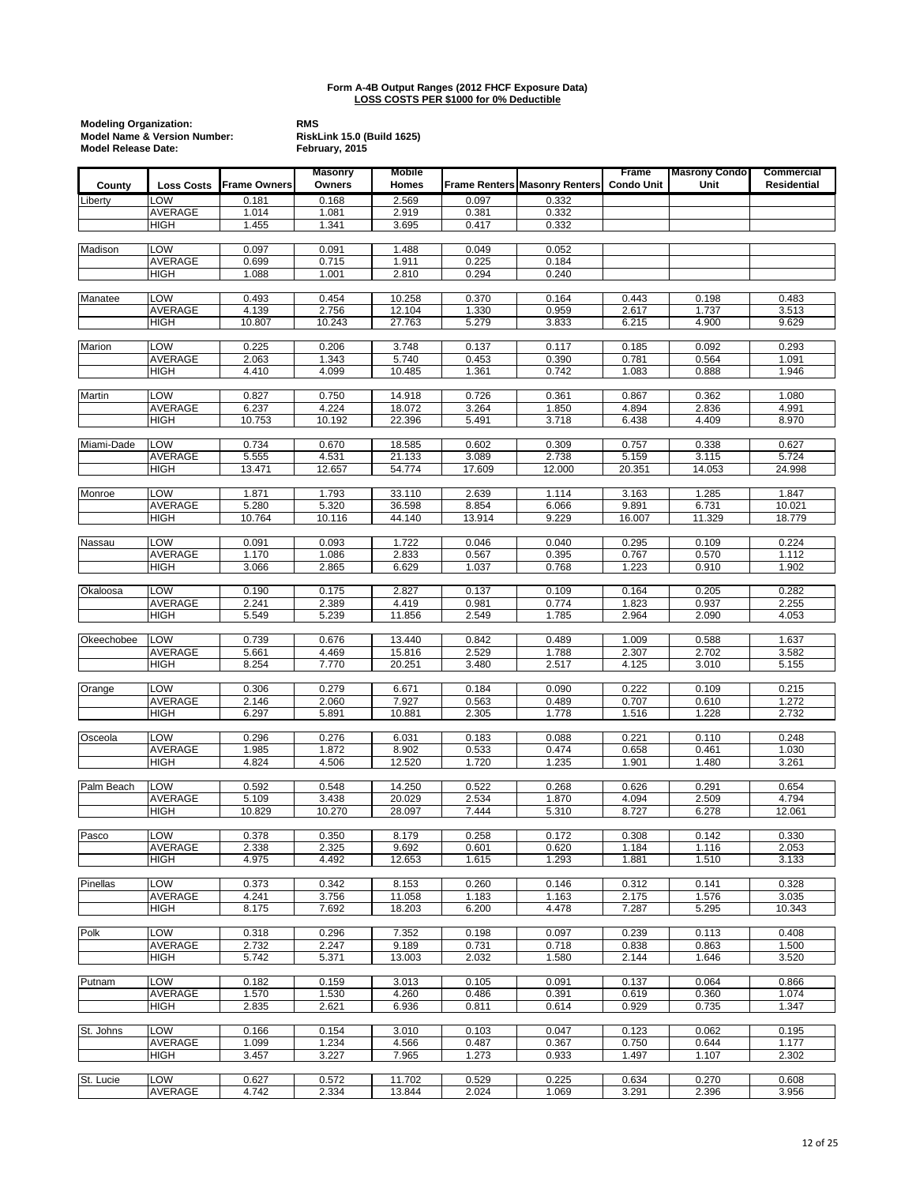**Form A-4B Output Ranges (2012 FHCF Exposure Data)**
**LOSS COSTS PER $1000 for 0% Deductible**

**Modeling Organization:** RMS
**Model Name & Version Number:** RiskLink 15.0 (Build 1625)
**Model Release Date:** February, 2015

| County | Loss Costs | Frame Owners | Masonry Owners | Mobile Homes | Frame Renters | Masonry Renters | Frame Condo Unit | Masrony Condo Unit | Commercial Residential |
|---|---|---|---|---|---|---|---|---|---|
| Liberty | LOW | 0.181 | 0.168 | 2.569 | 0.097 | 0.332 | | | |
| | AVERAGE | 1.014 | 1.081 | 2.919 | 0.381 | 0.332 | | | |
| | HIGH | 1.455 | 1.341 | 3.695 | 0.417 | 0.332 | | | |
| Madison | LOW | 0.097 | 0.091 | 1.488 | 0.049 | 0.052 | | | |
| | AVERAGE | 0.699 | 0.715 | 1.911 | 0.225 | 0.184 | | | |
| | HIGH | 1.088 | 1.001 | 2.810 | 0.294 | 0.240 | | | |
| Manatee | LOW | 0.493 | 0.454 | 10.258 | 0.370 | 0.164 | 0.443 | 0.198 | 0.483 |
| | AVERAGE | 4.139 | 2.756 | 12.104 | 1.330 | 0.959 | 2.617 | 1.737 | 3.513 |
| | HIGH | 10.807 | 10.243 | 27.763 | 5.279 | 3.833 | 6.215 | 4.900 | 9.629 |
| Marion | LOW | 0.225 | 0.206 | 3.748 | 0.137 | 0.117 | 0.185 | 0.092 | 0.293 |
| | AVERAGE | 2.063 | 1.343 | 5.740 | 0.453 | 0.390 | 0.781 | 0.564 | 1.091 |
| | HIGH | 4.410 | 4.099 | 10.485 | 1.361 | 0.742 | 1.083 | 0.888 | 1.946 |
| Martin | LOW | 0.827 | 0.750 | 14.918 | 0.726 | 0.361 | 0.867 | 0.362 | 1.080 |
| | AVERAGE | 6.237 | 4.224 | 18.072 | 3.264 | 1.850 | 4.894 | 2.836 | 4.991 |
| | HIGH | 10.753 | 10.192 | 22.396 | 5.491 | 3.718 | 6.438 | 4.409 | 8.970 |
| Miami-Dade | LOW | 0.734 | 0.670 | 18.585 | 0.602 | 0.309 | 0.757 | 0.338 | 0.627 |
| | AVERAGE | 5.555 | 4.531 | 21.133 | 3.089 | 2.738 | 5.159 | 3.115 | 5.724 |
| | HIGH | 13.471 | 12.657 | 54.774 | 17.609 | 12.000 | 20.351 | 14.053 | 24.998 |
| Monroe | LOW | 1.871 | 1.793 | 33.110 | 2.639 | 1.114 | 3.163 | 1.285 | 1.847 |
| | AVERAGE | 5.280 | 5.320 | 36.598 | 8.854 | 6.066 | 9.891 | 6.731 | 10.021 |
| | HIGH | 10.764 | 10.116 | 44.140 | 13.914 | 9.229 | 16.007 | 11.329 | 18.779 |
| Nassau | LOW | 0.091 | 0.093 | 1.722 | 0.046 | 0.040 | 0.295 | 0.109 | 0.224 |
| | AVERAGE | 1.170 | 1.086 | 2.833 | 0.567 | 0.395 | 0.767 | 0.570 | 1.112 |
| | HIGH | 3.066 | 2.865 | 6.629 | 1.037 | 0.768 | 1.223 | 0.910 | 1.902 |
| Okaloosa | LOW | 0.190 | 0.175 | 2.827 | 0.137 | 0.109 | 0.164 | 0.205 | 0.282 |
| | AVERAGE | 2.241 | 2.389 | 4.419 | 0.981 | 0.774 | 1.823 | 0.937 | 2.255 |
| | HIGH | 5.549 | 5.239 | 11.856 | 2.549 | 1.785 | 2.964 | 2.090 | 4.053 |
| Okeechobee | LOW | 0.739 | 0.676 | 13.440 | 0.842 | 0.489 | 1.009 | 0.588 | 1.637 |
| | AVERAGE | 5.661 | 4.469 | 15.816 | 2.529 | 1.788 | 2.307 | 2.702 | 3.582 |
| | HIGH | 8.254 | 7.770 | 20.251 | 3.480 | 2.517 | 4.125 | 3.010 | 5.155 |
| Orange | LOW | 0.306 | 0.279 | 6.671 | 0.184 | 0.090 | 0.222 | 0.109 | 0.215 |
| | AVERAGE | 2.146 | 2.060 | 7.927 | 0.563 | 0.489 | 0.707 | 0.610 | 1.272 |
| | HIGH | 6.297 | 5.891 | 10.881 | 2.305 | 1.778 | 1.516 | 1.228 | 2.732 |
| Osceola | LOW | 0.296 | 0.276 | 6.031 | 0.183 | 0.088 | 0.221 | 0.110 | 0.248 |
| | AVERAGE | 1.985 | 1.872 | 8.902 | 0.533 | 0.474 | 0.658 | 0.461 | 1.030 |
| | HIGH | 4.824 | 4.506 | 12.520 | 1.720 | 1.235 | 1.901 | 1.480 | 3.261 |
| Palm Beach | LOW | 0.592 | 0.548 | 14.250 | 0.522 | 0.268 | 0.626 | 0.291 | 0.654 |
| | AVERAGE | 5.109 | 3.438 | 20.029 | 2.534 | 1.870 | 4.094 | 2.509 | 4.794 |
| | HIGH | 10.829 | 10.270 | 28.097 | 7.444 | 5.310 | 8.727 | 6.278 | 12.061 |
| Pasco | LOW | 0.378 | 0.350 | 8.179 | 0.258 | 0.172 | 0.308 | 0.142 | 0.330 |
| | AVERAGE | 2.338 | 2.325 | 9.692 | 0.601 | 0.620 | 1.184 | 1.116 | 2.053 |
| | HIGH | 4.975 | 4.492 | 12.653 | 1.615 | 1.293 | 1.881 | 1.510 | 3.133 |
| Pinellas | LOW | 0.373 | 0.342 | 8.153 | 0.260 | 0.146 | 0.312 | 0.141 | 0.328 |
| | AVERAGE | 4.241 | 3.756 | 11.058 | 1.183 | 1.163 | 2.175 | 1.576 | 3.035 |
| | HIGH | 8.175 | 7.692 | 18.203 | 6.200 | 4.478 | 7.287 | 5.295 | 10.343 |
| Polk | LOW | 0.318 | 0.296 | 7.352 | 0.198 | 0.097 | 0.239 | 0.113 | 0.408 |
| | AVERAGE | 2.732 | 2.247 | 9.189 | 0.731 | 0.718 | 0.838 | 0.863 | 1.500 |
| | HIGH | 5.742 | 5.371 | 13.003 | 2.032 | 1.580 | 2.144 | 1.646 | 3.520 |
| Putnam | LOW | 0.182 | 0.159 | 3.013 | 0.105 | 0.091 | 0.137 | 0.064 | 0.866 |
| | AVERAGE | 1.570 | 1.530 | 4.260 | 0.486 | 0.391 | 0.619 | 0.360 | 1.074 |
| | HIGH | 2.835 | 2.621 | 6.936 | 0.811 | 0.614 | 0.929 | 0.735 | 1.347 |
| St. Johns | LOW | 0.166 | 0.154 | 3.010 | 0.103 | 0.047 | 0.123 | 0.062 | 0.195 |
| | AVERAGE | 1.099 | 1.234 | 4.566 | 0.487 | 0.367 | 0.750 | 0.644 | 1.177 |
| | HIGH | 3.457 | 3.227 | 7.965 | 1.273 | 0.933 | 1.497 | 1.107 | 2.302 |
| St. Lucie | LOW | 0.627 | 0.572 | 11.702 | 0.529 | 0.225 | 0.634 | 0.270 | 0.608 |
| | AVERAGE | 4.742 | 2.334 | 13.844 | 2.024 | 1.069 | 3.291 | 2.396 | 3.956 |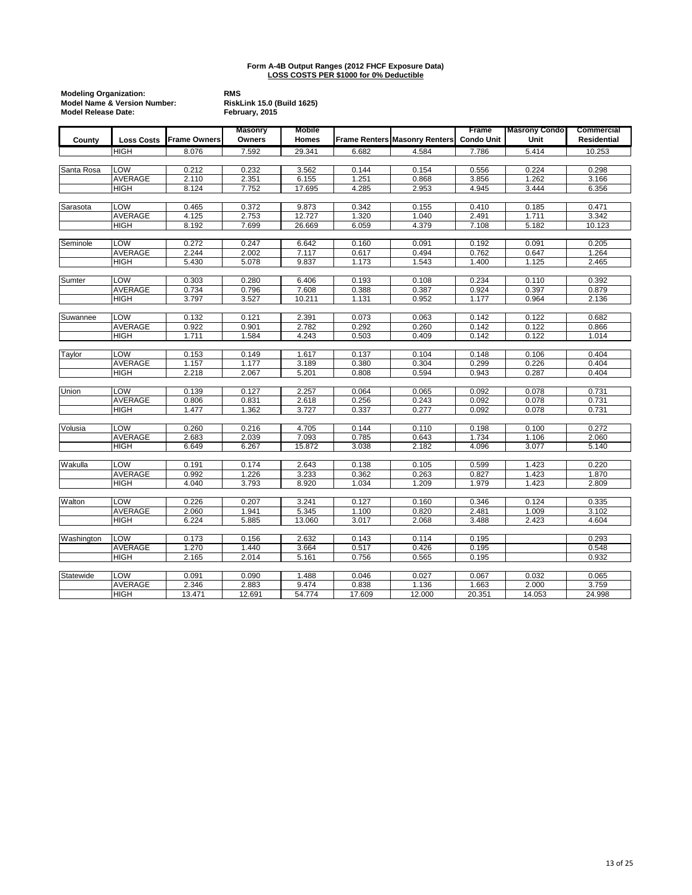**Form A-4B Output Ranges (2012 FHCF Exposure Data)**
**LOSS COSTS PER $1000 for 0% Deductible**

**Modeling Organization:** RMS
**Model Name & Version Number:** RiskLink 15.0 (Build 1625)
**Model Release Date:** February, 2015

| County | Loss Costs | Frame Owners | Masonry Owners | Mobile Homes | Frame Renters | Masonry Renters | Frame Condo Unit | Masrony Condo Unit | Commercial Residential |
|---|---|---|---|---|---|---|---|---|---|
| | HIGH | 8.076 | 7.592 | 29.341 | 6.682 | 4.584 | 7.786 | 5.414 | 10.253 |
| Santa Rosa | LOW | 0.212 | 0.232 | 3.562 | 0.144 | 0.154 | 0.556 | 0.224 | 0.298 |
| | AVERAGE | 2.110 | 2.351 | 6.155 | 1.251 | 0.868 | 3.856 | 1.262 | 3.166 |
| | HIGH | 8.124 | 7.752 | 17.695 | 4.285 | 2.953 | 4.945 | 3.444 | 6.356 |
| Sarasota | LOW | 0.465 | 0.372 | 9.873 | 0.342 | 0.155 | 0.410 | 0.185 | 0.471 |
| | AVERAGE | 4.125 | 2.753 | 12.727 | 1.320 | 1.040 | 2.491 | 1.711 | 3.342 |
| | HIGH | 8.192 | 7.699 | 26.669 | 6.059 | 4.379 | 7.108 | 5.182 | 10.123 |
| Seminole | LOW | 0.272 | 0.247 | 6.642 | 0.160 | 0.091 | 0.192 | 0.091 | 0.205 |
| | AVERAGE | 2.244 | 2.002 | 7.117 | 0.617 | 0.494 | 0.762 | 0.647 | 1.264 |
| | HIGH | 5.430 | 5.078 | 9.837 | 1.173 | 1.543 | 1.400 | 1.125 | 2.465 |
| Sumter | LOW | 0.303 | 0.280 | 6.406 | 0.193 | 0.108 | 0.234 | 0.110 | 0.392 |
| | AVERAGE | 0.734 | 0.796 | 7.608 | 0.388 | 0.387 | 0.924 | 0.397 | 0.879 |
| | HIGH | 3.797 | 3.527 | 10.211 | 1.131 | 0.952 | 1.177 | 0.964 | 2.136 |
| Suwannee | LOW | 0.132 | 0.121 | 2.391 | 0.073 | 0.063 | 0.142 | 0.122 | 0.682 |
| | AVERAGE | 0.922 | 0.901 | 2.782 | 0.292 | 0.260 | 0.142 | 0.122 | 0.866 |
| | HIGH | 1.711 | 1.584 | 4.243 | 0.503 | 0.409 | 0.142 | 0.122 | 1.014 |
| Taylor | LOW | 0.153 | 0.149 | 1.617 | 0.137 | 0.104 | 0.148 | 0.106 | 0.404 |
| | AVERAGE | 1.157 | 1.177 | 3.189 | 0.380 | 0.304 | 0.299 | 0.226 | 0.404 |
| | HIGH | 2.218 | 2.067 | 5.201 | 0.808 | 0.594 | 0.943 | 0.287 | 0.404 |
| Union | LOW | 0.139 | 0.127 | 2.257 | 0.064 | 0.065 | 0.092 | 0.078 | 0.731 |
| | AVERAGE | 0.806 | 0.831 | 2.618 | 0.256 | 0.243 | 0.092 | 0.078 | 0.731 |
| | HIGH | 1.477 | 1.362 | 3.727 | 0.337 | 0.277 | 0.092 | 0.078 | 0.731 |
| Volusia | LOW | 0.260 | 0.216 | 4.705 | 0.144 | 0.110 | 0.198 | 0.100 | 0.272 |
| | AVERAGE | 2.683 | 2.039 | 7.093 | 0.785 | 0.643 | 1.734 | 1.106 | 2.060 |
| | HIGH | 6.649 | 6.267 | 15.872 | 3.038 | 2.182 | 4.096 | 3.077 | 5.140 |
| Wakulla | LOW | 0.191 | 0.174 | 2.643 | 0.138 | 0.105 | 0.599 | 1.423 | 0.220 |
| | AVERAGE | 0.992 | 1.226 | 3.233 | 0.362 | 0.263 | 0.827 | 1.423 | 1.870 |
| | HIGH | 4.040 | 3.793 | 8.920 | 1.034 | 1.209 | 1.979 | 1.423 | 2.809 |
| Walton | LOW | 0.226 | 0.207 | 3.241 | 0.127 | 0.160 | 0.346 | 0.124 | 0.335 |
| | AVERAGE | 2.060 | 1.941 | 5.345 | 1.100 | 0.820 | 2.481 | 1.009 | 3.102 |
| | HIGH | 6.224 | 5.885 | 13.060 | 3.017 | 2.068 | 3.488 | 2.423 | 4.604 |
| Washington | LOW | 0.173 | 0.156 | 2.632 | 0.143 | 0.114 | 0.195 | | 0.293 |
| | AVERAGE | 1.270 | 1.440 | 3.664 | 0.517 | 0.426 | 0.195 | | 0.548 |
| | HIGH | 2.165 | 2.014 | 5.161 | 0.756 | 0.565 | 0.195 | | 0.932 |
| Statewide | LOW | 0.091 | 0.090 | 1.488 | 0.046 | 0.027 | 0.067 | 0.032 | 0.065 |
| | AVERAGE | 2.346 | 2.883 | 9.474 | 0.838 | 1.136 | 1.663 | 2.000 | 3.759 |
| | HIGH | 13.471 | 12.691 | 54.774 | 17.609 | 12.000 | 20.351 | 14.053 | 24.998 |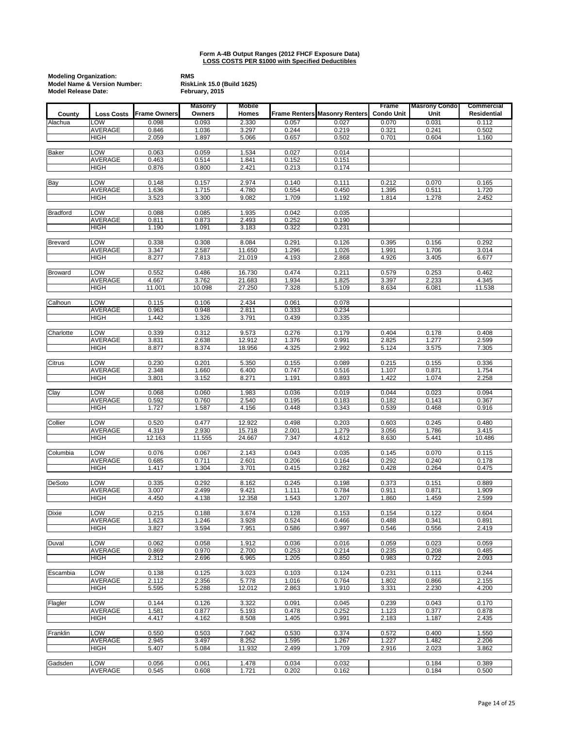**Form A-4B Output Ranges (2012 FHCF Exposure Data)**
**LOSS COSTS PER $1000 with Specified Deductibles**

**Modeling Organization:** RMS
**Model Name & Version Number:** RiskLink 15.0 (Build 1625)
**Model Release Date:** February, 2015

| County | Loss Costs | Frame Owners | Masonry Owners | Mobile Homes | Frame Renters | Masonry Renters | Frame Condo Unit | Masrony Condo Unit | Commercial Residential |
|---|---|---|---|---|---|---|---|---|---|
| Alachua | LOW | 0.098 | 0.093 | 2.330 | 0.057 | 0.027 | 0.070 | 0.031 | 0.112 |
| | AVERAGE | 0.846 | 1.036 | 3.297 | 0.244 | 0.219 | 0.321 | 0.241 | 0.502 |
| | HIGH | 2.059 | 1.897 | 5.066 | 0.657 | 0.502 | 0.701 | 0.604 | 1.160 |
| Baker | LOW | 0.063 | 0.059 | 1.534 | 0.027 | 0.014 | | | |
| | AVERAGE | 0.463 | 0.514 | 1.841 | 0.152 | 0.151 | | | |
| | HIGH | 0.876 | 0.800 | 2.421 | 0.213 | 0.174 | | | |
| Bay | LOW | 0.148 | 0.157 | 2.974 | 0.140 | 0.111 | 0.212 | 0.070 | 0.165 |
| | AVERAGE | 1.636 | 1.715 | 4.780 | 0.554 | 0.450 | 1.395 | 0.511 | 1.720 |
| | HIGH | 3.523 | 3.300 | 9.082 | 1.709 | 1.192 | 1.814 | 1.278 | 2.452 |
| Bradford | LOW | 0.088 | 0.085 | 1.935 | 0.042 | 0.035 | | | |
| | AVERAGE | 0.811 | 0.873 | 2.493 | 0.252 | 0.190 | | | |
| | HIGH | 1.190 | 1.091 | 3.183 | 0.322 | 0.231 | | | |
| Brevard | LOW | 0.338 | 0.308 | 8.084 | 0.291 | 0.126 | 0.395 | 0.156 | 0.292 |
| | AVERAGE | 3.347 | 2.587 | 11.650 | 1.296 | 1.026 | 1.991 | 1.706 | 3.014 |
| | HIGH | 8.277 | 7.813 | 21.019 | 4.193 | 2.868 | 4.926 | 3.405 | 6.677 |
| Broward | LOW | 0.552 | 0.486 | 16.730 | 0.474 | 0.211 | 0.579 | 0.253 | 0.462 |
| | AVERAGE | 4.667 | 3.762 | 21.683 | 1.934 | 1.825 | 3.397 | 2.233 | 4.345 |
| | HIGH | 11.001 | 10.098 | 27.250 | 7.328 | 5.109 | 8.634 | 6.081 | 11.538 |
| Calhoun | LOW | 0.115 | 0.106 | 2.434 | 0.061 | 0.078 | | | |
| | AVERAGE | 0.963 | 0.948 | 2.811 | 0.333 | 0.234 | | | |
| | HIGH | 1.442 | 1.326 | 3.791 | 0.439 | 0.335 | | | |
| Charlotte | LOW | 0.339 | 0.312 | 9.573 | 0.276 | 0.179 | 0.404 | 0.178 | 0.408 |
| | AVERAGE | 3.831 | 2.638 | 12.912 | 1.376 | 0.991 | 2.825 | 1.277 | 2.599 |
| | HIGH | 8.877 | 8.374 | 18.956 | 4.325 | 2.992 | 5.124 | 3.575 | 7.305 |
| Citrus | LOW | 0.230 | 0.201 | 5.350 | 0.155 | 0.089 | 0.215 | 0.155 | 0.336 |
| | AVERAGE | 2.348 | 1.660 | 6.400 | 0.747 | 0.516 | 1.107 | 0.871 | 1.754 |
| | HIGH | 3.801 | 3.152 | 8.271 | 1.191 | 0.893 | 1.422 | 1.074 | 2.258 |
| Clay | LOW | 0.068 | 0.060 | 1.983 | 0.036 | 0.019 | 0.044 | 0.023 | 0.094 |
| | AVERAGE | 0.592 | 0.760 | 2.540 | 0.195 | 0.183 | 0.182 | 0.143 | 0.367 |
| | HIGH | 1.727 | 1.587 | 4.156 | 0.448 | 0.343 | 0.539 | 0.468 | 0.916 |
| Collier | LOW | 0.520 | 0.477 | 12.922 | 0.498 | 0.203 | 0.603 | 0.245 | 0.480 |
| | AVERAGE | 4.319 | 2.930 | 15.718 | 2.001 | 1.279 | 3.056 | 1.786 | 3.415 |
| | HIGH | 12.163 | 11.555 | 24.667 | 7.347 | 4.612 | 8.630 | 5.441 | 10.486 |
| Columbia | LOW | 0.076 | 0.067 | 2.143 | 0.043 | 0.035 | 0.145 | 0.070 | 0.115 |
| | AVERAGE | 0.685 | 0.711 | 2.601 | 0.206 | 0.164 | 0.292 | 0.240 | 0.178 |
| | HIGH | 1.417 | 1.304 | 3.701 | 0.415 | 0.282 | 0.428 | 0.264 | 0.475 |
| DeSoto | LOW | 0.335 | 0.292 | 8.162 | 0.245 | 0.198 | 0.373 | 0.151 | 0.889 |
| | AVERAGE | 3.007 | 2.499 | 9.421 | 1.111 | 0.784 | 0.911 | 0.871 | 1.909 |
| | HIGH | 4.450 | 4.138 | 12.358 | 1.543 | 1.207 | 1.860 | 1.459 | 2.599 |
| Dixie | LOW | 0.215 | 0.188 | 3.674 | 0.128 | 0.153 | 0.154 | 0.122 | 0.604 |
| | AVERAGE | 1.623 | 1.246 | 3.928 | 0.524 | 0.466 | 0.488 | 0.341 | 0.891 |
| | HIGH | 3.827 | 3.594 | 7.951 | 0.586 | 0.997 | 0.546 | 0.556 | 2.419 |
| Duval | LOW | 0.062 | 0.058 | 1.912 | 0.036 | 0.016 | 0.059 | 0.023 | 0.059 |
| | AVERAGE | 0.869 | 0.970 | 2.700 | 0.253 | 0.214 | 0.235 | 0.208 | 0.485 |
| | HIGH | 2.312 | 2.696 | 6.965 | 1.205 | 0.850 | 0.983 | 0.722 | 2.093 |
| Escambia | LOW | 0.138 | 0.125 | 3.023 | 0.103 | 0.124 | 0.231 | 0.111 | 0.244 |
| | AVERAGE | 2.112 | 2.356 | 5.778 | 1.016 | 0.764 | 1.802 | 0.866 | 2.155 |
| | HIGH | 5.595 | 5.288 | 12.012 | 2.863 | 1.910 | 3.331 | 2.230 | 4.200 |
| Flagler | LOW | 0.144 | 0.126 | 3.322 | 0.091 | 0.045 | 0.239 | 0.043 | 0.170 |
| | AVERAGE | 1.581 | 0.877 | 5.193 | 0.478 | 0.252 | 1.123 | 0.377 | 0.878 |
| | HIGH | 4.417 | 4.162 | 8.508 | 1.405 | 0.991 | 2.183 | 1.187 | 2.435 |
| Franklin | LOW | 0.550 | 0.503 | 7.042 | 0.530 | 0.374 | 0.572 | 0.400 | 1.550 |
| | AVERAGE | 2.945 | 3.497 | 8.252 | 1.595 | 1.267 | 1.227 | 1.482 | 2.206 |
| | HIGH | 5.407 | 5.084 | 11.932 | 2.499 | 1.709 | 2.916 | 2.023 | 3.862 |
| Gadsden | LOW | 0.056 | 0.061 | 1.478 | 0.034 | 0.032 | | 0.184 | 0.389 |
| | AVERAGE | 0.545 | 0.608 | 1.721 | 0.202 | 0.162 | | 0.184 | 0.500 |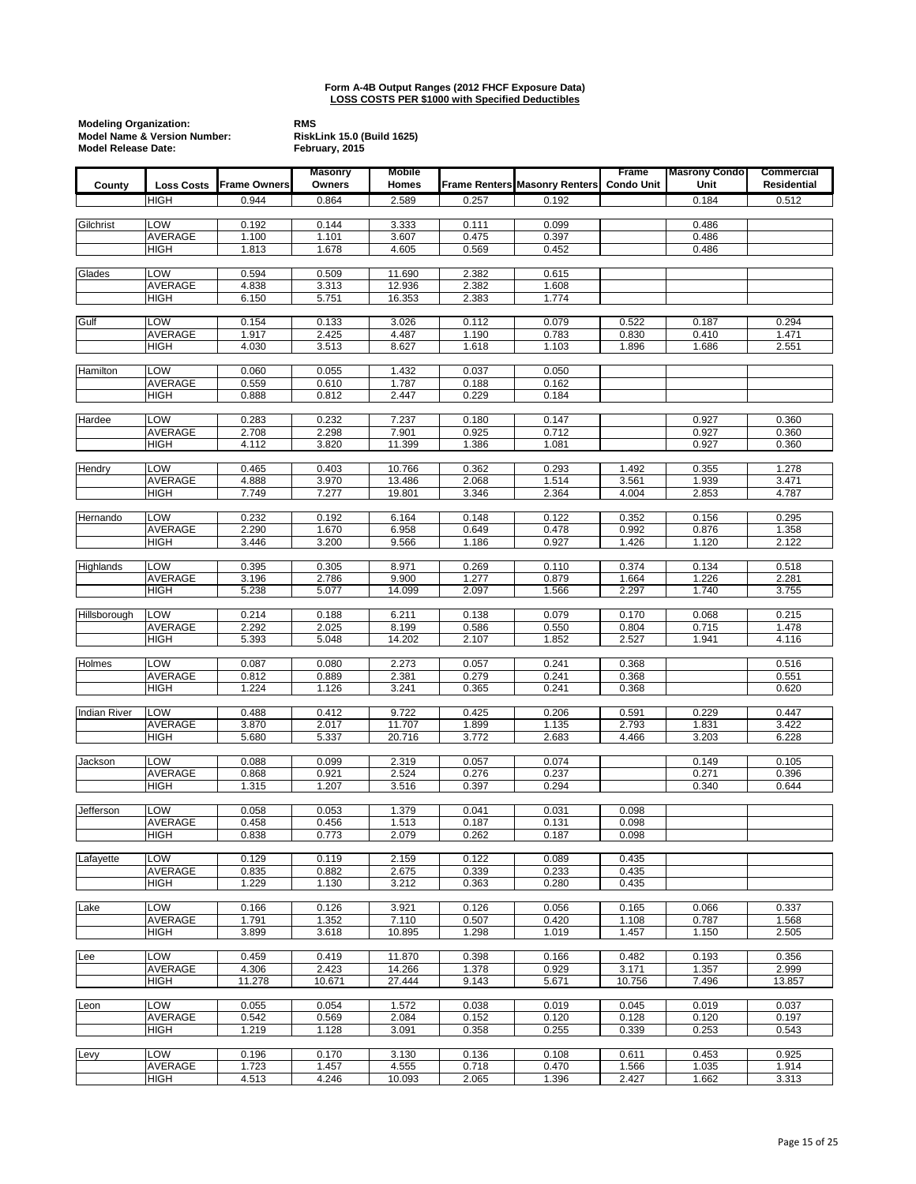**Form A-4B Output Ranges (2012 FHCF Exposure Data)**
**LOSS COSTS PER $1000 with Specified Deductibles**

**Modeling Organization:** RMS
**Model Name & Version Number:** RiskLink 15.0 (Build 1625)
**Model Release Date:** February, 2015

| County | Loss Costs | Frame Owners | Masonry Owners | Mobile Homes | Frame Renters | Masonry Renters | Frame Condo Unit | Masrony Condo Unit | Commercial Residential |
|---|---|---|---|---|---|---|---|---|---|
| | HIGH | 0.944 | 0.864 | 2.589 | 0.257 | 0.192 | | 0.184 | 0.512 |
| Gilchrist | LOW | 0.192 | 0.144 | 3.333 | 0.111 | 0.099 | | 0.486 | |
| | AVERAGE | 1.100 | 1.101 | 3.607 | 0.475 | 0.397 | | 0.486 | |
| | HIGH | 1.813 | 1.678 | 4.605 | 0.569 | 0.452 | | 0.486 | |
| Glades | LOW | 0.594 | 0.509 | 11.690 | 2.382 | 0.615 | | | |
| | AVERAGE | 4.838 | 3.313 | 12.936 | 2.382 | 1.608 | | | |
| | HIGH | 6.150 | 5.751 | 16.353 | 2.383 | 1.774 | | | |
| Gulf | LOW | 0.154 | 0.133 | 3.026 | 0.112 | 0.079 | 0.522 | 0.187 | 0.294 |
| | AVERAGE | 1.917 | 2.425 | 4.487 | 1.190 | 0.783 | 0.830 | 0.410 | 1.471 |
| | HIGH | 4.030 | 3.513 | 8.627 | 1.618 | 1.103 | 1.896 | 1.686 | 2.551 |
| Hamilton | LOW | 0.060 | 0.055 | 1.432 | 0.037 | 0.050 | | | |
| | AVERAGE | 0.559 | 0.610 | 1.787 | 0.188 | 0.162 | | | |
| | HIGH | 0.888 | 0.812 | 2.447 | 0.229 | 0.184 | | | |
| Hardee | LOW | 0.283 | 0.232 | 7.237 | 0.180 | 0.147 | | 0.927 | 0.360 |
| | AVERAGE | 2.708 | 2.298 | 7.901 | 0.925 | 0.712 | | 0.927 | 0.360 |
| | HIGH | 4.112 | 3.820 | 11.399 | 1.386 | 1.081 | | 0.927 | 0.360 |
| Hendry | LOW | 0.465 | 0.403 | 10.766 | 0.362 | 0.293 | 1.492 | 0.355 | 1.278 |
| | AVERAGE | 4.888 | 3.970 | 13.486 | 2.068 | 1.514 | 3.561 | 1.939 | 3.471 |
| | HIGH | 7.749 | 7.277 | 19.801 | 3.346 | 2.364 | 4.004 | 2.853 | 4.787 |
| Hernando | LOW | 0.232 | 0.192 | 6.164 | 0.148 | 0.122 | 0.352 | 0.156 | 0.295 |
| | AVERAGE | 2.290 | 1.670 | 6.958 | 0.649 | 0.478 | 0.992 | 0.876 | 1.358 |
| | HIGH | 3.446 | 3.200 | 9.566 | 1.186 | 0.927 | 1.426 | 1.120 | 2.122 |
| Highlands | LOW | 0.395 | 0.305 | 8.971 | 0.269 | 0.110 | 0.374 | 0.134 | 0.518 |
| | AVERAGE | 3.196 | 2.786 | 9.900 | 1.277 | 0.879 | 1.664 | 1.226 | 2.281 |
| | HIGH | 5.238 | 5.077 | 14.099 | 2.097 | 1.566 | 2.297 | 1.740 | 3.755 |
| Hillsborough | LOW | 0.214 | 0.188 | 6.211 | 0.138 | 0.079 | 0.170 | 0.068 | 0.215 |
| | AVERAGE | 2.292 | 2.025 | 8.199 | 0.586 | 0.550 | 0.804 | 0.715 | 1.478 |
| | HIGH | 5.393 | 5.048 | 14.202 | 2.107 | 1.852 | 2.527 | 1.941 | 4.116 |
| Holmes | LOW | 0.087 | 0.080 | 2.273 | 0.057 | 0.241 | 0.368 | | 0.516 |
| | AVERAGE | 0.812 | 0.889 | 2.381 | 0.279 | 0.241 | 0.368 | | 0.551 |
| | HIGH | 1.224 | 1.126 | 3.241 | 0.365 | 0.241 | 0.368 | | 0.620 |
| Indian River | LOW | 0.488 | 0.412 | 9.722 | 0.425 | 0.206 | 0.591 | 0.229 | 0.447 |
| | AVERAGE | 3.870 | 2.017 | 11.707 | 1.899 | 1.135 | 2.793 | 1.831 | 3.422 |
| | HIGH | 5.680 | 5.337 | 20.716 | 3.772 | 2.683 | 4.466 | 3.203 | 6.228 |
| Jackson | LOW | 0.088 | 0.099 | 2.319 | 0.057 | 0.074 | | 0.149 | 0.105 |
| | AVERAGE | 0.868 | 0.921 | 2.524 | 0.276 | 0.237 | | 0.271 | 0.396 |
| | HIGH | 1.315 | 1.207 | 3.516 | 0.397 | 0.294 | | 0.340 | 0.644 |
| Jefferson | LOW | 0.058 | 0.053 | 1.379 | 0.041 | 0.031 | 0.098 | | |
| | AVERAGE | 0.458 | 0.456 | 1.513 | 0.187 | 0.131 | 0.098 | | |
| | HIGH | 0.838 | 0.773 | 2.079 | 0.262 | 0.187 | 0.098 | | |
| Lafayette | LOW | 0.129 | 0.119 | 2.159 | 0.122 | 0.089 | 0.435 | | |
| | AVERAGE | 0.835 | 0.882 | 2.675 | 0.339 | 0.233 | 0.435 | | |
| | HIGH | 1.229 | 1.130 | 3.212 | 0.363 | 0.280 | 0.435 | | |
| Lake | LOW | 0.166 | 0.126 | 3.921 | 0.126 | 0.056 | 0.165 | 0.066 | 0.337 |
| | AVERAGE | 1.791 | 1.352 | 7.110 | 0.507 | 0.420 | 1.108 | 0.787 | 1.568 |
| | HIGH | 3.899 | 3.618 | 10.895 | 1.298 | 1.019 | 1.457 | 1.150 | 2.505 |
| Lee | LOW | 0.459 | 0.419 | 11.870 | 0.398 | 0.166 | 0.482 | 0.193 | 0.356 |
| | AVERAGE | 4.306 | 2.423 | 14.266 | 1.378 | 0.929 | 3.171 | 1.357 | 2.999 |
| | HIGH | 11.278 | 10.671 | 27.444 | 9.143 | 5.671 | 10.756 | 7.496 | 13.857 |
| Leon | LOW | 0.055 | 0.054 | 1.572 | 0.038 | 0.019 | 0.045 | 0.019 | 0.037 |
| | AVERAGE | 0.542 | 0.569 | 2.084 | 0.152 | 0.120 | 0.128 | 0.120 | 0.197 |
| | HIGH | 1.219 | 1.128 | 3.091 | 0.358 | 0.255 | 0.339 | 0.253 | 0.543 |
| Levy | LOW | 0.196 | 0.170 | 3.130 | 0.136 | 0.108 | 0.611 | 0.453 | 0.925 |
| | AVERAGE | 1.723 | 1.457 | 4.555 | 0.718 | 0.470 | 1.566 | 1.035 | 1.914 |
| | HIGH | 4.513 | 4.246 | 10.093 | 2.065 | 1.396 | 2.427 | 1.662 | 3.313 |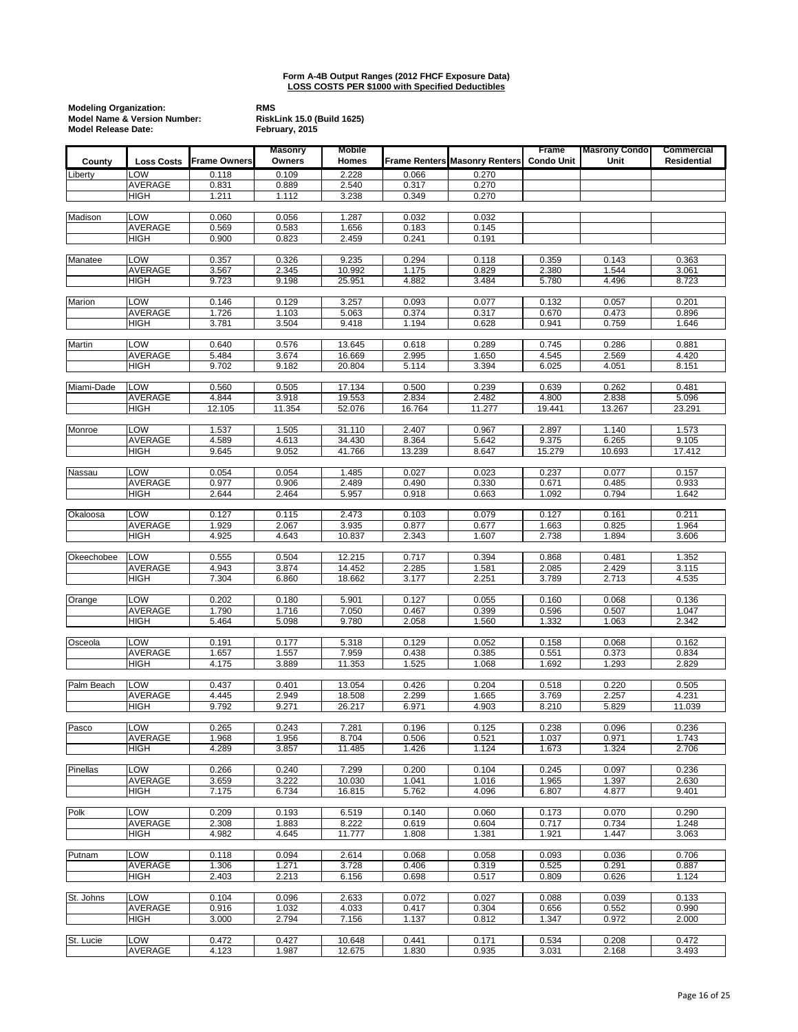**Form A-4B Output Ranges (2012 FHCF Exposure Data)**
**LOSS COSTS PER $1000 with Specified Deductibles**

| | |
|---|---|
| **Modeling Organization:** | **RMS** |
| **Model Name & Version Number:** | **RiskLink 15.0 (Build 1625)** |
| **Model Release Date:** | **February, 2015** |

| County | Loss Costs | Frame Owners | Masonry Owners | Mobile Homes | Frame Renters | Masonry Renters | Frame Condo Unit | Masrony Condo Unit | Commercial Residential |
|---|---|---|---|---|---|---|---|---|---|
| Liberty | LOW | 0.118 | 0.109 | 2.228 | 0.066 | 0.270 | | | |
| | AVERAGE | 0.831 | 0.889 | 2.540 | 0.317 | 0.270 | | | |
| | HIGH | 1.211 | 1.112 | 3.238 | 0.349 | 0.270 | | | |
| Madison | LOW | 0.060 | 0.056 | 1.287 | 0.032 | 0.032 | | | |
| | AVERAGE | 0.569 | 0.583 | 1.656 | 0.183 | 0.145 | | | |
| | HIGH | 0.900 | 0.823 | 2.459 | 0.241 | 0.191 | | | |
| Manatee | LOW | 0.357 | 0.326 | 9.235 | 0.294 | 0.118 | 0.359 | 0.143 | 0.363 |
| | AVERAGE | 3.567 | 2.345 | 10.992 | 1.175 | 0.829 | 2.380 | 1.544 | 3.061 |
| | HIGH | 9.723 | 9.198 | 25.951 | 4.882 | 3.484 | 5.780 | 4.496 | 8.723 |
| Marion | LOW | 0.146 | 0.129 | 3.257 | 0.093 | 0.077 | 0.132 | 0.057 | 0.201 |
| | AVERAGE | 1.726 | 1.103 | 5.063 | 0.374 | 0.317 | 0.670 | 0.473 | 0.896 |
| | HIGH | 3.781 | 3.504 | 9.418 | 1.194 | 0.628 | 0.941 | 0.759 | 1.646 |
| Martin | LOW | 0.640 | 0.576 | 13.645 | 0.618 | 0.289 | 0.745 | 0.286 | 0.881 |
| | AVERAGE | 5.484 | 3.674 | 16.669 | 2.995 | 1.650 | 4.545 | 2.569 | 4.420 |
| | HIGH | 9.702 | 9.182 | 20.804 | 5.114 | 3.394 | 6.025 | 4.051 | 8.151 |
| Miami-Dade | LOW | 0.560 | 0.505 | 17.134 | 0.500 | 0.239 | 0.639 | 0.262 | 0.481 |
| | AVERAGE | 4.844 | 3.918 | 19.553 | 2.834 | 2.482 | 4.800 | 2.838 | 5.096 |
| | HIGH | 12.105 | 11.354 | 52.076 | 16.764 | 11.277 | 19.441 | 13.267 | 23.291 |
| Monroe | LOW | 1.537 | 1.505 | 31.110 | 2.407 | 0.967 | 2.897 | 1.140 | 1.573 |
| | AVERAGE | 4.589 | 4.613 | 34.430 | 8.364 | 5.642 | 9.375 | 6.265 | 9.105 |
| | HIGH | 9.645 | 9.052 | 41.766 | 13.239 | 8.647 | 15.279 | 10.693 | 17.412 |
| Nassau | LOW | 0.054 | 0.054 | 1.485 | 0.027 | 0.023 | 0.237 | 0.077 | 0.157 |
| | AVERAGE | 0.977 | 0.906 | 2.489 | 0.490 | 0.330 | 0.671 | 0.485 | 0.933 |
| | HIGH | 2.644 | 2.464 | 5.957 | 0.918 | 0.663 | 1.092 | 0.794 | 1.642 |
| Okaloosa | LOW | 0.127 | 0.115 | 2.473 | 0.103 | 0.079 | 0.127 | 0.161 | 0.211 |
| | AVERAGE | 1.929 | 2.067 | 3.935 | 0.877 | 0.677 | 1.663 | 0.825 | 1.964 |
| | HIGH | 4.925 | 4.643 | 10.837 | 2.343 | 1.607 | 2.738 | 1.894 | 3.606 |
| Okeechobee | LOW | 0.555 | 0.504 | 12.215 | 0.717 | 0.394 | 0.868 | 0.481 | 1.352 |
| | AVERAGE | 4.943 | 3.874 | 14.452 | 2.285 | 1.581 | 2.085 | 2.429 | 3.115 |
| | HIGH | 7.304 | 6.860 | 18.662 | 3.177 | 2.251 | 3.789 | 2.713 | 4.535 |
| Orange | LOW | 0.202 | 0.180 | 5.901 | 0.127 | 0.055 | 0.160 | 0.068 | 0.136 |
| | AVERAGE | 1.790 | 1.716 | 7.050 | 0.467 | 0.399 | 0.596 | 0.507 | 1.047 |
| | HIGH | 5.464 | 5.098 | 9.780 | 2.058 | 1.560 | 1.332 | 1.063 | 2.342 |
| Osceola | LOW | 0.191 | 0.177 | 5.318 | 0.129 | 0.052 | 0.158 | 0.068 | 0.162 |
| | AVERAGE | 1.657 | 1.557 | 7.959 | 0.438 | 0.385 | 0.551 | 0.373 | 0.834 |
| | HIGH | 4.175 | 3.889 | 11.353 | 1.525 | 1.068 | 1.692 | 1.293 | 2.829 |
| Palm Beach | LOW | 0.437 | 0.401 | 13.054 | 0.426 | 0.204 | 0.518 | 0.220 | 0.505 |
| | AVERAGE | 4.445 | 2.949 | 18.508 | 2.299 | 1.665 | 3.769 | 2.257 | 4.231 |
| | HIGH | 9.792 | 9.271 | 26.217 | 6.971 | 4.903 | 8.210 | 5.829 | 11.039 |
| Pasco | LOW | 0.265 | 0.243 | 7.281 | 0.196 | 0.125 | 0.238 | 0.096 | 0.236 |
| | AVERAGE | 1.968 | 1.956 | 8.704 | 0.506 | 0.521 | 1.037 | 0.971 | 1.743 |
| | HIGH | 4.289 | 3.857 | 11.485 | 1.426 | 1.124 | 1.673 | 1.324 | 2.706 |
| Pinellas | LOW | 0.266 | 0.240 | 7.299 | 0.200 | 0.104 | 0.245 | 0.097 | 0.236 |
| | AVERAGE | 3.659 | 3.222 | 10.030 | 1.041 | 1.016 | 1.965 | 1.397 | 2.630 |
| | HIGH | 7.175 | 6.734 | 16.815 | 5.762 | 4.096 | 6.807 | 4.877 | 9.401 |
| Polk | LOW | 0.209 | 0.193 | 6.519 | 0.140 | 0.060 | 0.173 | 0.070 | 0.290 |
| | AVERAGE | 2.308 | 1.883 | 8.222 | 0.619 | 0.604 | 0.717 | 0.734 | 1.248 |
| | HIGH | 4.982 | 4.645 | 11.777 | 1.808 | 1.381 | 1.921 | 1.447 | 3.063 |
| Putnam | LOW | 0.118 | 0.094 | 2.614 | 0.068 | 0.058 | 0.093 | 0.036 | 0.706 |
| | AVERAGE | 1.306 | 1.271 | 3.728 | 0.406 | 0.319 | 0.525 | 0.291 | 0.887 |
| | HIGH | 2.403 | 2.213 | 6.156 | 0.698 | 0.517 | 0.809 | 0.626 | 1.124 |
| St. Johns | LOW | 0.104 | 0.096 | 2.633 | 0.072 | 0.027 | 0.088 | 0.039 | 0.133 |
| | AVERAGE | 0.916 | 1.032 | 4.033 | 0.417 | 0.304 | 0.656 | 0.552 | 0.990 |
| | HIGH | 3.000 | 2.794 | 7.156 | 1.137 | 0.812 | 1.347 | 0.972 | 2.000 |
| St. Lucie | LOW | 0.472 | 0.427 | 10.648 | 0.441 | 0.171 | 0.534 | 0.208 | 0.472 |
| | AVERAGE | 4.123 | 1.987 | 12.675 | 1.830 | 0.935 | 3.031 | 2.168 | 3.493 |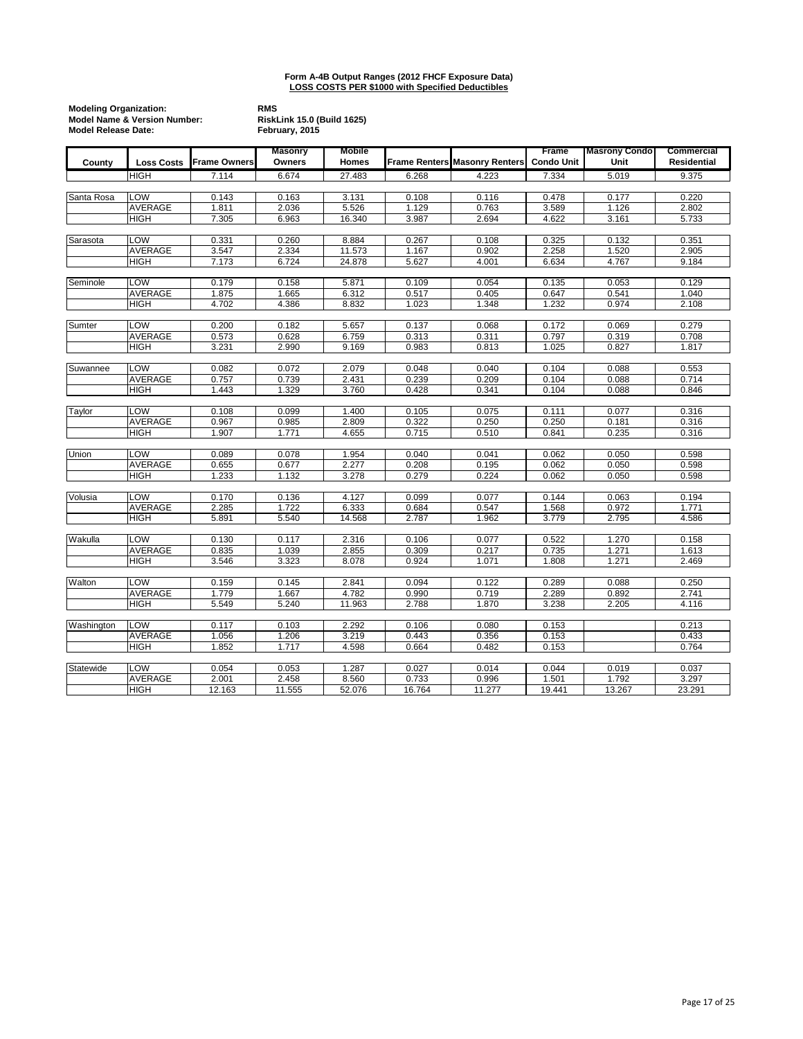**Form A-4B Output Ranges (2012 FHCF Exposure Data)**
**LOSS COSTS PER $1000 with Specified Deductibles**

**Modeling Organization:** RMS
**Model Name & Version Number:** RiskLink 15.0 (Build 1625)
**Model Release Date:** February, 2015

| County | Loss Costs | Frame Owners | Masonry Owners | Mobile Homes | Frame Renters | Masonry Renters | Frame Condo Unit | Masrony Condo Unit | Commercial Residential |
|---|---|---|---|---|---|---|---|---|---|
| | HIGH | 7.114 | 6.674 | 27.483 | 6.268 | 4.223 | 7.334 | 5.019 | 9.375 |
| Santa Rosa | LOW | 0.143 | 0.163 | 3.131 | 0.108 | 0.116 | 0.478 | 0.177 | 0.220 |
| | AVERAGE | 1.811 | 2.036 | 5.526 | 1.129 | 0.763 | 3.589 | 1.126 | 2.802 |
| | HIGH | 7.305 | 6.963 | 16.340 | 3.987 | 2.694 | 4.622 | 3.161 | 5.733 |
| Sarasota | LOW | 0.331 | 0.260 | 8.884 | 0.267 | 0.108 | 0.325 | 0.132 | 0.351 |
| | AVERAGE | 3.547 | 2.334 | 11.573 | 1.167 | 0.902 | 2.258 | 1.520 | 2.905 |
| | HIGH | 7.173 | 6.724 | 24.878 | 5.627 | 4.001 | 6.634 | 4.767 | 9.184 |
| Seminole | LOW | 0.179 | 0.158 | 5.871 | 0.109 | 0.054 | 0.135 | 0.053 | 0.129 |
| | AVERAGE | 1.875 | 1.665 | 6.312 | 0.517 | 0.405 | 0.647 | 0.541 | 1.040 |
| | HIGH | 4.702 | 4.386 | 8.832 | 1.023 | 1.348 | 1.232 | 0.974 | 2.108 |
| Sumter | LOW | 0.200 | 0.182 | 5.657 | 0.137 | 0.068 | 0.172 | 0.069 | 0.279 |
| | AVERAGE | 0.573 | 0.628 | 6.759 | 0.313 | 0.311 | 0.797 | 0.319 | 0.708 |
| | HIGH | 3.231 | 2.990 | 9.169 | 0.983 | 0.813 | 1.025 | 0.827 | 1.817 |
| Suwannee | LOW | 0.082 | 0.072 | 2.079 | 0.048 | 0.040 | 0.104 | 0.088 | 0.553 |
| | AVERAGE | 0.757 | 0.739 | 2.431 | 0.239 | 0.209 | 0.104 | 0.088 | 0.714 |
| | HIGH | 1.443 | 1.329 | 3.760 | 0.428 | 0.341 | 0.104 | 0.088 | 0.846 |
| Taylor | LOW | 0.108 | 0.099 | 1.400 | 0.105 | 0.075 | 0.111 | 0.077 | 0.316 |
| | AVERAGE | 0.967 | 0.985 | 2.809 | 0.322 | 0.250 | 0.250 | 0.181 | 0.316 |
| | HIGH | 1.907 | 1.771 | 4.655 | 0.715 | 0.510 | 0.841 | 0.235 | 0.316 |
| Union | LOW | 0.089 | 0.078 | 1.954 | 0.040 | 0.041 | 0.062 | 0.050 | 0.598 |
| | AVERAGE | 0.655 | 0.677 | 2.277 | 0.208 | 0.195 | 0.062 | 0.050 | 0.598 |
| | HIGH | 1.233 | 1.132 | 3.278 | 0.279 | 0.224 | 0.062 | 0.050 | 0.598 |
| Volusia | LOW | 0.170 | 0.136 | 4.127 | 0.099 | 0.077 | 0.144 | 0.063 | 0.194 |
| | AVERAGE | 2.285 | 1.722 | 6.333 | 0.684 | 0.547 | 1.568 | 0.972 | 1.771 |
| | HIGH | 5.891 | 5.540 | 14.568 | 2.787 | 1.962 | 3.779 | 2.795 | 4.586 |
| Wakulla | LOW | 0.130 | 0.117 | 2.316 | 0.106 | 0.077 | 0.522 | 1.270 | 0.158 |
| | AVERAGE | 0.835 | 1.039 | 2.855 | 0.309 | 0.217 | 0.735 | 1.271 | 1.613 |
| | HIGH | 3.546 | 3.323 | 8.078 | 0.924 | 1.071 | 1.808 | 1.271 | 2.469 |
| Walton | LOW | 0.159 | 0.145 | 2.841 | 0.094 | 0.122 | 0.289 | 0.088 | 0.250 |
| | AVERAGE | 1.779 | 1.667 | 4.782 | 0.990 | 0.719 | 2.289 | 0.892 | 2.741 |
| | HIGH | 5.549 | 5.240 | 11.963 | 2.788 | 1.870 | 3.238 | 2.205 | 4.116 |
| Washington | LOW | 0.117 | 0.103 | 2.292 | 0.106 | 0.080 | 0.153 | | 0.213 |
| | AVERAGE | 1.056 | 1.206 | 3.219 | 0.443 | 0.356 | 0.153 | | 0.433 |
| | HIGH | 1.852 | 1.717 | 4.598 | 0.664 | 0.482 | 0.153 | | 0.764 |
| Statewide | LOW | 0.054 | 0.053 | 1.287 | 0.027 | 0.014 | 0.044 | 0.019 | 0.037 |
| | AVERAGE | 2.001 | 2.458 | 8.560 | 0.733 | 0.996 | 1.501 | 1.792 | 3.297 |
| | HIGH | 12.163 | 11.555 | 52.076 | 16.764 | 11.277 | 19.441 | 13.267 | 23.291 |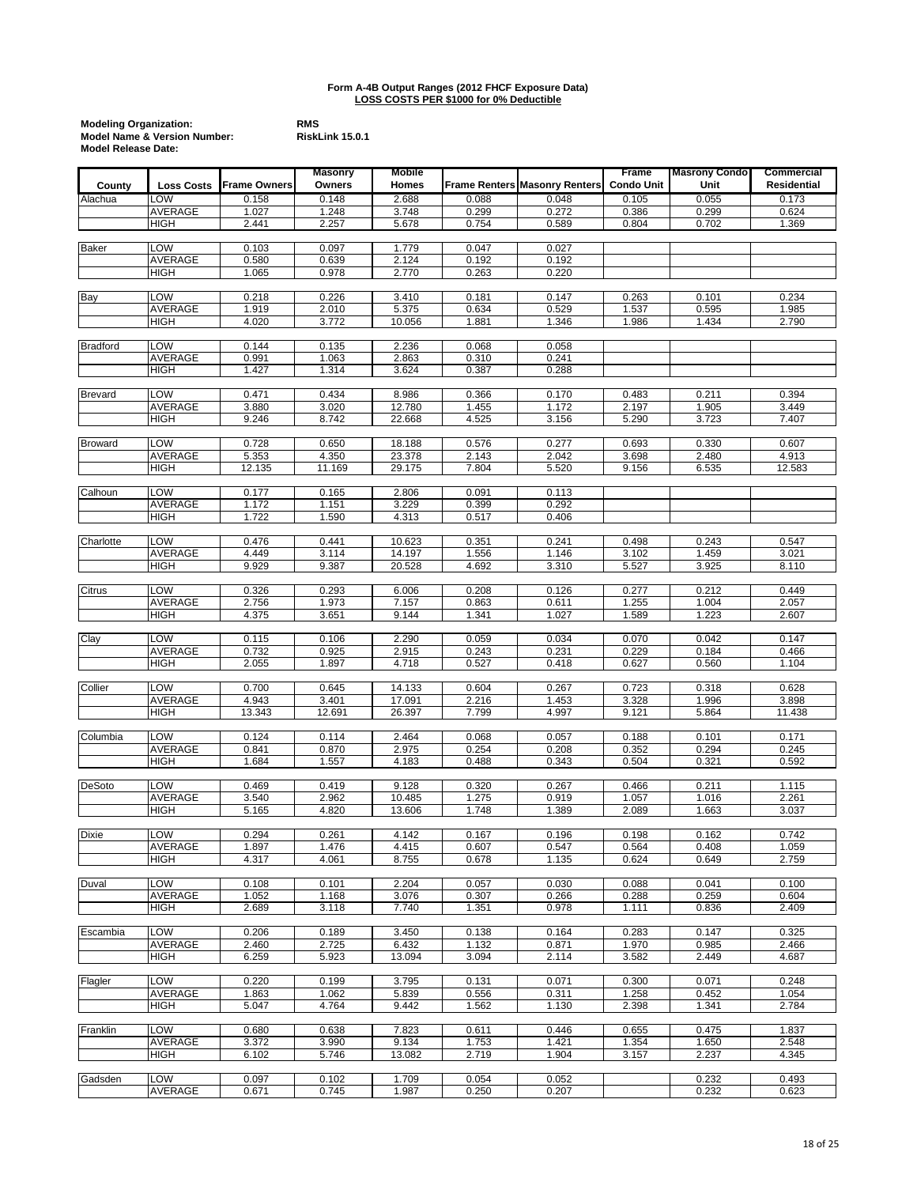**Form A-4B Output Ranges (2012 FHCF Exposure Data)**
**LOSS COSTS PER $1000 for 0% Deductible**

**Modeling Organization:** RMS
**Model Name & Version Number:** RiskLink 15.0.1
**Model Release Date:**

| County | Loss Costs | Frame Owners | Masonry Owners | Mobile Homes | Frame Renters | Masonry Renters | Frame Condo Unit | Masrony Condo Unit | Commercial Residential |
|---|---|---|---|---|---|---|---|---|---|
| Alachua | LOW | 0.158 | 0.148 | 2.688 | 0.088 | 0.048 | 0.105 | 0.055 | 0.173 |
| | AVERAGE | 1.027 | 1.248 | 3.748 | 0.299 | 0.272 | 0.386 | 0.299 | 0.624 |
| | HIGH | 2.441 | 2.257 | 5.678 | 0.754 | 0.589 | 0.804 | 0.702 | 1.369 |
| Baker | LOW | 0.103 | 0.097 | 1.779 | 0.047 | 0.027 | | | |
| | AVERAGE | 0.580 | 0.639 | 2.124 | 0.192 | 0.192 | | | |
| | HIGH | 1.065 | 0.978 | 2.770 | 0.263 | 0.220 | | | |
| Bay | LOW | 0.218 | 0.226 | 3.410 | 0.181 | 0.147 | 0.263 | 0.101 | 0.234 |
| | AVERAGE | 1.919 | 2.010 | 5.375 | 0.634 | 0.529 | 1.537 | 0.595 | 1.985 |
| | HIGH | 4.020 | 3.772 | 10.056 | 1.881 | 1.346 | 1.986 | 1.434 | 2.790 |
| Bradford | LOW | 0.144 | 0.135 | 2.236 | 0.068 | 0.058 | | | |
| | AVERAGE | 0.991 | 1.063 | 2.863 | 0.310 | 0.241 | | | |
| | HIGH | 1.427 | 1.314 | 3.624 | 0.387 | 0.288 | | | |
| Brevard | LOW | 0.471 | 0.434 | 8.986 | 0.366 | 0.170 | 0.483 | 0.211 | 0.394 |
| | AVERAGE | 3.880 | 3.020 | 12.780 | 1.455 | 1.172 | 2.197 | 1.905 | 3.449 |
| | HIGH | 9.246 | 8.742 | 22.668 | 4.525 | 3.156 | 5.290 | 3.723 | 7.407 |
| Broward | LOW | 0.728 | 0.650 | 18.188 | 0.576 | 0.277 | 0.693 | 0.330 | 0.607 |
| | AVERAGE | 5.353 | 4.350 | 23.378 | 2.143 | 2.042 | 3.698 | 2.480 | 4.913 |
| | HIGH | 12.135 | 11.169 | 29.175 | 7.804 | 5.520 | 9.156 | 6.535 | 12.583 |
| Calhoun | LOW | 0.177 | 0.165 | 2.806 | 0.091 | 0.113 | | | |
| | AVERAGE | 1.172 | 1.151 | 3.229 | 0.399 | 0.292 | | | |
| | HIGH | 1.722 | 1.590 | 4.313 | 0.517 | 0.406 | | | |
| Charlotte | LOW | 0.476 | 0.441 | 10.623 | 0.351 | 0.241 | 0.498 | 0.243 | 0.547 |
| | AVERAGE | 4.449 | 3.114 | 14.197 | 1.556 | 1.146 | 3.102 | 1.459 | 3.021 |
| | HIGH | 9.929 | 9.387 | 20.528 | 4.692 | 3.310 | 5.527 | 3.925 | 8.110 |
| Citrus | LOW | 0.326 | 0.293 | 6.006 | 0.208 | 0.126 | 0.277 | 0.212 | 0.449 |
| | AVERAGE | 2.756 | 1.973 | 7.157 | 0.863 | 0.611 | 1.255 | 1.004 | 2.057 |
| | HIGH | 4.375 | 3.651 | 9.144 | 1.341 | 1.027 | 1.589 | 1.223 | 2.607 |
| Clay | LOW | 0.115 | 0.106 | 2.290 | 0.059 | 0.034 | 0.070 | 0.042 | 0.147 |
| | AVERAGE | 0.732 | 0.925 | 2.915 | 0.243 | 0.231 | 0.229 | 0.184 | 0.466 |
| | HIGH | 2.055 | 1.897 | 4.718 | 0.527 | 0.418 | 0.627 | 0.560 | 1.104 |
| Collier | LOW | 0.700 | 0.645 | 14.133 | 0.604 | 0.267 | 0.723 | 0.318 | 0.628 |
| | AVERAGE | 4.943 | 3.401 | 17.091 | 2.216 | 1.453 | 3.328 | 1.996 | 3.898 |
| | HIGH | 13.343 | 12.691 | 26.397 | 7.799 | 4.997 | 9.121 | 5.864 | 11.438 |
| Columbia | LOW | 0.124 | 0.114 | 2.464 | 0.068 | 0.057 | 0.188 | 0.101 | 0.171 |
| | AVERAGE | 0.841 | 0.870 | 2.975 | 0.254 | 0.208 | 0.352 | 0.294 | 0.245 |
| | HIGH | 1.684 | 1.557 | 4.183 | 0.488 | 0.343 | 0.504 | 0.321 | 0.592 |
| DeSoto | LOW | 0.469 | 0.419 | 9.128 | 0.320 | 0.267 | 0.466 | 0.211 | 1.115 |
| | AVERAGE | 3.540 | 2.962 | 10.485 | 1.275 | 0.919 | 1.057 | 1.016 | 2.261 |
| | HIGH | 5.165 | 4.820 | 13.606 | 1.748 | 1.389 | 2.089 | 1.663 | 3.037 |
| Dixie | LOW | 0.294 | 0.261 | 4.142 | 0.167 | 0.196 | 0.198 | 0.162 | 0.742 |
| | AVERAGE | 1.897 | 1.476 | 4.415 | 0.607 | 0.547 | 0.564 | 0.408 | 1.059 |
| | HIGH | 4.317 | 4.061 | 8.755 | 0.678 | 1.135 | 0.624 | 0.649 | 2.759 |
| Duval | LOW | 0.108 | 0.101 | 2.204 | 0.057 | 0.030 | 0.088 | 0.041 | 0.100 |
| | AVERAGE | 1.052 | 1.168 | 3.076 | 0.307 | 0.266 | 0.288 | 0.259 | 0.604 |
| | HIGH | 2.689 | 3.118 | 7.740 | 1.351 | 0.978 | 1.111 | 0.836 | 2.409 |
| Escambia | LOW | 0.206 | 0.189 | 3.450 | 0.138 | 0.164 | 0.283 | 0.147 | 0.325 |
| | AVERAGE | 2.460 | 2.725 | 6.432 | 1.132 | 0.871 | 1.970 | 0.985 | 2.466 |
| | HIGH | 6.259 | 5.923 | 13.094 | 3.094 | 2.114 | 3.582 | 2.449 | 4.687 |
| Flagler | LOW | 0.220 | 0.199 | 3.795 | 0.131 | 0.071 | 0.300 | 0.071 | 0.248 |
| | AVERAGE | 1.863 | 1.062 | 5.839 | 0.556 | 0.311 | 1.258 | 0.452 | 1.054 |
| | HIGH | 5.047 | 4.764 | 9.442 | 1.562 | 1.130 | 2.398 | 1.341 | 2.784 |
| Franklin | LOW | 0.680 | 0.638 | 7.823 | 0.611 | 0.446 | 0.655 | 0.475 | 1.837 |
| | AVERAGE | 3.372 | 3.990 | 9.134 | 1.753 | 1.421 | 1.354 | 1.650 | 2.548 |
| | HIGH | 6.102 | 5.746 | 13.082 | 2.719 | 1.904 | 3.157 | 2.237 | 4.345 |
| Gadsden | LOW | 0.097 | 0.102 | 1.709 | 0.054 | 0.052 | | 0.232 | 0.493 |
| | AVERAGE | 0.671 | 0.745 | 1.987 | 0.250 | 0.207 | | 0.232 | 0.623 |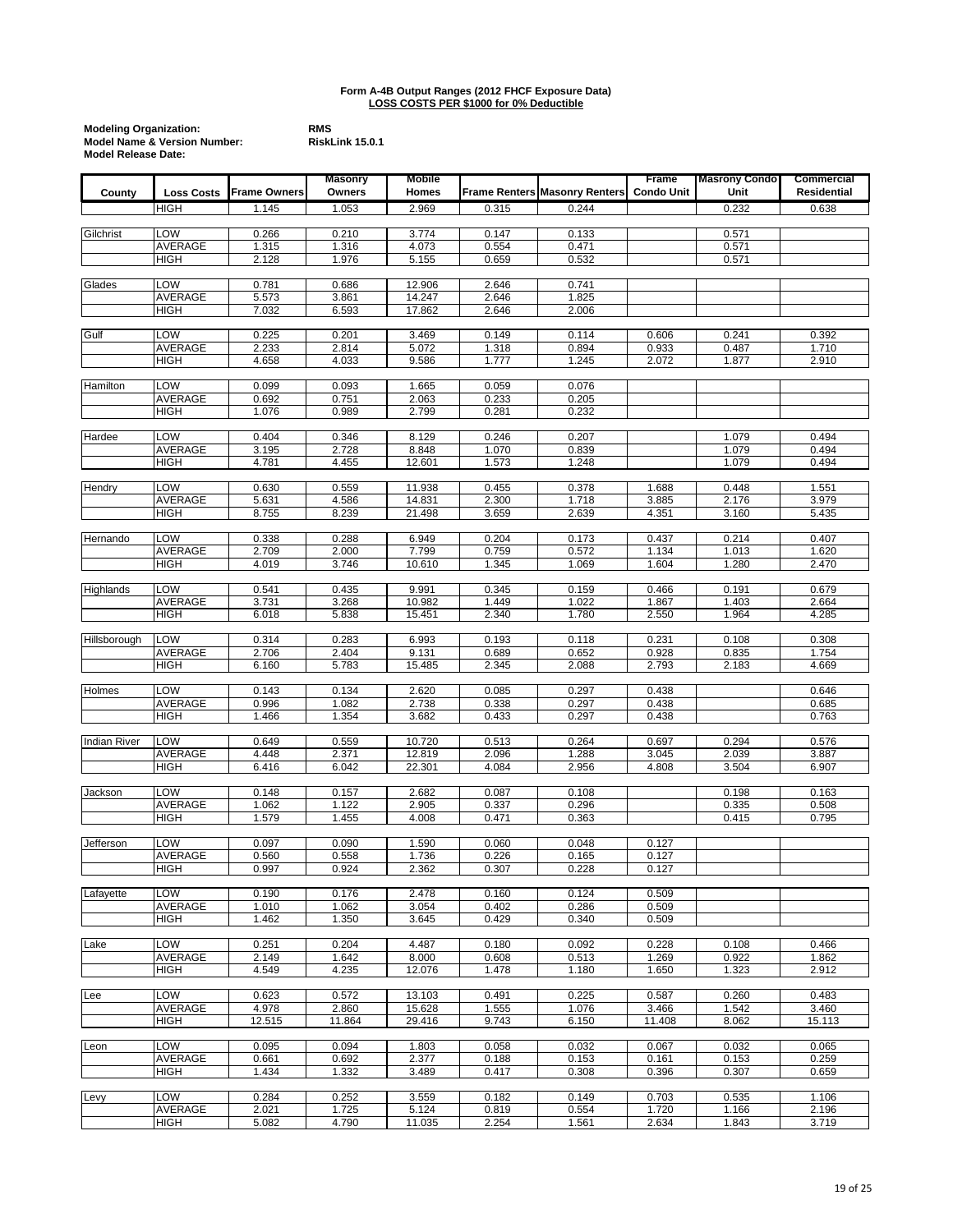**Form A-4B Output Ranges (2012 FHCF Exposure Data)**
**LOSS COSTS PER $1000 for 0% Deductible**

**Modeling Organization:** RMS
**Model Name & Version Number:** RiskLink 15.0.1
**Model Release Date:**

| County | Loss Costs | Frame Owners | Masonry Owners | Mobile Homes | Frame Renters | Masonry Renters | Frame Condo Unit | Masrony Condo Unit | Commercial Residential |
|---|---|---|---|---|---|---|---|---|---|
| | HIGH | 1.145 | 1.053 | 2.969 | 0.315 | 0.244 | | 0.232 | 0.638 |
| Gilchrist | LOW | 0.266 | 0.210 | 3.774 | 0.147 | 0.133 | | 0.571 | |
| | AVERAGE | 1.315 | 1.316 | 4.073 | 0.554 | 0.471 | | 0.571 | |
| | HIGH | 2.128 | 1.976 | 5.155 | 0.659 | 0.532 | | 0.571 | |
| Glades | LOW | 0.781 | 0.686 | 12.906 | 2.646 | 0.741 | | | |
| | AVERAGE | 5.573 | 3.861 | 14.247 | 2.646 | 1.825 | | | |
| | HIGH | 7.032 | 6.593 | 17.862 | 2.646 | 2.006 | | | |
| Gulf | LOW | 0.225 | 0.201 | 3.469 | 0.149 | 0.114 | 0.606 | 0.241 | 0.392 |
| | AVERAGE | 2.233 | 2.814 | 5.072 | 1.318 | 0.894 | 0.933 | 0.487 | 1.710 |
| | HIGH | 4.658 | 4.033 | 9.586 | 1.777 | 1.245 | 2.072 | 1.877 | 2.910 |
| Hamilton | LOW | 0.099 | 0.093 | 1.665 | 0.059 | 0.076 | | | |
| | AVERAGE | 0.692 | 0.751 | 2.063 | 0.233 | 0.205 | | | |
| | HIGH | 1.076 | 0.989 | 2.799 | 0.281 | 0.232 | | | |
| Hardee | LOW | 0.404 | 0.346 | 8.129 | 0.246 | 0.207 | | 1.079 | 0.494 |
| | AVERAGE | 3.195 | 2.728 | 8.848 | 1.070 | 0.839 | | 1.079 | 0.494 |
| | HIGH | 4.781 | 4.455 | 12.601 | 1.573 | 1.248 | | 1.079 | 0.494 |
| Hendry | LOW | 0.630 | 0.559 | 11.938 | 0.455 | 0.378 | 1.688 | 0.448 | 1.551 |
| | AVERAGE | 5.631 | 4.586 | 14.831 | 2.300 | 1.718 | 3.885 | 2.176 | 3.979 |
| | HIGH | 8.755 | 8.239 | 21.498 | 3.659 | 2.639 | 4.351 | 3.160 | 5.435 |
| Hernando | LOW | 0.338 | 0.288 | 6.949 | 0.204 | 0.173 | 0.437 | 0.214 | 0.407 |
| | AVERAGE | 2.709 | 2.000 | 7.799 | 0.759 | 0.572 | 1.134 | 1.013 | 1.620 |
| | HIGH | 4.019 | 3.746 | 10.610 | 1.345 | 1.069 | 1.604 | 1.280 | 2.470 |
| Highlands | LOW | 0.541 | 0.435 | 9.991 | 0.345 | 0.159 | 0.466 | 0.191 | 0.679 |
| | AVERAGE | 3.731 | 3.268 | 10.982 | 1.449 | 1.022 | 1.867 | 1.403 | 2.664 |
| | HIGH | 6.018 | 5.838 | 15.451 | 2.340 | 1.780 | 2.550 | 1.964 | 4.285 |
| Hillsborough | LOW | 0.314 | 0.283 | 6.993 | 0.193 | 0.118 | 0.231 | 0.108 | 0.308 |
| | AVERAGE | 2.706 | 2.404 | 9.131 | 0.689 | 0.652 | 0.928 | 0.835 | 1.754 |
| | HIGH | 6.160 | 5.783 | 15.485 | 2.345 | 2.088 | 2.793 | 2.183 | 4.669 |
| Holmes | LOW | 0.143 | 0.134 | 2.620 | 0.085 | 0.297 | 0.438 | | 0.646 |
| | AVERAGE | 0.996 | 1.082 | 2.738 | 0.338 | 0.297 | 0.438 | | 0.685 |
| | HIGH | 1.466 | 1.354 | 3.682 | 0.433 | 0.297 | 0.438 | | 0.763 |
| Indian River | LOW | 0.649 | 0.559 | 10.720 | 0.513 | 0.264 | 0.697 | 0.294 | 0.576 |
| | AVERAGE | 4.448 | 2.371 | 12.819 | 2.096 | 1.288 | 3.045 | 2.039 | 3.887 |
| | HIGH | 6.416 | 6.042 | 22.301 | 4.084 | 2.956 | 4.808 | 3.504 | 6.907 |
| Jackson | LOW | 0.148 | 0.157 | 2.682 | 0.087 | 0.108 | | 0.198 | 0.163 |
| | AVERAGE | 1.062 | 1.122 | 2.905 | 0.337 | 0.296 | | 0.335 | 0.508 |
| | HIGH | 1.579 | 1.455 | 4.008 | 0.471 | 0.363 | | 0.415 | 0.795 |
| Jefferson | LOW | 0.097 | 0.090 | 1.590 | 0.060 | 0.048 | 0.127 | | |
| | AVERAGE | 0.560 | 0.558 | 1.736 | 0.226 | 0.165 | 0.127 | | |
| | HIGH | 0.997 | 0.924 | 2.362 | 0.307 | 0.228 | 0.127 | | |
| Lafayette | LOW | 0.190 | 0.176 | 2.478 | 0.160 | 0.124 | 0.509 | | |
| | AVERAGE | 1.010 | 1.062 | 3.054 | 0.402 | 0.286 | 0.509 | | |
| | HIGH | 1.462 | 1.350 | 3.645 | 0.429 | 0.340 | 0.509 | | |
| Lake | LOW | 0.251 | 0.204 | 4.487 | 0.180 | 0.092 | 0.228 | 0.108 | 0.466 |
| | AVERAGE | 2.149 | 1.642 | 8.000 | 0.608 | 0.513 | 1.269 | 0.922 | 1.862 |
| | HIGH | 4.549 | 4.235 | 12.076 | 1.478 | 1.180 | 1.650 | 1.323 | 2.912 |
| Lee | LOW | 0.623 | 0.572 | 13.103 | 0.491 | 0.225 | 0.587 | 0.260 | 0.483 |
| | AVERAGE | 4.978 | 2.860 | 15.628 | 1.555 | 1.076 | 3.466 | 1.542 | 3.460 |
| | HIGH | 12.515 | 11.864 | 29.416 | 9.743 | 6.150 | 11.408 | 8.062 | 15.113 |
| Leon | LOW | 0.095 | 0.094 | 1.803 | 0.058 | 0.032 | 0.067 | 0.032 | 0.065 |
| | AVERAGE | 0.661 | 0.692 | 2.377 | 0.188 | 0.153 | 0.161 | 0.153 | 0.259 |
| | HIGH | 1.434 | 1.332 | 3.489 | 0.417 | 0.308 | 0.396 | 0.307 | 0.659 |
| Levy | LOW | 0.284 | 0.252 | 3.559 | 0.182 | 0.149 | 0.703 | 0.535 | 1.106 |
| | AVERAGE | 2.021 | 1.725 | 5.124 | 0.819 | 0.554 | 1.720 | 1.166 | 2.196 |
| | HIGH | 5.082 | 4.790 | 11.035 | 2.254 | 1.561 | 2.634 | 1.843 | 3.719 |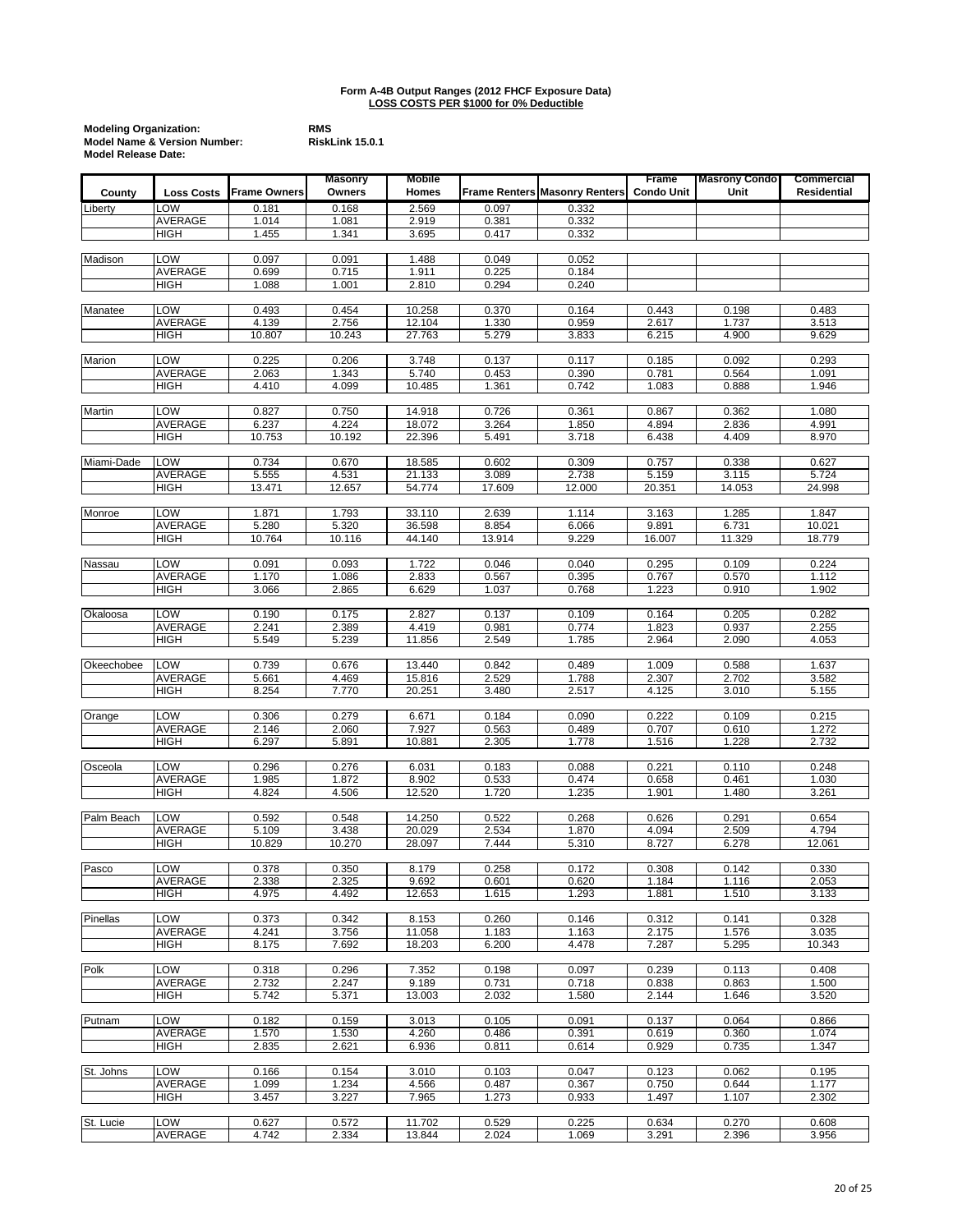**Form A-4B Output Ranges (2012 FHCF Exposure Data)**
**LOSS COSTS PER $1000 for 0% Deductible**

**Modeling Organization:** RMS
**Model Name & Version Number:** RiskLink 15.0.1
**Model Release Date:**

| County | Loss Costs | Frame Owners | Masonry Owners | Mobile Homes | Frame Renters | Masonry Renters | Frame Condo Unit | Masrony Condo Unit | Commercial Residential |
|---|---|---|---|---|---|---|---|---|---|
| Liberty | LOW | 0.181 | 0.168 | 2.569 | 0.097 | 0.332 | | | |
| | AVERAGE | 1.014 | 1.081 | 2.919 | 0.381 | 0.332 | | | |
| | HIGH | 1.455 | 1.341 | 3.695 | 0.417 | 0.332 | | | |
| Madison | LOW | 0.097 | 0.091 | 1.488 | 0.049 | 0.052 | | | |
| | AVERAGE | 0.699 | 0.715 | 1.911 | 0.225 | 0.184 | | | |
| | HIGH | 1.088 | 1.001 | 2.810 | 0.294 | 0.240 | | | |
| Manatee | LOW | 0.493 | 0.454 | 10.258 | 0.370 | 0.164 | 0.443 | 0.198 | 0.483 |
| | AVERAGE | 4.139 | 2.756 | 12.104 | 1.330 | 0.959 | 2.617 | 1.737 | 3.513 |
| | HIGH | 10.807 | 10.243 | 27.763 | 5.279 | 3.833 | 6.215 | 4.900 | 9.629 |
| Marion | LOW | 0.225 | 0.206 | 3.748 | 0.137 | 0.117 | 0.185 | 0.092 | 0.293 |
| | AVERAGE | 2.063 | 1.343 | 5.740 | 0.453 | 0.390 | 0.781 | 0.564 | 1.091 |
| | HIGH | 4.410 | 4.099 | 10.485 | 1.361 | 0.742 | 1.083 | 0.888 | 1.946 |
| Martin | LOW | 0.827 | 0.750 | 14.918 | 0.726 | 0.361 | 0.867 | 0.362 | 1.080 |
| | AVERAGE | 6.237 | 4.224 | 18.072 | 3.264 | 1.850 | 4.894 | 2.836 | 4.991 |
| | HIGH | 10.753 | 10.192 | 22.396 | 5.491 | 3.718 | 6.438 | 4.409 | 8.970 |
| Miami-Dade | LOW | 0.734 | 0.670 | 18.585 | 0.602 | 0.309 | 0.757 | 0.338 | 0.627 |
| | AVERAGE | 5.555 | 4.531 | 21.133 | 3.089 | 2.738 | 5.159 | 3.115 | 5.724 |
| | HIGH | 13.471 | 12.657 | 54.774 | 17.609 | 12.000 | 20.351 | 14.053 | 24.998 |
| Monroe | LOW | 1.871 | 1.793 | 33.110 | 2.639 | 1.114 | 3.163 | 1.285 | 1.847 |
| | AVERAGE | 5.280 | 5.320 | 36.598 | 8.854 | 6.066 | 9.891 | 6.731 | 10.021 |
| | HIGH | 10.764 | 10.116 | 44.140 | 13.914 | 9.229 | 16.007 | 11.329 | 18.779 |
| Nassau | LOW | 0.091 | 0.093 | 1.722 | 0.046 | 0.040 | 0.295 | 0.109 | 0.224 |
| | AVERAGE | 1.170 | 1.086 | 2.833 | 0.567 | 0.395 | 0.767 | 0.570 | 1.112 |
| | HIGH | 3.066 | 2.865 | 6.629 | 1.037 | 0.768 | 1.223 | 0.910 | 1.902 |
| Okaloosa | LOW | 0.190 | 0.175 | 2.827 | 0.137 | 0.109 | 0.164 | 0.205 | 0.282 |
| | AVERAGE | 2.241 | 2.389 | 4.419 | 0.981 | 0.774 | 1.823 | 0.937 | 2.255 |
| | HIGH | 5.549 | 5.239 | 11.856 | 2.549 | 1.785 | 2.964 | 2.090 | 4.053 |
| Okeechobee | LOW | 0.739 | 0.676 | 13.440 | 0.842 | 0.489 | 1.009 | 0.588 | 1.637 |
| | AVERAGE | 5.661 | 4.469 | 15.816 | 2.529 | 1.788 | 2.307 | 2.702 | 3.582 |
| | HIGH | 8.254 | 7.770 | 20.251 | 3.480 | 2.517 | 4.125 | 3.010 | 5.155 |
| Orange | LOW | 0.306 | 0.279 | 6.671 | 0.184 | 0.090 | 0.222 | 0.109 | 0.215 |
| | AVERAGE | 2.146 | 2.060 | 7.927 | 0.563 | 0.489 | 0.707 | 0.610 | 1.272 |
| | HIGH | 6.297 | 5.891 | 10.881 | 2.305 | 1.778 | 1.516 | 1.228 | 2.732 |
| Osceola | LOW | 0.296 | 0.276 | 6.031 | 0.183 | 0.088 | 0.221 | 0.110 | 0.248 |
| | AVERAGE | 1.985 | 1.872 | 8.902 | 0.533 | 0.474 | 0.658 | 0.461 | 1.030 |
| | HIGH | 4.824 | 4.506 | 12.520 | 1.720 | 1.235 | 1.901 | 1.480 | 3.261 |
| Palm Beach | LOW | 0.592 | 0.548 | 14.250 | 0.522 | 0.268 | 0.626 | 0.291 | 0.654 |
| | AVERAGE | 5.109 | 3.438 | 20.029 | 2.534 | 1.870 | 4.094 | 2.509 | 4.794 |
| | HIGH | 10.829 | 10.270 | 28.097 | 7.444 | 5.310 | 8.727 | 6.278 | 12.061 |
| Pasco | LOW | 0.378 | 0.350 | 8.179 | 0.258 | 0.172 | 0.308 | 0.142 | 0.330 |
| | AVERAGE | 2.338 | 2.325 | 9.692 | 0.601 | 0.620 | 1.184 | 1.116 | 2.053 |
| | HIGH | 4.975 | 4.492 | 12.653 | 1.615 | 1.293 | 1.881 | 1.510 | 3.133 |
| Pinellas | LOW | 0.373 | 0.342 | 8.153 | 0.260 | 0.146 | 0.312 | 0.141 | 0.328 |
| | AVERAGE | 4.241 | 3.756 | 11.058 | 1.183 | 1.163 | 2.175 | 1.576 | 3.035 |
| | HIGH | 8.175 | 7.692 | 18.203 | 6.200 | 4.478 | 7.287 | 5.295 | 10.343 |
| Polk | LOW | 0.318 | 0.296 | 7.352 | 0.198 | 0.097 | 0.239 | 0.113 | 0.408 |
| | AVERAGE | 2.732 | 2.247 | 9.189 | 0.731 | 0.718 | 0.838 | 0.863 | 1.500 |
| | HIGH | 5.742 | 5.371 | 13.003 | 2.032 | 1.580 | 2.144 | 1.646 | 3.520 |
| Putnam | LOW | 0.182 | 0.159 | 3.013 | 0.105 | 0.091 | 0.137 | 0.064 | 0.866 |
| | AVERAGE | 1.570 | 1.530 | 4.260 | 0.486 | 0.391 | 0.619 | 0.360 | 1.074 |
| | HIGH | 2.835 | 2.621 | 6.936 | 0.811 | 0.614 | 0.929 | 0.735 | 1.347 |
| St. Johns | LOW | 0.166 | 0.154 | 3.010 | 0.103 | 0.047 | 0.123 | 0.062 | 0.195 |
| | AVERAGE | 1.099 | 1.234 | 4.566 | 0.487 | 0.367 | 0.750 | 0.644 | 1.177 |
| | HIGH | 3.457 | 3.227 | 7.965 | 1.273 | 0.933 | 1.497 | 1.107 | 2.302 |
| St. Lucie | LOW | 0.627 | 0.572 | 11.702 | 0.529 | 0.225 | 0.634 | 0.270 | 0.608 |
| | AVERAGE | 4.742 | 2.334 | 13.844 | 2.024 | 1.069 | 3.291 | 2.396 | 3.956 |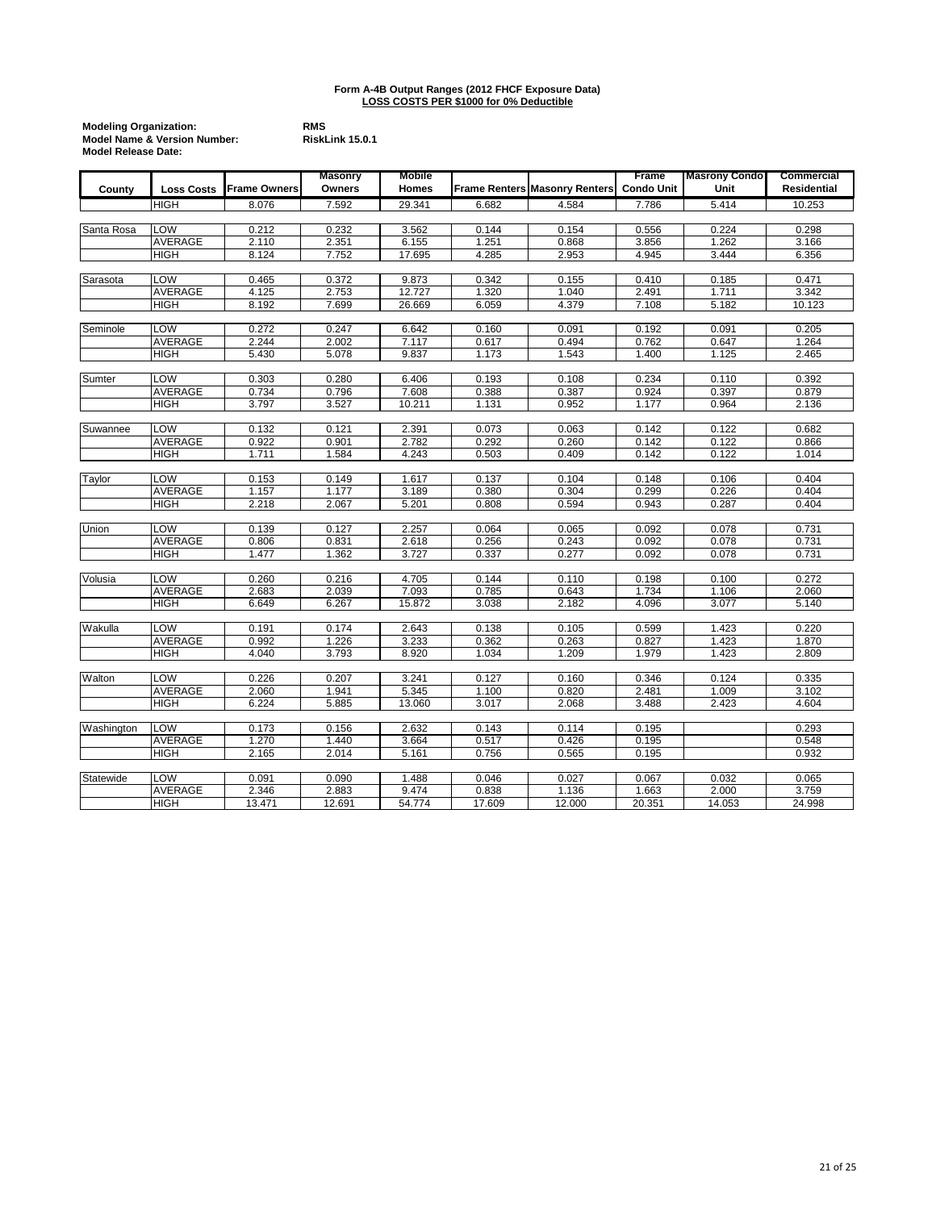**Form A-4B Output Ranges (2012 FHCF Exposure Data)**
**LOSS COSTS PER $1000 for 0% Deductible**

**Modeling Organization:** RMS
**Model Name & Version Number:** RiskLink 15.0.1
**Model Release Date:**

| County | Loss Costs | Frame Owners | Masonry Owners | Mobile Homes | Frame Renters | Masonry Renters | Frame Condo Unit | Masrony Condo Unit | Commercial Residential |
|---|---|---|---|---|---|---|---|---|---|
| | HIGH | 8.076 | 7.592 | 29.341 | 6.682 | 4.584 | 7.786 | 5.414 | 10.253 |
| Santa Rosa | LOW | 0.212 | 0.232 | 3.562 | 0.144 | 0.154 | 0.556 | 0.224 | 0.298 |
| | AVERAGE | 2.110 | 2.351 | 6.155 | 1.251 | 0.868 | 3.856 | 1.262 | 3.166 |
| | HIGH | 8.124 | 7.752 | 17.695 | 4.285 | 2.953 | 4.945 | 3.444 | 6.356 |
| Sarasota | LOW | 0.465 | 0.372 | 9.873 | 0.342 | 0.155 | 0.410 | 0.185 | 0.471 |
| | AVERAGE | 4.125 | 2.753 | 12.727 | 1.320 | 1.040 | 2.491 | 1.711 | 3.342 |
| | HIGH | 8.192 | 7.699 | 26.669 | 6.059 | 4.379 | 7.108 | 5.182 | 10.123 |
| Seminole | LOW | 0.272 | 0.247 | 6.642 | 0.160 | 0.091 | 0.192 | 0.091 | 0.205 |
| | AVERAGE | 2.244 | 2.002 | 7.117 | 0.617 | 0.494 | 0.762 | 0.647 | 1.264 |
| | HIGH | 5.430 | 5.078 | 9.837 | 1.173 | 1.543 | 1.400 | 1.125 | 2.465 |
| Sumter | LOW | 0.303 | 0.280 | 6.406 | 0.193 | 0.108 | 0.234 | 0.110 | 0.392 |
| | AVERAGE | 0.734 | 0.796 | 7.608 | 0.388 | 0.387 | 0.924 | 0.397 | 0.879 |
| | HIGH | 3.797 | 3.527 | 10.211 | 1.131 | 0.952 | 1.177 | 0.964 | 2.136 |
| Suwannee | LOW | 0.132 | 0.121 | 2.391 | 0.073 | 0.063 | 0.142 | 0.122 | 0.682 |
| | AVERAGE | 0.922 | 0.901 | 2.782 | 0.292 | 0.260 | 0.142 | 0.122 | 0.866 |
| | HIGH | 1.711 | 1.584 | 4.243 | 0.503 | 0.409 | 0.142 | 0.122 | 1.014 |
| Taylor | LOW | 0.153 | 0.149 | 1.617 | 0.137 | 0.104 | 0.148 | 0.106 | 0.404 |
| | AVERAGE | 1.157 | 1.177 | 3.189 | 0.380 | 0.304 | 0.299 | 0.226 | 0.404 |
| | HIGH | 2.218 | 2.067 | 5.201 | 0.808 | 0.594 | 0.943 | 0.287 | 0.404 |
| Union | LOW | 0.139 | 0.127 | 2.257 | 0.064 | 0.065 | 0.092 | 0.078 | 0.731 |
| | AVERAGE | 0.806 | 0.831 | 2.618 | 0.256 | 0.243 | 0.092 | 0.078 | 0.731 |
| | HIGH | 1.477 | 1.362 | 3.727 | 0.337 | 0.277 | 0.092 | 0.078 | 0.731 |
| Volusia | LOW | 0.260 | 0.216 | 4.705 | 0.144 | 0.110 | 0.198 | 0.100 | 0.272 |
| | AVERAGE | 2.683 | 2.039 | 7.093 | 0.785 | 0.643 | 1.734 | 1.106 | 2.060 |
| | HIGH | 6.649 | 6.267 | 15.872 | 3.038 | 2.182 | 4.096 | 3.077 | 5.140 |
| Wakulla | LOW | 0.191 | 0.174 | 2.643 | 0.138 | 0.105 | 0.599 | 1.423 | 0.220 |
| | AVERAGE | 0.992 | 1.226 | 3.233 | 0.362 | 0.263 | 0.827 | 1.423 | 1.870 |
| | HIGH | 4.040 | 3.793 | 8.920 | 1.034 | 1.209 | 1.979 | 1.423 | 2.809 |
| Walton | LOW | 0.226 | 0.207 | 3.241 | 0.127 | 0.160 | 0.346 | 0.124 | 0.335 |
| | AVERAGE | 2.060 | 1.941 | 5.345 | 1.100 | 0.820 | 2.481 | 1.009 | 3.102 |
| | HIGH | 6.224 | 5.885 | 13.060 | 3.017 | 2.068 | 3.488 | 2.423 | 4.604 |
| Washington | LOW | 0.173 | 0.156 | 2.632 | 0.143 | 0.114 | 0.195 | | 0.293 |
| | AVERAGE | 1.270 | 1.440 | 3.664 | 0.517 | 0.426 | 0.195 | | 0.548 |
| | HIGH | 2.165 | 2.014 | 5.161 | 0.756 | 0.565 | 0.195 | | 0.932 |
| Statewide | LOW | 0.091 | 0.090 | 1.488 | 0.046 | 0.027 | 0.067 | 0.032 | 0.065 |
| | AVERAGE | 2.346 | 2.883 | 9.474 | 0.838 | 1.136 | 1.663 | 2.000 | 3.759 |
| | HIGH | 13.471 | 12.691 | 54.774 | 17.609 | 12.000 | 20.351 | 14.053 | 24.998 |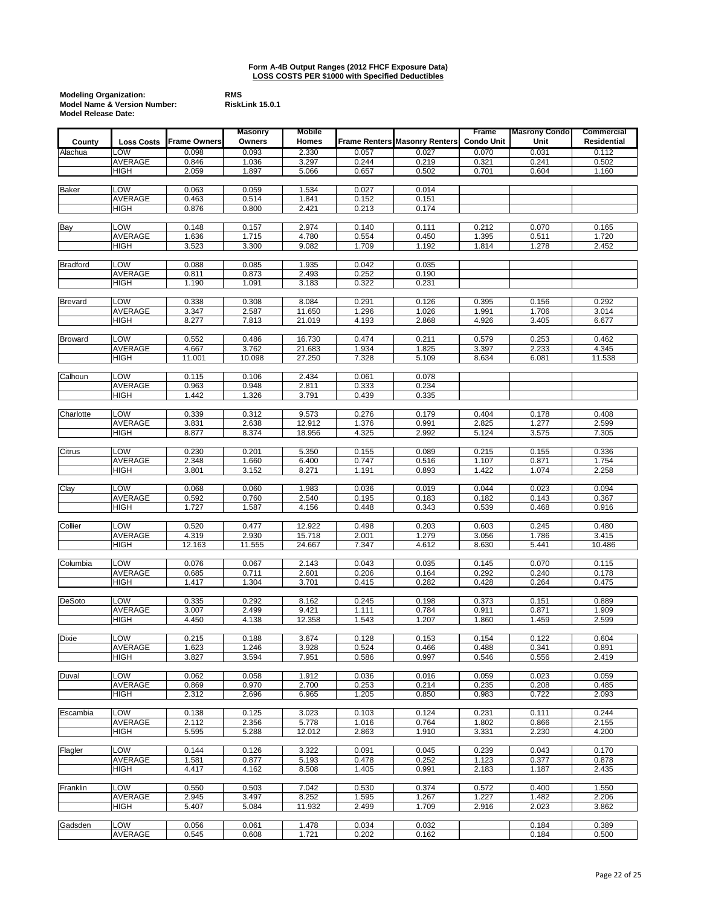**Form A-4B Output Ranges (2012 FHCF Exposure Data)**
**LOSS COSTS PER $1000 with Specified Deductibles**

**Modeling Organization:** RMS
**Model Name & Version Number:** RiskLink 15.0.1
**Model Release Date:**

| County | Loss Costs | Frame Owners | Masonry Owners | Mobile Homes | Frame Renters | Masonry Renters | Frame Condo Unit | Masrony Condo Unit | Commercial Residential |
|---|---|---|---|---|---|---|---|---|---|
| Alachua | LOW | 0.098 | 0.093 | 2.330 | 0.057 | 0.027 | 0.070 | 0.031 | 0.112 |
| | AVERAGE | 0.846 | 1.036 | 3.297 | 0.244 | 0.219 | 0.321 | 0.241 | 0.502 |
| | HIGH | 2.059 | 1.897 | 5.066 | 0.657 | 0.502 | 0.701 | 0.604 | 1.160 |
| Baker | LOW | 0.063 | 0.059 | 1.534 | 0.027 | 0.014 | | | |
| | AVERAGE | 0.463 | 0.514 | 1.841 | 0.152 | 0.151 | | | |
| | HIGH | 0.876 | 0.800 | 2.421 | 0.213 | 0.174 | | | |
| Bay | LOW | 0.148 | 0.157 | 2.974 | 0.140 | 0.111 | 0.212 | 0.070 | 0.165 |
| | AVERAGE | 1.636 | 1.715 | 4.780 | 0.554 | 0.450 | 1.395 | 0.511 | 1.720 |
| | HIGH | 3.523 | 3.300 | 9.082 | 1.709 | 1.192 | 1.814 | 1.278 | 2.452 |
| Bradford | LOW | 0.088 | 0.085 | 1.935 | 0.042 | 0.035 | | | |
| | AVERAGE | 0.811 | 0.873 | 2.493 | 0.252 | 0.190 | | | |
| | HIGH | 1.190 | 1.091 | 3.183 | 0.322 | 0.231 | | | |
| Brevard | LOW | 0.338 | 0.308 | 8.084 | 0.291 | 0.126 | 0.395 | 0.156 | 0.292 |
| | AVERAGE | 3.347 | 2.587 | 11.650 | 1.296 | 1.026 | 1.991 | 1.706 | 3.014 |
| | HIGH | 8.277 | 7.813 | 21.019 | 4.193 | 2.868 | 4.926 | 3.405 | 6.677 |
| Broward | LOW | 0.552 | 0.486 | 16.730 | 0.474 | 0.211 | 0.579 | 0.253 | 0.462 |
| | AVERAGE | 4.667 | 3.762 | 21.683 | 1.934 | 1.825 | 3.397 | 2.233 | 4.345 |
| | HIGH | 11.001 | 10.098 | 27.250 | 7.328 | 5.109 | 8.634 | 6.081 | 11.538 |
| Calhoun | LOW | 0.115 | 0.106 | 2.434 | 0.061 | 0.078 | | | |
| | AVERAGE | 0.963 | 0.948 | 2.811 | 0.333 | 0.234 | | | |
| | HIGH | 1.442 | 1.326 | 3.791 | 0.439 | 0.335 | | | |
| Charlotte | LOW | 0.339 | 0.312 | 9.573 | 0.276 | 0.179 | 0.404 | 0.178 | 0.408 |
| | AVERAGE | 3.831 | 2.638 | 12.912 | 1.376 | 0.991 | 2.825 | 1.277 | 2.599 |
| | HIGH | 8.877 | 8.374 | 18.956 | 4.325 | 2.992 | 5.124 | 3.575 | 7.305 |
| Citrus | LOW | 0.230 | 0.201 | 5.350 | 0.155 | 0.089 | 0.215 | 0.155 | 0.336 |
| | AVERAGE | 2.348 | 1.660 | 6.400 | 0.747 | 0.516 | 1.107 | 0.871 | 1.754 |
| | HIGH | 3.801 | 3.152 | 8.271 | 1.191 | 0.893 | 1.422 | 1.074 | 2.258 |
| Clay | LOW | 0.068 | 0.060 | 1.983 | 0.036 | 0.019 | 0.044 | 0.023 | 0.094 |
| | AVERAGE | 0.592 | 0.760 | 2.540 | 0.195 | 0.183 | 0.182 | 0.143 | 0.367 |
| | HIGH | 1.727 | 1.587 | 4.156 | 0.448 | 0.343 | 0.539 | 0.468 | 0.916 |
| Collier | LOW | 0.520 | 0.477 | 12.922 | 0.498 | 0.203 | 0.603 | 0.245 | 0.480 |
| | AVERAGE | 4.319 | 2.930 | 15.718 | 2.001 | 1.279 | 3.056 | 1.786 | 3.415 |
| | HIGH | 12.163 | 11.555 | 24.667 | 7.347 | 4.612 | 8.630 | 5.441 | 10.486 |
| Columbia | LOW | 0.076 | 0.067 | 2.143 | 0.043 | 0.035 | 0.145 | 0.070 | 0.115 |
| | AVERAGE | 0.685 | 0.711 | 2.601 | 0.206 | 0.164 | 0.292 | 0.240 | 0.178 |
| | HIGH | 1.417 | 1.304 | 3.701 | 0.415 | 0.282 | 0.428 | 0.264 | 0.475 |
| DeSoto | LOW | 0.335 | 0.292 | 8.162 | 0.245 | 0.198 | 0.373 | 0.151 | 0.889 |
| | AVERAGE | 3.007 | 2.499 | 9.421 | 1.111 | 0.784 | 0.911 | 0.871 | 1.909 |
| | HIGH | 4.450 | 4.138 | 12.358 | 1.543 | 1.207 | 1.860 | 1.459 | 2.599 |
| Dixie | LOW | 0.215 | 0.188 | 3.674 | 0.128 | 0.153 | 0.154 | 0.122 | 0.604 |
| | AVERAGE | 1.623 | 1.246 | 3.928 | 0.524 | 0.466 | 0.488 | 0.341 | 0.891 |
| | HIGH | 3.827 | 3.594 | 7.951 | 0.586 | 0.997 | 0.546 | 0.556 | 2.419 |
| Duval | LOW | 0.062 | 0.058 | 1.912 | 0.036 | 0.016 | 0.059 | 0.023 | 0.059 |
| | AVERAGE | 0.869 | 0.970 | 2.700 | 0.253 | 0.214 | 0.235 | 0.208 | 0.485 |
| | HIGH | 2.312 | 2.696 | 6.965 | 1.205 | 0.850 | 0.983 | 0.722 | 2.093 |
| Escambia | LOW | 0.138 | 0.125 | 3.023 | 0.103 | 0.124 | 0.231 | 0.111 | 0.244 |
| | AVERAGE | 2.112 | 2.356 | 5.778 | 1.016 | 0.764 | 1.802 | 0.866 | 2.155 |
| | HIGH | 5.595 | 5.288 | 12.012 | 2.863 | 1.910 | 3.331 | 2.230 | 4.200 |
| Flagler | LOW | 0.144 | 0.126 | 3.322 | 0.091 | 0.045 | 0.239 | 0.043 | 0.170 |
| | AVERAGE | 1.581 | 0.877 | 5.193 | 0.478 | 0.252 | 1.123 | 0.377 | 0.878 |
| | HIGH | 4.417 | 4.162 | 8.508 | 1.405 | 0.991 | 2.183 | 1.187 | 2.435 |
| Franklin | LOW | 0.550 | 0.503 | 7.042 | 0.530 | 0.374 | 0.572 | 0.400 | 1.550 |
| | AVERAGE | 2.945 | 3.497 | 8.252 | 1.595 | 1.267 | 1.227 | 1.482 | 2.206 |
| | HIGH | 5.407 | 5.084 | 11.932 | 2.499 | 1.709 | 2.916 | 2.023 | 3.862 |
| Gadsden | LOW | 0.056 | 0.061 | 1.478 | 0.034 | 0.032 | | 0.184 | 0.389 |
| | AVERAGE | 0.545 | 0.608 | 1.721 | 0.202 | 0.162 | | 0.184 | 0.500 |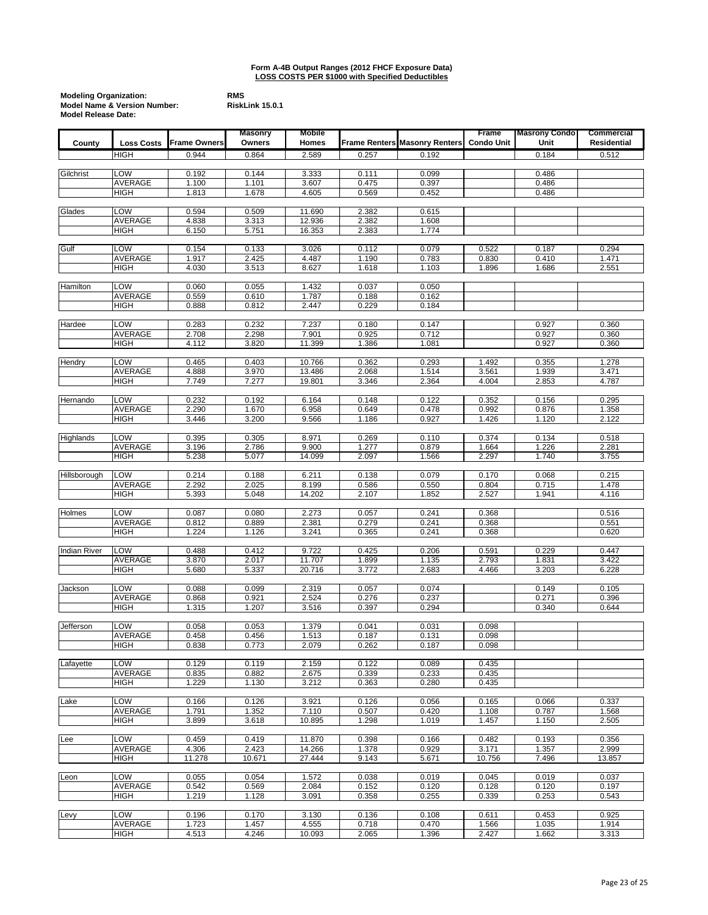**Form A-4B Output Ranges (2012 FHCF Exposure Data)**
**LOSS COSTS PER $1000 with Specified Deductibles**

**Modeling Organization:** RMS
**Model Name & Version Number:** RiskLink 15.0.1
**Model Release Date:**

| County | Loss Costs | Frame Owners | Masonry Owners | Mobile Homes | Frame Renters | Masonry Renters | Frame Condo Unit | Masrony Condo Unit | Commercial Residential |
|---|---|---|---|---|---|---|---|---|---|
| | HIGH | 0.944 | 0.864 | 2.589 | 0.257 | 0.192 | | 0.184 | 0.512 |
| Gilchrist | LOW | 0.192 | 0.144 | 3.333 | 0.111 | 0.099 | | 0.486 | |
| | AVERAGE | 1.100 | 1.101 | 3.607 | 0.475 | 0.397 | | 0.486 | |
| | HIGH | 1.813 | 1.678 | 4.605 | 0.569 | 0.452 | | 0.486 | |
| Glades | LOW | 0.594 | 0.509 | 11.690 | 2.382 | 0.615 | | | |
| | AVERAGE | 4.838 | 3.313 | 12.936 | 2.382 | 1.608 | | | |
| | HIGH | 6.150 | 5.751 | 16.353 | 2.383 | 1.774 | | | |
| Gulf | LOW | 0.154 | 0.133 | 3.026 | 0.112 | 0.079 | 0.522 | 0.187 | 0.294 |
| | AVERAGE | 1.917 | 2.425 | 4.487 | 1.190 | 0.783 | 0.830 | 0.410 | 1.471 |
| | HIGH | 4.030 | 3.513 | 8.627 | 1.618 | 1.103 | 1.896 | 1.686 | 2.551 |
| Hamilton | LOW | 0.060 | 0.055 | 1.432 | 0.037 | 0.050 | | | |
| | AVERAGE | 0.559 | 0.610 | 1.787 | 0.188 | 0.162 | | | |
| | HIGH | 0.888 | 0.812 | 2.447 | 0.229 | 0.184 | | | |
| Hardee | LOW | 0.283 | 0.232 | 7.237 | 0.180 | 0.147 | | 0.927 | 0.360 |
| | AVERAGE | 2.708 | 2.298 | 7.901 | 0.925 | 0.712 | | 0.927 | 0.360 |
| | HIGH | 4.112 | 3.820 | 11.399 | 1.386 | 1.081 | | 0.927 | 0.360 |
| Hendry | LOW | 0.465 | 0.403 | 10.766 | 0.362 | 0.293 | 1.492 | 0.355 | 1.278 |
| | AVERAGE | 4.888 | 3.970 | 13.486 | 2.068 | 1.514 | 3.561 | 1.939 | 3.471 |
| | HIGH | 7.749 | 7.277 | 19.801 | 3.346 | 2.364 | 4.004 | 2.853 | 4.787 |
| Hernando | LOW | 0.232 | 0.192 | 6.164 | 0.148 | 0.122 | 0.352 | 0.156 | 0.295 |
| | AVERAGE | 2.290 | 1.670 | 6.958 | 0.649 | 0.478 | 0.992 | 0.876 | 1.358 |
| | HIGH | 3.446 | 3.200 | 9.566 | 1.186 | 0.927 | 1.426 | 1.120 | 2.122 |
| Highlands | LOW | 0.395 | 0.305 | 8.971 | 0.269 | 0.110 | 0.374 | 0.134 | 0.518 |
| | AVERAGE | 3.196 | 2.786 | 9.900 | 1.277 | 0.879 | 1.664 | 1.226 | 2.281 |
| | HIGH | 5.238 | 5.077 | 14.099 | 2.097 | 1.566 | 2.297 | 1.740 | 3.755 |
| Hillsborough | LOW | 0.214 | 0.188 | 6.211 | 0.138 | 0.079 | 0.170 | 0.068 | 0.215 |
| | AVERAGE | 2.292 | 2.025 | 8.199 | 0.586 | 0.550 | 0.804 | 0.715 | 1.478 |
| | HIGH | 5.393 | 5.048 | 14.202 | 2.107 | 1.852 | 2.527 | 1.941 | 4.116 |
| Holmes | LOW | 0.087 | 0.080 | 2.273 | 0.057 | 0.241 | 0.368 | | 0.516 |
| | AVERAGE | 0.812 | 0.889 | 2.381 | 0.279 | 0.241 | 0.368 | | 0.551 |
| | HIGH | 1.224 | 1.126 | 3.241 | 0.365 | 0.241 | 0.368 | | 0.620 |
| Indian River | LOW | 0.488 | 0.412 | 9.722 | 0.425 | 0.206 | 0.591 | 0.229 | 0.447 |
| | AVERAGE | 3.870 | 2.017 | 11.707 | 1.899 | 1.135 | 2.793 | 1.831 | 3.422 |
| | HIGH | 5.680 | 5.337 | 20.716 | 3.772 | 2.683 | 4.466 | 3.203 | 6.228 |
| Jackson | LOW | 0.088 | 0.099 | 2.319 | 0.057 | 0.074 | | 0.149 | 0.105 |
| | AVERAGE | 0.868 | 0.921 | 2.524 | 0.276 | 0.237 | | 0.271 | 0.396 |
| | HIGH | 1.315 | 1.207 | 3.516 | 0.397 | 0.294 | | 0.340 | 0.644 |
| Jefferson | LOW | 0.058 | 0.053 | 1.379 | 0.041 | 0.031 | 0.098 | | |
| | AVERAGE | 0.458 | 0.456 | 1.513 | 0.187 | 0.131 | 0.098 | | |
| | HIGH | 0.838 | 0.773 | 2.079 | 0.262 | 0.187 | 0.098 | | |
| Lafayette | LOW | 0.129 | 0.119 | 2.159 | 0.122 | 0.089 | 0.435 | | |
| | AVERAGE | 0.835 | 0.882 | 2.675 | 0.339 | 0.233 | 0.435 | | |
| | HIGH | 1.229 | 1.130 | 3.212 | 0.363 | 0.280 | 0.435 | | |
| Lake | LOW | 0.166 | 0.126 | 3.921 | 0.126 | 0.056 | 0.165 | 0.066 | 0.337 |
| | AVERAGE | 1.791 | 1.352 | 7.110 | 0.507 | 0.420 | 1.108 | 0.787 | 1.568 |
| | HIGH | 3.899 | 3.618 | 10.895 | 1.298 | 1.019 | 1.457 | 1.150 | 2.505 |
| Lee | LOW | 0.459 | 0.419 | 11.870 | 0.398 | 0.166 | 0.482 | 0.193 | 0.356 |
| | AVERAGE | 4.306 | 2.423 | 14.266 | 1.378 | 0.929 | 3.171 | 1.357 | 2.999 |
| | HIGH | 11.278 | 10.671 | 27.444 | 9.143 | 5.671 | 10.756 | 7.496 | 13.857 |
| Leon | LOW | 0.055 | 0.054 | 1.572 | 0.038 | 0.019 | 0.045 | 0.019 | 0.037 |
| | AVERAGE | 0.542 | 0.569 | 2.084 | 0.152 | 0.120 | 0.128 | 0.120 | 0.197 |
| | HIGH | 1.219 | 1.128 | 3.091 | 0.358 | 0.255 | 0.339 | 0.253 | 0.543 |
| Levy | LOW | 0.196 | 0.170 | 3.130 | 0.136 | 0.108 | 0.611 | 0.453 | 0.925 |
| | AVERAGE | 1.723 | 1.457 | 4.555 | 0.718 | 0.470 | 1.566 | 1.035 | 1.914 |
| | HIGH | 4.513 | 4.246 | 10.093 | 2.065 | 1.396 | 2.427 | 1.662 | 3.313 |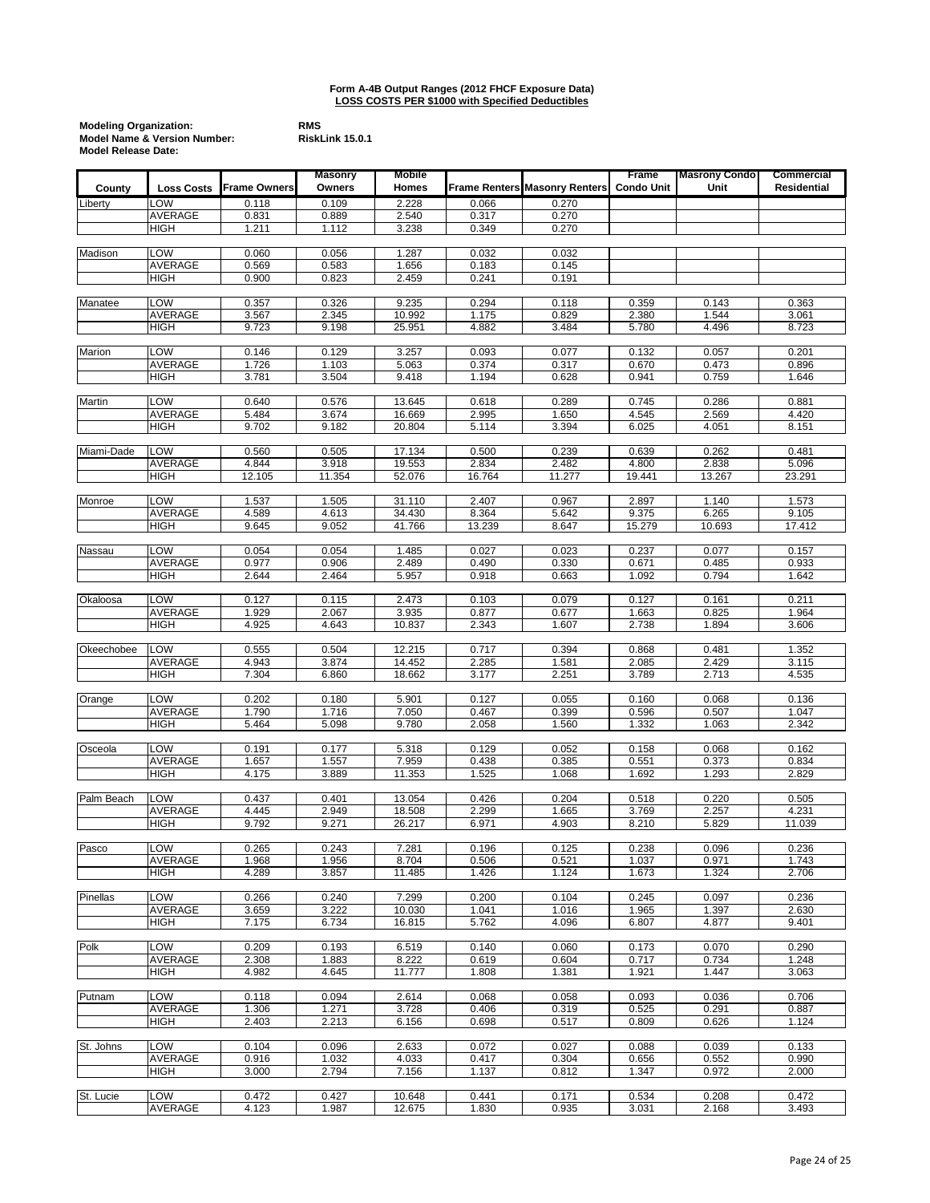**Form A-4B Output Ranges (2012 FHCF Exposure Data)**
**LOSS COSTS PER $1000 with Specified Deductibles**

**Modeling Organization:** RMS
**Model Name & Version Number:** RiskLink 15.0.1
**Model Release Date:**

| County | Loss Costs | Frame Owners | Masonry Owners | Mobile Homes | Frame Renters | Masonry Renters | Frame Condo Unit | Masrony Condo Unit | Commercial Residential |
|---|---|---|---|---|---|---|---|---|---|
| Liberty | LOW | 0.118 | 0.109 | 2.228 | 0.066 | 0.270 | | | |
| | AVERAGE | 0.831 | 0.889 | 2.540 | 0.317 | 0.270 | | | |
| | HIGH | 1.211 | 1.112 | 3.238 | 0.349 | 0.270 | | | |
| Madison | LOW | 0.060 | 0.056 | 1.287 | 0.032 | 0.032 | | | |
| | AVERAGE | 0.569 | 0.583 | 1.656 | 0.183 | 0.145 | | | |
| | HIGH | 0.900 | 0.823 | 2.459 | 0.241 | 0.191 | | | |
| Manatee | LOW | 0.357 | 0.326 | 9.235 | 0.294 | 0.118 | 0.359 | 0.143 | 0.363 |
| | AVERAGE | 3.567 | 2.345 | 10.992 | 1.175 | 0.829 | 2.380 | 1.544 | 3.061 |
| | HIGH | 9.723 | 9.198 | 25.951 | 4.882 | 3.484 | 5.780 | 4.496 | 8.723 |
| Marion | LOW | 0.146 | 0.129 | 3.257 | 0.093 | 0.077 | 0.132 | 0.057 | 0.201 |
| | AVERAGE | 1.726 | 1.103 | 5.063 | 0.374 | 0.317 | 0.670 | 0.473 | 0.896 |
| | HIGH | 3.781 | 3.504 | 9.418 | 1.194 | 0.628 | 0.941 | 0.759 | 1.646 |
| Martin | LOW | 0.640 | 0.576 | 13.645 | 0.618 | 0.289 | 0.745 | 0.286 | 0.881 |
| | AVERAGE | 5.484 | 3.674 | 16.669 | 2.995 | 1.650 | 4.545 | 2.569 | 4.420 |
| | HIGH | 9.702 | 9.182 | 20.804 | 5.114 | 3.394 | 6.025 | 4.051 | 8.151 |
| Miami-Dade | LOW | 0.560 | 0.505 | 17.134 | 0.500 | 0.239 | 0.639 | 0.262 | 0.481 |
| | AVERAGE | 4.844 | 3.918 | 19.553 | 2.834 | 2.482 | 4.800 | 2.838 | 5.096 |
| | HIGH | 12.105 | 11.354 | 52.076 | 16.764 | 11.277 | 19.441 | 13.267 | 23.291 |
| Monroe | LOW | 1.537 | 1.505 | 31.110 | 2.407 | 0.967 | 2.897 | 1.140 | 1.573 |
| | AVERAGE | 4.589 | 4.613 | 34.430 | 8.364 | 5.642 | 9.375 | 6.265 | 9.105 |
| | HIGH | 9.645 | 9.052 | 41.766 | 13.239 | 8.647 | 15.279 | 10.693 | 17.412 |
| Nassau | LOW | 0.054 | 0.054 | 1.485 | 0.027 | 0.023 | 0.237 | 0.077 | 0.157 |
| | AVERAGE | 0.977 | 0.906 | 2.489 | 0.490 | 0.330 | 0.671 | 0.485 | 0.933 |
| | HIGH | 2.644 | 2.464 | 5.957 | 0.918 | 0.663 | 1.092 | 0.794 | 1.642 |
| Okaloosa | LOW | 0.127 | 0.115 | 2.473 | 0.103 | 0.079 | 0.127 | 0.161 | 0.211 |
| | AVERAGE | 1.929 | 2.067 | 3.935 | 0.877 | 0.677 | 1.663 | 0.825 | 1.964 |
| | HIGH | 4.925 | 4.643 | 10.837 | 2.343 | 1.607 | 2.738 | 1.894 | 3.606 |
| Okeechobee | LOW | 0.555 | 0.504 | 12.215 | 0.717 | 0.394 | 0.868 | 0.481 | 1.352 |
| | AVERAGE | 4.943 | 3.874 | 14.452 | 2.285 | 1.581 | 2.085 | 2.429 | 3.115 |
| | HIGH | 7.304 | 6.860 | 18.662 | 3.177 | 2.251 | 3.789 | 2.713 | 4.535 |
| Orange | LOW | 0.202 | 0.180 | 5.901 | 0.127 | 0.055 | 0.160 | 0.068 | 0.136 |
| | AVERAGE | 1.790 | 1.716 | 7.050 | 0.467 | 0.399 | 0.596 | 0.507 | 1.047 |
| | HIGH | 5.464 | 5.098 | 9.780 | 2.058 | 1.560 | 1.332 | 1.063 | 2.342 |
| Osceola | LOW | 0.191 | 0.177 | 5.318 | 0.129 | 0.052 | 0.158 | 0.068 | 0.162 |
| | AVERAGE | 1.657 | 1.557 | 7.959 | 0.438 | 0.385 | 0.551 | 0.373 | 0.834 |
| | HIGH | 4.175 | 3.889 | 11.353 | 1.525 | 1.068 | 1.692 | 1.293 | 2.829 |
| Palm Beach | LOW | 0.437 | 0.401 | 13.054 | 0.426 | 0.204 | 0.518 | 0.220 | 0.505 |
| | AVERAGE | 4.445 | 2.949 | 18.508 | 2.299 | 1.665 | 3.769 | 2.257 | 4.231 |
| | HIGH | 9.792 | 9.271 | 26.217 | 6.971 | 4.903 | 8.210 | 5.829 | 11.039 |
| Pasco | LOW | 0.265 | 0.243 | 7.281 | 0.196 | 0.125 | 0.238 | 0.096 | 0.236 |
| | AVERAGE | 1.968 | 1.956 | 8.704 | 0.506 | 0.521 | 1.037 | 0.971 | 1.743 |
| | HIGH | 4.289 | 3.857 | 11.485 | 1.426 | 1.124 | 1.673 | 1.324 | 2.706 |
| Pinellas | LOW | 0.266 | 0.240 | 7.299 | 0.200 | 0.104 | 0.245 | 0.097 | 0.236 |
| | AVERAGE | 3.659 | 3.222 | 10.030 | 1.041 | 1.016 | 1.965 | 1.397 | 2.630 |
| | HIGH | 7.175 | 6.734 | 16.815 | 5.762 | 4.096 | 6.807 | 4.877 | 9.401 |
| Polk | LOW | 0.209 | 0.193 | 6.519 | 0.140 | 0.060 | 0.173 | 0.070 | 0.290 |
| | AVERAGE | 2.308 | 1.883 | 8.222 | 0.619 | 0.604 | 0.717 | 0.734 | 1.248 |
| | HIGH | 4.982 | 4.645 | 11.777 | 1.808 | 1.381 | 1.921 | 1.447 | 3.063 |
| Putnam | LOW | 0.118 | 0.094 | 2.614 | 0.068 | 0.058 | 0.093 | 0.036 | 0.706 |
| | AVERAGE | 1.306 | 1.271 | 3.728 | 0.406 | 0.319 | 0.525 | 0.291 | 0.887 |
| | HIGH | 2.403 | 2.213 | 6.156 | 0.698 | 0.517 | 0.809 | 0.626 | 1.124 |
| St. Johns | LOW | 0.104 | 0.096 | 2.633 | 0.072 | 0.027 | 0.088 | 0.039 | 0.133 |
| | AVERAGE | 0.916 | 1.032 | 4.033 | 0.417 | 0.304 | 0.656 | 0.552 | 0.990 |
| | HIGH | 3.000 | 2.794 | 7.156 | 1.137 | 0.812 | 1.347 | 0.972 | 2.000 |
| St. Lucie | LOW | 0.472 | 0.427 | 10.648 | 0.441 | 0.171 | 0.534 | 0.208 | 0.472 |
| | AVERAGE | 4.123 | 1.987 | 12.675 | 1.830 | 0.935 | 3.031 | 2.168 | 3.493 |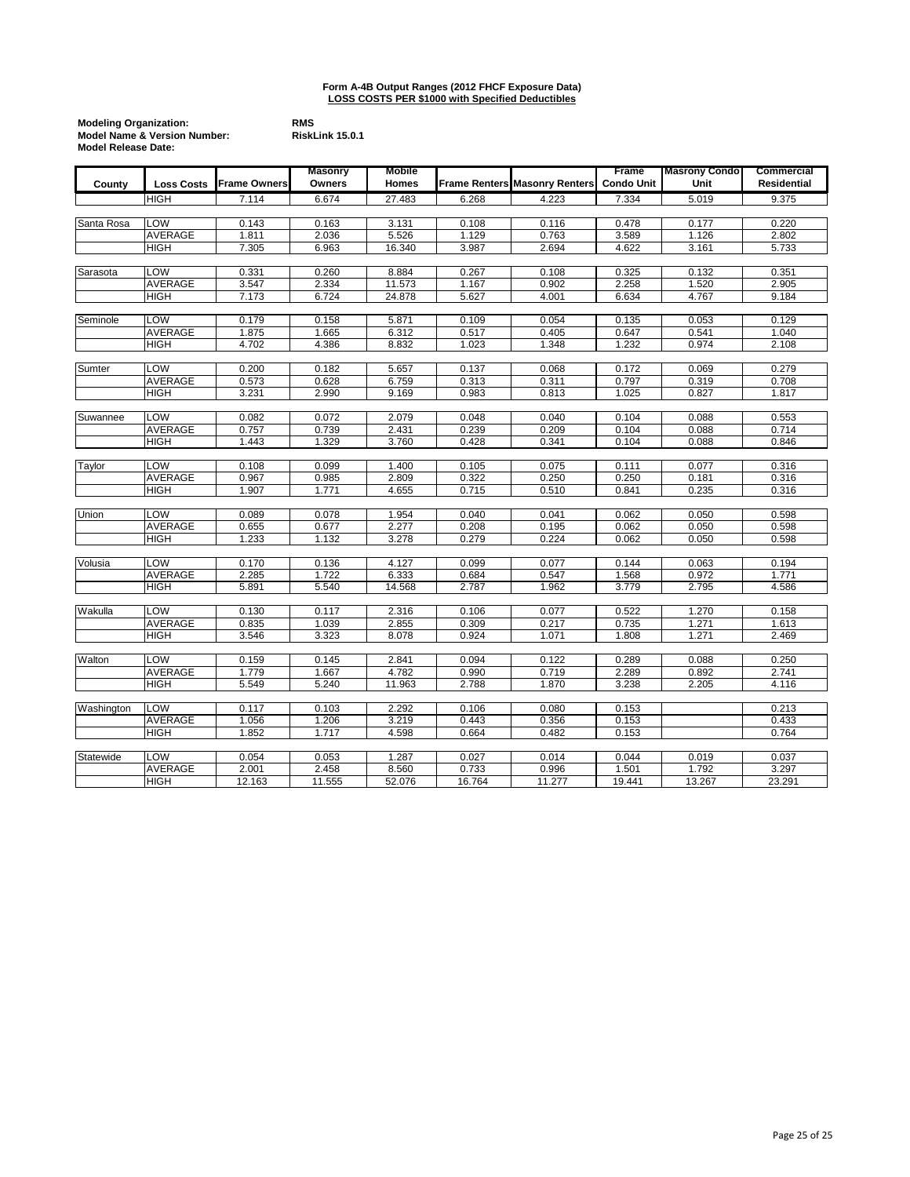**Form A-4B Output Ranges (2012 FHCF Exposure Data)**
**LOSS COSTS PER $1000 with Specified Deductibles**

**Modeling Organization:** RMS
**Model Name & Version Number:** RiskLink 15.0.1
**Model Release Date:**

| County | Loss Costs | Frame Owners | Masonry Owners | Mobile Homes | Frame Renters | Masonry Renters | Frame Condo Unit | Masrony Condo Unit | Commercial Residential |
|---|---|---|---|---|---|---|---|---|---|
| | HIGH | 7.114 | 6.674 | 27.483 | 6.268 | 4.223 | 7.334 | 5.019 | 9.375 |
| Santa Rosa | LOW | 0.143 | 0.163 | 3.131 | 0.108 | 0.116 | 0.478 | 0.177 | 0.220 |
| | AVERAGE | 1.811 | 2.036 | 5.526 | 1.129 | 0.763 | 3.589 | 1.126 | 2.802 |
| | HIGH | 7.305 | 6.963 | 16.340 | 3.987 | 2.694 | 4.622 | 3.161 | 5.733 |
| Sarasota | LOW | 0.331 | 0.260 | 8.884 | 0.267 | 0.108 | 0.325 | 0.132 | 0.351 |
| | AVERAGE | 3.547 | 2.334 | 11.573 | 1.167 | 0.902 | 2.258 | 1.520 | 2.905 |
| | HIGH | 7.173 | 6.724 | 24.878 | 5.627 | 4.001 | 6.634 | 4.767 | 9.184 |
| Seminole | LOW | 0.179 | 0.158 | 5.871 | 0.109 | 0.054 | 0.135 | 0.053 | 0.129 |
| | AVERAGE | 1.875 | 1.665 | 6.312 | 0.517 | 0.405 | 0.647 | 0.541 | 1.040 |
| | HIGH | 4.702 | 4.386 | 8.832 | 1.023 | 1.348 | 1.232 | 0.974 | 2.108 |
| Sumter | LOW | 0.200 | 0.182 | 5.657 | 0.137 | 0.068 | 0.172 | 0.069 | 0.279 |
| | AVERAGE | 0.573 | 0.628 | 6.759 | 0.313 | 0.311 | 0.797 | 0.319 | 0.708 |
| | HIGH | 3.231 | 2.990 | 9.169 | 0.983 | 0.813 | 1.025 | 0.827 | 1.817 |
| Suwannee | LOW | 0.082 | 0.072 | 2.079 | 0.048 | 0.040 | 0.104 | 0.088 | 0.553 |
| | AVERAGE | 0.757 | 0.739 | 2.431 | 0.239 | 0.209 | 0.104 | 0.088 | 0.714 |
| | HIGH | 1.443 | 1.329 | 3.760 | 0.428 | 0.341 | 0.104 | 0.088 | 0.846 |
| Taylor | LOW | 0.108 | 0.099 | 1.400 | 0.105 | 0.075 | 0.111 | 0.077 | 0.316 |
| | AVERAGE | 0.967 | 0.985 | 2.809 | 0.322 | 0.250 | 0.250 | 0.181 | 0.316 |
| | HIGH | 1.907 | 1.771 | 4.655 | 0.715 | 0.510 | 0.841 | 0.235 | 0.316 |
| Union | LOW | 0.089 | 0.078 | 1.954 | 0.040 | 0.041 | 0.062 | 0.050 | 0.598 |
| | AVERAGE | 0.655 | 0.677 | 2.277 | 0.208 | 0.195 | 0.062 | 0.050 | 0.598 |
| | HIGH | 1.233 | 1.132 | 3.278 | 0.279 | 0.224 | 0.062 | 0.050 | 0.598 |
| Volusia | LOW | 0.170 | 0.136 | 4.127 | 0.099 | 0.077 | 0.144 | 0.063 | 0.194 |
| | AVERAGE | 2.285 | 1.722 | 6.333 | 0.684 | 0.547 | 1.568 | 0.972 | 1.771 |
| | HIGH | 5.891 | 5.540 | 14.568 | 2.787 | 1.962 | 3.779 | 2.795 | 4.586 |
| Wakulla | LOW | 0.130 | 0.117 | 2.316 | 0.106 | 0.077 | 0.522 | 1.270 | 0.158 |
| | AVERAGE | 0.835 | 1.039 | 2.855 | 0.309 | 0.217 | 0.735 | 1.271 | 1.613 |
| | HIGH | 3.546 | 3.323 | 8.078 | 0.924 | 1.071 | 1.808 | 1.271 | 2.469 |
| Walton | LOW | 0.159 | 0.145 | 2.841 | 0.094 | 0.122 | 0.289 | 0.088 | 0.250 |
| | AVERAGE | 1.779 | 1.667 | 4.782 | 0.990 | 0.719 | 2.289 | 0.892 | 2.741 |
| | HIGH | 5.549 | 5.240 | 11.963 | 2.788 | 1.870 | 3.238 | 2.205 | 4.116 |
| Washington | LOW | 0.117 | 0.103 | 2.292 | 0.106 | 0.080 | 0.153 | | 0.213 |
| | AVERAGE | 1.056 | 1.206 | 3.219 | 0.443 | 0.356 | 0.153 | | 0.433 |
| | HIGH | 1.852 | 1.717 | 4.598 | 0.664 | 0.482 | 0.153 | | 0.764 |
| Statewide | LOW | 0.054 | 0.053 | 1.287 | 0.027 | 0.014 | 0.044 | 0.019 | 0.037 |
| | AVERAGE | 2.001 | 2.458 | 8.560 | 0.733 | 0.996 | 1.501 | 1.792 | 3.297 |
| | HIGH | 12.163 | 11.555 | 52.076 | 16.764 | 11.277 | 19.441 | 13.267 | 23.291 |